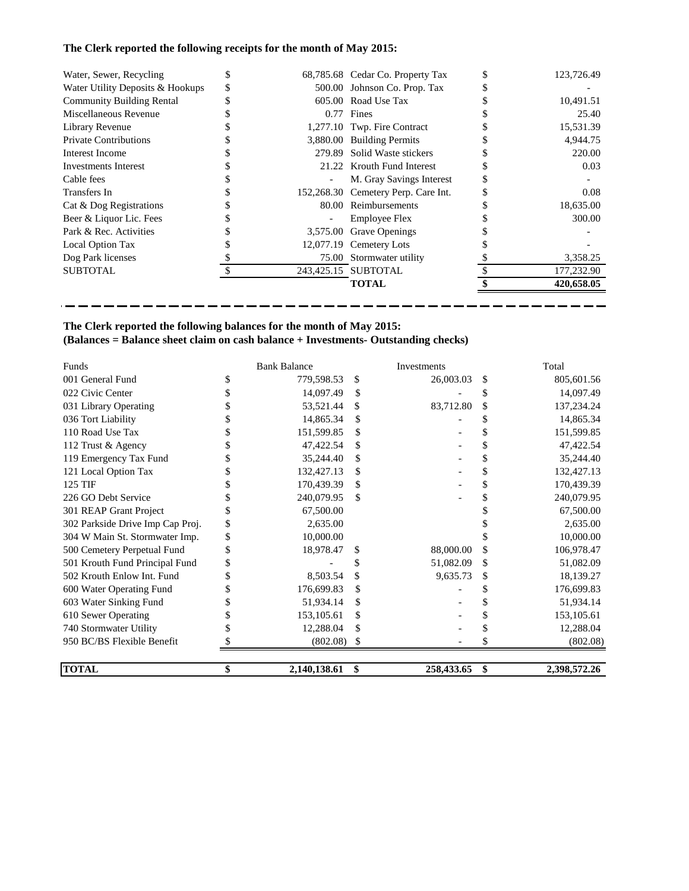**The Clerk reported the following receipts for the month of May 2015:**

| | | | |
|---|---|---|---|
| Water, Sewer, Recycling | $ 68,785.68 | Cedar Co. Property Tax | $ 123,726.49 |
| Water Utility Deposits & Hookups | $ 500.00 | Johnson Co. Prop. Tax | $ - |
| Community Building Rental | $ 605.00 | Road Use Tax | $ 10,491.51 |
| Miscellaneous Revenue | $ 0.77 | Fines | $ 25.40 |
| Library Revenue | $ 1,277.10 | Twp. Fire Contract | $ 15,531.39 |
| Private Contributions | $ 3,880.00 | Building Permits | $ 4,944.75 |
| Interest Income | $ 279.89 | Solid Waste stickers | $ 220.00 |
| Investments Interest | $ 21.22 | Krouth Fund Interest | $ 0.03 |
| Cable fees | $ - | M. Gray Savings Interest | $ - |
| Transfers In | $ 152,268.30 | Cemetery Perp. Care Int. | $ 0.08 |
| Cat & Dog Registrations | $ 80.00 | Reimbursements | $ 18,635.00 |
| Beer & Liquor Lic. Fees | $ - | Employee Flex | $ 300.00 |
| Park & Rec. Activities | $ 3,575.00 | Grave Openings | $ - |
| Local Option Tax | $ 12,077.19 | Cemetery Lots | $ - |
| Dog Park licenses | $ 75.00 | Stormwater utility | $ 3,358.25 |
| SUBTOTAL | $ 243,425.15 | SUBTOTAL | $ 177,232.90 |
| | | **TOTAL** | **$ 420,658.05** |

**The Clerk reported the following balances for the month of May 2015:**
**(Balances = Balance sheet claim on cash balance + Investments- Outstanding checks)**

| Funds | Bank Balance | Investments | Total |
|---|---|---|---|
| 001 General Fund | $ 779,598.53 | $ 26,003.03 | $ 805,601.56 |
| 022 Civic Center | $ 14,097.49 | $ - | $ 14,097.49 |
| 031 Library Operating | $ 53,521.44 | $ 83,712.80 | $ 137,234.24 |
| 036 Tort Liability | $ 14,865.34 | $ - | $ 14,865.34 |
| 110 Road Use Tax | $ 151,599.85 | $ - | $ 151,599.85 |
| 112 Trust & Agency | $ 47,422.54 | $ - | $ 47,422.54 |
| 119 Emergency Tax Fund | $ 35,244.40 | $ - | $ 35,244.40 |
| 121 Local Option Tax | $ 132,427.13 | $ - | $ 132,427.13 |
| 125 TIF | $ 170,439.39 | $ - | $ 170,439.39 |
| 226 GO Debt Service | $ 240,079.95 | $ - | $ 240,079.95 |
| 301 REAP Grant Project | $ 67,500.00 | | $ 67,500.00 |
| 302 Parkside Drive Imp Cap Proj. | $ 2,635.00 | | $ 2,635.00 |
| 304 W Main St. Stormwater Imp. | $ 10,000.00 | | $ 10,000.00 |
| 500 Cemetery Perpetual Fund | $ 18,978.47 | $ 88,000.00 | $ 106,978.47 |
| 501 Krouth Fund Principal Fund | $ - | $ 51,082.09 | $ 51,082.09 |
| 502 Krouth Enlow Int. Fund | $ 8,503.54 | $ 9,635.73 | $ 18,139.27 |
| 600 Water Operating Fund | $ 176,699.83 | $ - | $ 176,699.83 |
| 603 Water Sinking Fund | $ 51,934.14 | $ - | $ 51,934.14 |
| 610 Sewer Operating | $ 153,105.61 | $ - | $ 153,105.61 |
| 740 Stormwater Utility | $ 12,288.04 | $ - | $ 12,288.04 |
| 950 BC/BS Flexible Benefit | $ (802.08) | $ - | $ (802.08) |
| **TOTAL** | **$ 2,140,138.61** | **$ 258,433.65** | **$ 2,398,572.26** |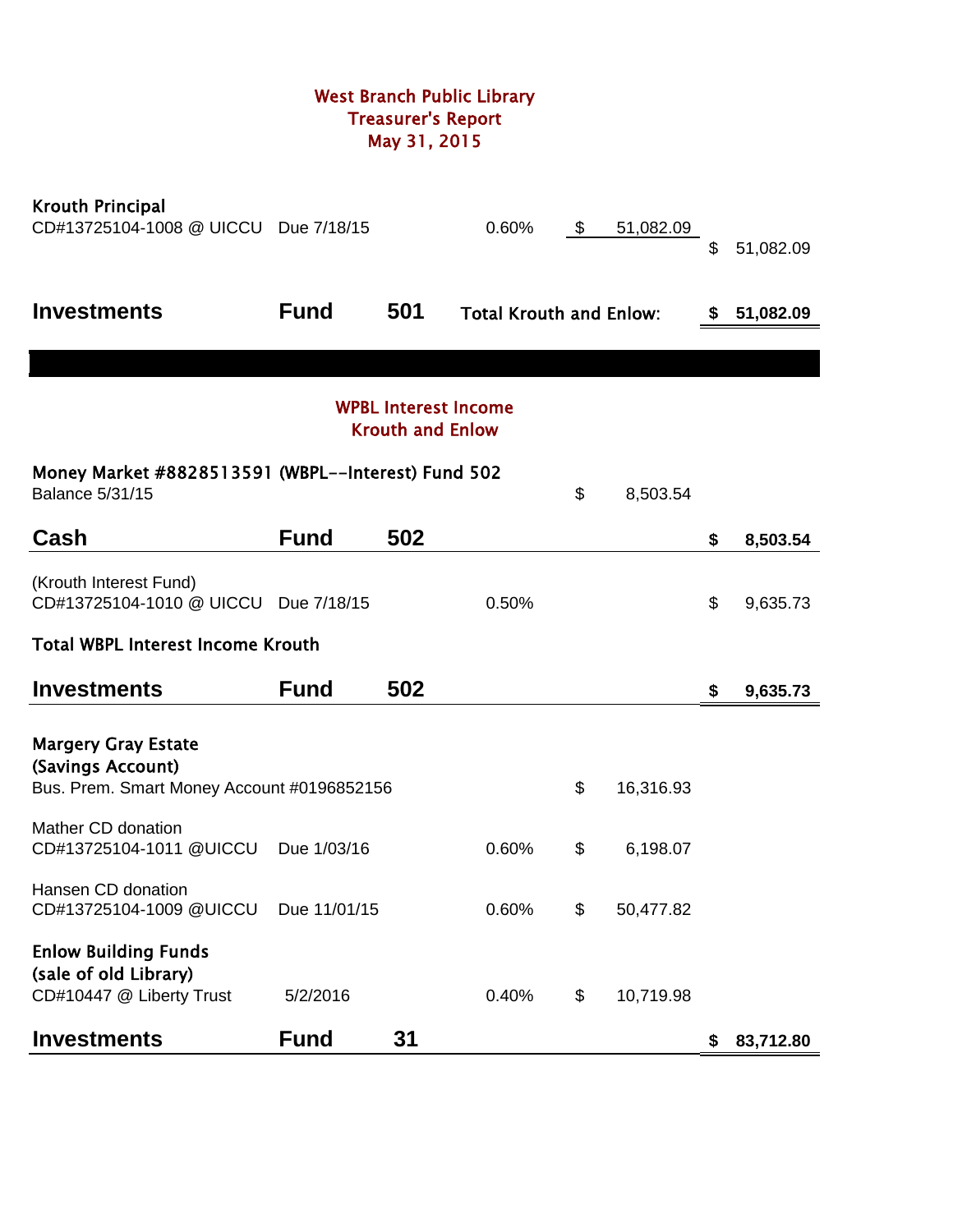# West Branch Public Library
## Treasurer's Report
## May 31, 2015

| | | | | | |
|---|---|---|---|---|---|
| **Krouth Principal** | | | | | |
| CD#13725104-1008 @ UICCU | Due 7/18/15 | | 0.60% | $ 51,082.09 | |
| | | | | | $ 51,082.09 |
| **Investments** | **Fund** | **501** | **Total Krouth and Enlow:** | | **$ 51,082.09** |

## WPBL Interest Income
## Krouth and Enlow

| | | | | | |
|---|---|---|---|---|---|
| **Money Market #8828513591 (WBPL--Interest) Fund 502** | | | | | |
| Balance 5/31/15 | | | | $ 8,503.54 | |
| **Cash** | **Fund** | **502** | | | **$ 8,503.54** |
| (Krouth Interest Fund) | | | | | |
| CD#13725104-1010 @ UICCU | Due 7/18/15 | | 0.50% | | $ 9,635.73 |
| **Total WBPL Interest Income Krouth** | | | | | |
| **Investments** | **Fund** | **502** | | | **$ 9,635.73** |
| **Margery Gray Estate** | | | | | |
| **(Savings Account)** | | | | | |
| Bus. Prem. Smart Money Account #0196852156 | | | | $ 16,316.93 | |
| Mather CD donation | | | | | |
| CD#13725104-1011 @UICCU | Due 1/03/16 | | 0.60% | $ 6,198.07 | |
| Hansen CD donation | | | | | |
| CD#13725104-1009 @UICCU | Due 11/01/15 | | 0.60% | $ 50,477.82 | |
| **Enlow Building Funds** | | | | | |
| **(sale of old Library)** | | | | | |
| CD#10447 @ Liberty Trust | 5/2/2016 | | 0.40% | $ 10,719.98 | |
| **Investments** | **Fund** | **31** | | | **$ 83,712.80** |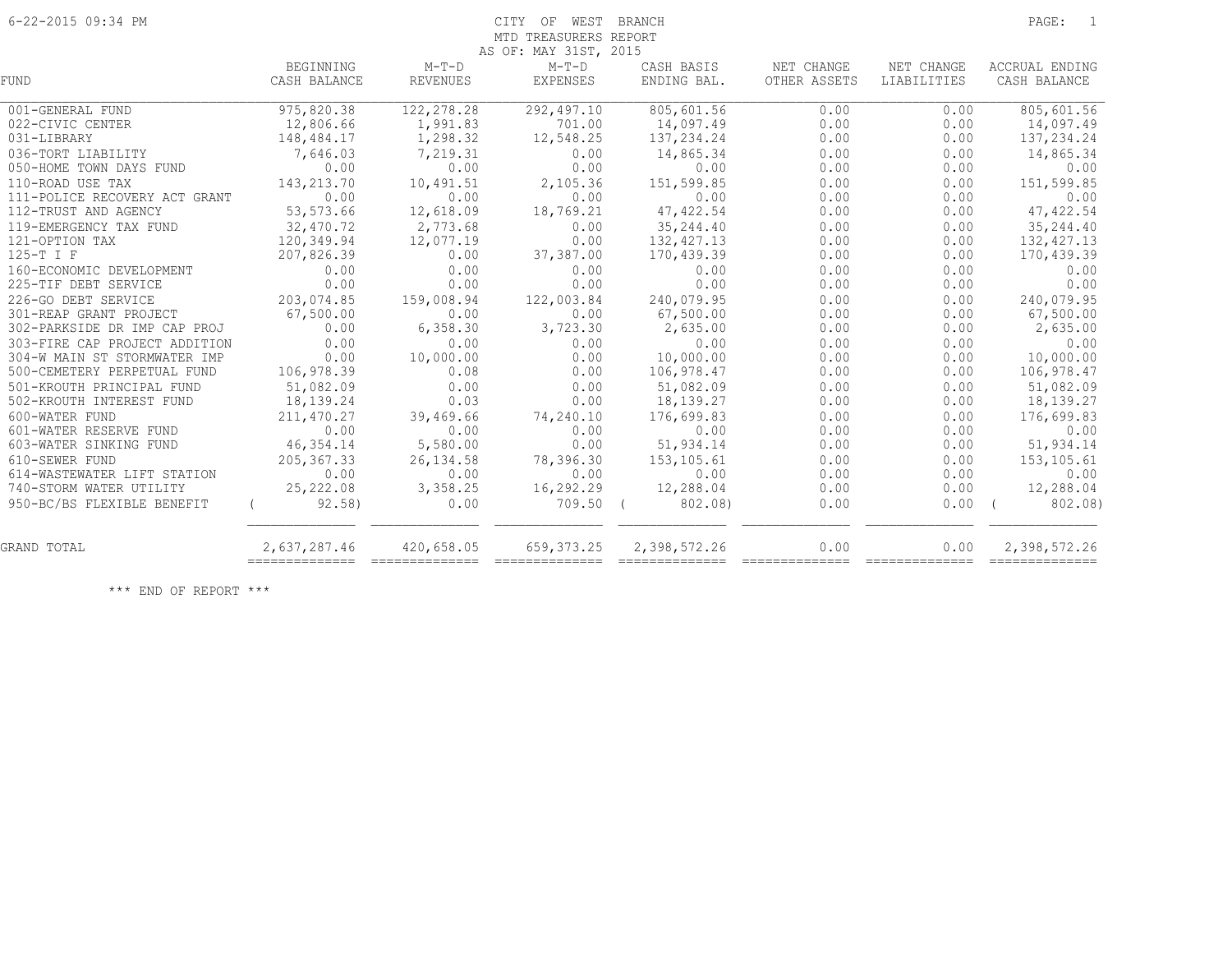6-22-2015 09:34 PM

# CITY OF WEST BRANCH
## MTD TREASURERS REPORT
### AS OF: MAY 31ST, 2015

| FUND | BEGINNING CASH BALANCE | M-T-D REVENUES | M-T-D EXPENSES | CASH BASIS ENDING BAL. | NET CHANGE OTHER ASSETS | NET CHANGE LIABILITIES | ACCRUAL ENDING CASH BALANCE |
|---|---|---|---|---|---|---|---|
| 001-GENERAL FUND | 975,820.38 | 122,278.28 | 292,497.10 | 805,601.56 | 0.00 | 0.00 | 805,601.56 |
| 022-CIVIC CENTER | 12,806.66 | 1,991.83 | 701.00 | 14,097.49 | 0.00 | 0.00 | 14,097.49 |
| 031-LIBRARY | 148,484.17 | 1,298.32 | 12,548.25 | 137,234.24 | 0.00 | 0.00 | 137,234.24 |
| 036-TORT LIABILITY | 7,646.03 | 7,219.31 | 0.00 | 14,865.34 | 0.00 | 0.00 | 14,865.34 |
| 050-HOME TOWN DAYS FUND | 0.00 | 0.00 | 0.00 | 0.00 | 0.00 | 0.00 | 0.00 |
| 110-ROAD USE TAX | 143,213.70 | 10,491.51 | 2,105.36 | 151,599.85 | 0.00 | 0.00 | 151,599.85 |
| 111-POLICE RECOVERY ACT GRANT | 0.00 | 0.00 | 0.00 | 0.00 | 0.00 | 0.00 | 0.00 |
| 112-TRUST AND AGENCY | 53,573.66 | 12,618.09 | 18,769.21 | 47,422.54 | 0.00 | 0.00 | 47,422.54 |
| 119-EMERGENCY TAX FUND | 32,470.72 | 2,773.68 | 0.00 | 35,244.40 | 0.00 | 0.00 | 35,244.40 |
| 121-OPTION TAX | 120,349.94 | 12,077.19 | 0.00 | 132,427.13 | 0.00 | 0.00 | 132,427.13 |
| 125-T I F | 207,826.39 | 0.00 | 37,387.00 | 170,439.39 | 0.00 | 0.00 | 170,439.39 |
| 160-ECONOMIC DEVELOPMENT | 0.00 | 0.00 | 0.00 | 0.00 | 0.00 | 0.00 | 0.00 |
| 225-TIF DEBT SERVICE | 0.00 | 0.00 | 0.00 | 0.00 | 0.00 | 0.00 | 0.00 |
| 226-GO DEBT SERVICE | 203,074.85 | 159,008.94 | 122,003.84 | 240,079.95 | 0.00 | 0.00 | 240,079.95 |
| 301-REAP GRANT PROJECT | 67,500.00 | 0.00 | 0.00 | 67,500.00 | 0.00 | 0.00 | 67,500.00 |
| 302-PARKSIDE DR IMP CAP PROJ | 0.00 | 6,358.30 | 3,723.30 | 2,635.00 | 0.00 | 0.00 | 2,635.00 |
| 303-FIRE CAP PROJECT ADDITION | 0.00 | 0.00 | 0.00 | 0.00 | 0.00 | 0.00 | 0.00 |
| 304-W MAIN ST STORMWATER IMP | 0.00 | 10,000.00 | 0.00 | 10,000.00 | 0.00 | 0.00 | 10,000.00 |
| 500-CEMETERY PERPETUAL FUND | 106,978.39 | 0.08 | 0.00 | 106,978.47 | 0.00 | 0.00 | 106,978.47 |
| 501-KROUTH PRINCIPAL FUND | 51,082.09 | 0.00 | 0.00 | 51,082.09 | 0.00 | 0.00 | 51,082.09 |
| 502-KROUTH INTEREST FUND | 18,139.24 | 0.03 | 0.00 | 18,139.27 | 0.00 | 0.00 | 18,139.27 |
| 600-WATER FUND | 211,470.27 | 39,469.66 | 74,240.10 | 176,699.83 | 0.00 | 0.00 | 176,699.83 |
| 601-WATER RESERVE FUND | 0.00 | 0.00 | 0.00 | 0.00 | 0.00 | 0.00 | 0.00 |
| 603-WATER SINKING FUND | 46,354.14 | 5,580.00 | 0.00 | 51,934.14 | 0.00 | 0.00 | 51,934.14 |
| 610-SEWER FUND | 205,367.33 | 26,134.58 | 78,396.30 | 153,105.61 | 0.00 | 0.00 | 153,105.61 |
| 614-WASTEWATER LIFT STATION | 0.00 | 0.00 | 0.00 | 0.00 | 0.00 | 0.00 | 0.00 |
| 740-STORM WATER UTILITY | 25,222.08 | 3,358.25 | 16,292.29 | 12,288.04 | 0.00 | 0.00 | 12,288.04 |
| 950-BC/BS FLEXIBLE BENEFIT | ( 92.58) | 0.00 | 709.50 | ( 802.08) | 0.00 | 0.00 | ( 802.08) |
| GRAND TOTAL | 2,637,287.46 | 420,658.05 | 659,373.25 | 2,398,572.26 | 0.00 | 0.00 | 2,398,572.26 |

\*\*\* END OF REPORT \*\*\*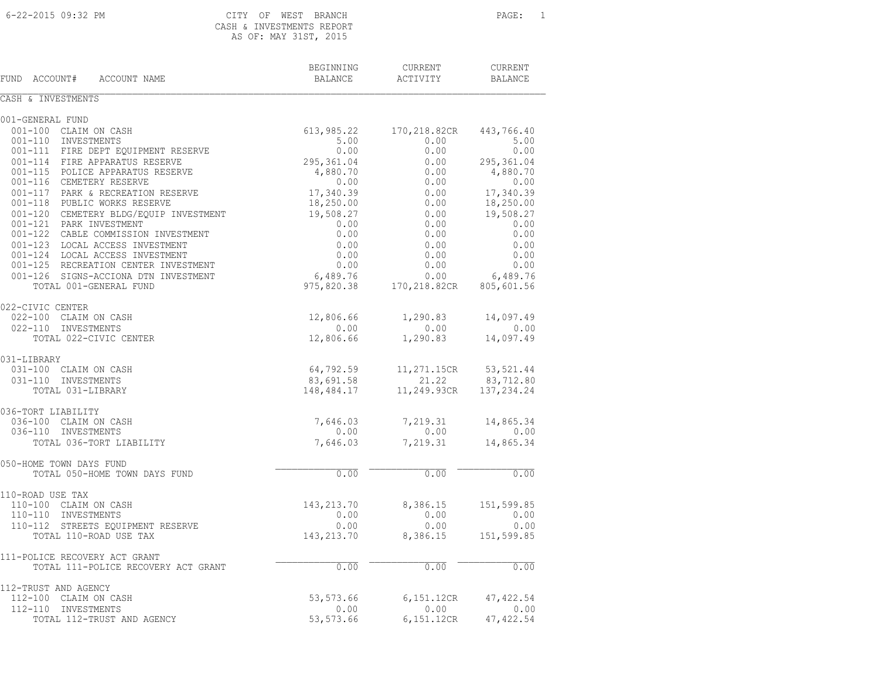CITY OF WEST BRANCH
CASH & INVESTMENTS REPORT
AS OF: MAY 31ST, 2015

| FUND ACCOUNT# ACCOUNT NAME | BEGINNING BALANCE | CURRENT ACTIVITY | CURRENT BALANCE |
|---|---|---|---|
| **CASH & INVESTMENTS** | | | |
| **001-GENERAL FUND** | | | |
| 001-100 CLAIM ON CASH | 613,985.22 | 170,218.82CR | 443,766.40 |
| 001-110 INVESTMENTS | 5.00 | 0.00 | 5.00 |
| 001-111 FIRE DEPT EQUIPMENT RESERVE | 0.00 | 0.00 | 0.00 |
| 001-114 FIRE APPARATUS RESERVE | 295,361.04 | 0.00 | 295,361.04 |
| 001-115 POLICE APPARATUS RESERVE | 4,880.70 | 0.00 | 4,880.70 |
| 001-116 CEMETERY RESERVE | 0.00 | 0.00 | 0.00 |
| 001-117 PARK & RECREATION RESERVE | 17,340.39 | 0.00 | 17,340.39 |
| 001-118 PUBLIC WORKS RESERVE | 18,250.00 | 0.00 | 18,250.00 |
| 001-120 CEMETERY BLDG/EQUIP INVESTMENT | 19,508.27 | 0.00 | 19,508.27 |
| 001-121 PARK INVESTMENT | 0.00 | 0.00 | 0.00 |
| 001-122 CABLE COMMISSION INVESTMENT | 0.00 | 0.00 | 0.00 |
| 001-123 LOCAL ACCESS INVESTMENT | 0.00 | 0.00 | 0.00 |
| 001-124 LOCAL ACCESS INVESTMENT | 0.00 | 0.00 | 0.00 |
| 001-125 RECREATION CENTER INVESTMENT | 0.00 | 0.00 | 0.00 |
| 001-126 SIGNS-ACCIONA DTN INVESTMENT | 6,489.76 | 0.00 | 6,489.76 |
| TOTAL 001-GENERAL FUND | 975,820.38 | 170,218.82CR | 805,601.56 |
| **022-CIVIC CENTER** | | | |
| 022-100 CLAIM ON CASH | 12,806.66 | 1,290.83 | 14,097.49 |
| 022-110 INVESTMENTS | 0.00 | 0.00 | 0.00 |
| TOTAL 022-CIVIC CENTER | 12,806.66 | 1,290.83 | 14,097.49 |
| **031-LIBRARY** | | | |
| 031-100 CLAIM ON CASH | 64,792.59 | 11,271.15CR | 53,521.44 |
| 031-110 INVESTMENTS | 83,691.58 | 21.22 | 83,712.80 |
| TOTAL 031-LIBRARY | 148,484.17 | 11,249.93CR | 137,234.24 |
| **036-TORT LIABILITY** | | | |
| 036-100 CLAIM ON CASH | 7,646.03 | 7,219.31 | 14,865.34 |
| 036-110 INVESTMENTS | 0.00 | 0.00 | 0.00 |
| TOTAL 036-TORT LIABILITY | 7,646.03 | 7,219.31 | 14,865.34 |
| **050-HOME TOWN DAYS FUND** | | | |
| TOTAL 050-HOME TOWN DAYS FUND | 0.00 | 0.00 | 0.00 |
| **110-ROAD USE TAX** | | | |
| 110-100 CLAIM ON CASH | 143,213.70 | 8,386.15 | 151,599.85 |
| 110-110 INVESTMENTS | 0.00 | 0.00 | 0.00 |
| 110-112 STREETS EQUIPMENT RESERVE | 0.00 | 0.00 | 0.00 |
| TOTAL 110-ROAD USE TAX | 143,213.70 | 8,386.15 | 151,599.85 |
| **111-POLICE RECOVERY ACT GRANT** | | | |
| TOTAL 111-POLICE RECOVERY ACT GRANT | 0.00 | 0.00 | 0.00 |
| **112-TRUST AND AGENCY** | | | |
| 112-100 CLAIM ON CASH | 53,573.66 | 6,151.12CR | 47,422.54 |
| 112-110 INVESTMENTS | 0.00 | 0.00 | 0.00 |
| TOTAL 112-TRUST AND AGENCY | 53,573.66 | 6,151.12CR | 47,422.54 |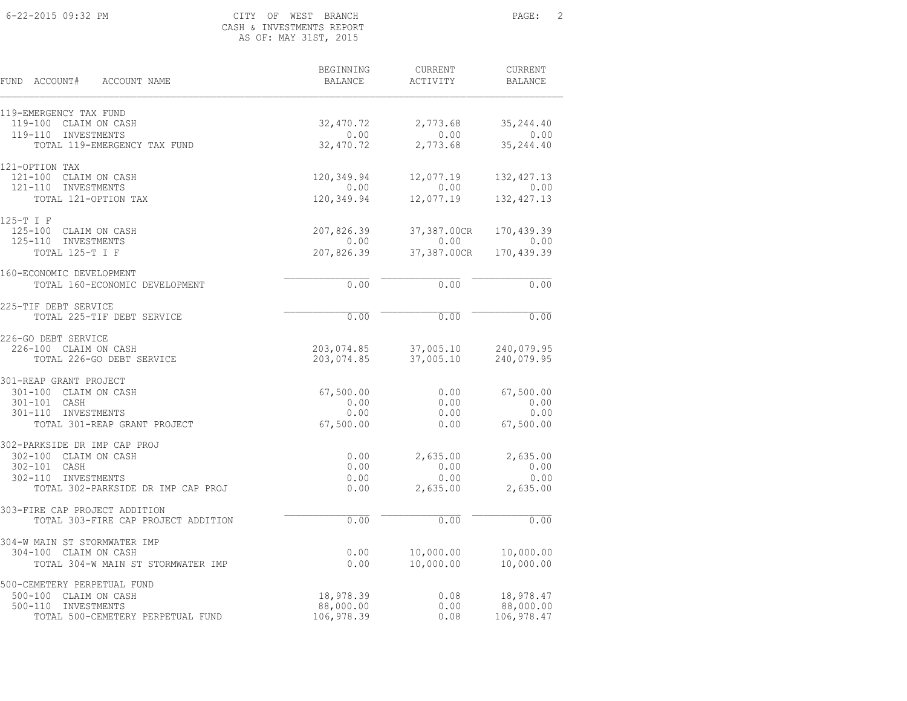CITY OF WEST BRANCH
CASH & INVESTMENTS REPORT
AS OF: MAY 31ST, 2015

| FUND ACCOUNT# ACCOUNT NAME | BEGINNING BALANCE | CURRENT ACTIVITY | CURRENT BALANCE |
|---|---|---|---|
| **119-EMERGENCY TAX FUND** | | | |
| 119-100 CLAIM ON CASH | 32,470.72 | 2,773.68 | 35,244.40 |
| 119-110 INVESTMENTS | 0.00 | 0.00 | 0.00 |
| TOTAL 119-EMERGENCY TAX FUND | 32,470.72 | 2,773.68 | 35,244.40 |
| **121-OPTION TAX** | | | |
| 121-100 CLAIM ON CASH | 120,349.94 | 12,077.19 | 132,427.13 |
| 121-110 INVESTMENTS | 0.00 | 0.00 | 0.00 |
| TOTAL 121-OPTION TAX | 120,349.94 | 12,077.19 | 132,427.13 |
| **125-T I F** | | | |
| 125-100 CLAIM ON CASH | 207,826.39 | 37,387.00CR | 170,439.39 |
| 125-110 INVESTMENTS | 0.00 | 0.00 | 0.00 |
| TOTAL 125-T I F | 207,826.39 | 37,387.00CR | 170,439.39 |
| **160-ECONOMIC DEVELOPMENT** | | | |
| TOTAL 160-ECONOMIC DEVELOPMENT | 0.00 | 0.00 | 0.00 |
| **225-TIF DEBT SERVICE** | | | |
| TOTAL 225-TIF DEBT SERVICE | 0.00 | 0.00 | 0.00 |
| **226-GO DEBT SERVICE** | | | |
| 226-100 CLAIM ON CASH | 203,074.85 | 37,005.10 | 240,079.95 |
| TOTAL 226-GO DEBT SERVICE | 203,074.85 | 37,005.10 | 240,079.95 |
| **301-REAP GRANT PROJECT** | | | |
| 301-100 CLAIM ON CASH | 67,500.00 | 0.00 | 67,500.00 |
| 301-101 CASH | 0.00 | 0.00 | 0.00 |
| 301-110 INVESTMENTS | 0.00 | 0.00 | 0.00 |
| TOTAL 301-REAP GRANT PROJECT | 67,500.00 | 0.00 | 67,500.00 |
| **302-PARKSIDE DR IMP CAP PROJ** | | | |
| 302-100 CLAIM ON CASH | 0.00 | 2,635.00 | 2,635.00 |
| 302-101 CASH | 0.00 | 0.00 | 0.00 |
| 302-110 INVESTMENTS | 0.00 | 0.00 | 0.00 |
| TOTAL 302-PARKSIDE DR IMP CAP PROJ | 0.00 | 2,635.00 | 2,635.00 |
| **303-FIRE CAP PROJECT ADDITION** | | | |
| TOTAL 303-FIRE CAP PROJECT ADDITION | 0.00 | 0.00 | 0.00 |
| **304-W MAIN ST STORMWATER IMP** | | | |
| 304-100 CLAIM ON CASH | 0.00 | 10,000.00 | 10,000.00 |
| TOTAL 304-W MAIN ST STORMWATER IMP | 0.00 | 10,000.00 | 10,000.00 |
| **500-CEMETERY PERPETUAL FUND** | | | |
| 500-100 CLAIM ON CASH | 18,978.39 | 0.08 | 18,978.47 |
| 500-110 INVESTMENTS | 88,000.00 | 0.00 | 88,000.00 |
| TOTAL 500-CEMETERY PERPETUAL FUND | 106,978.39 | 0.08 | 106,978.47 |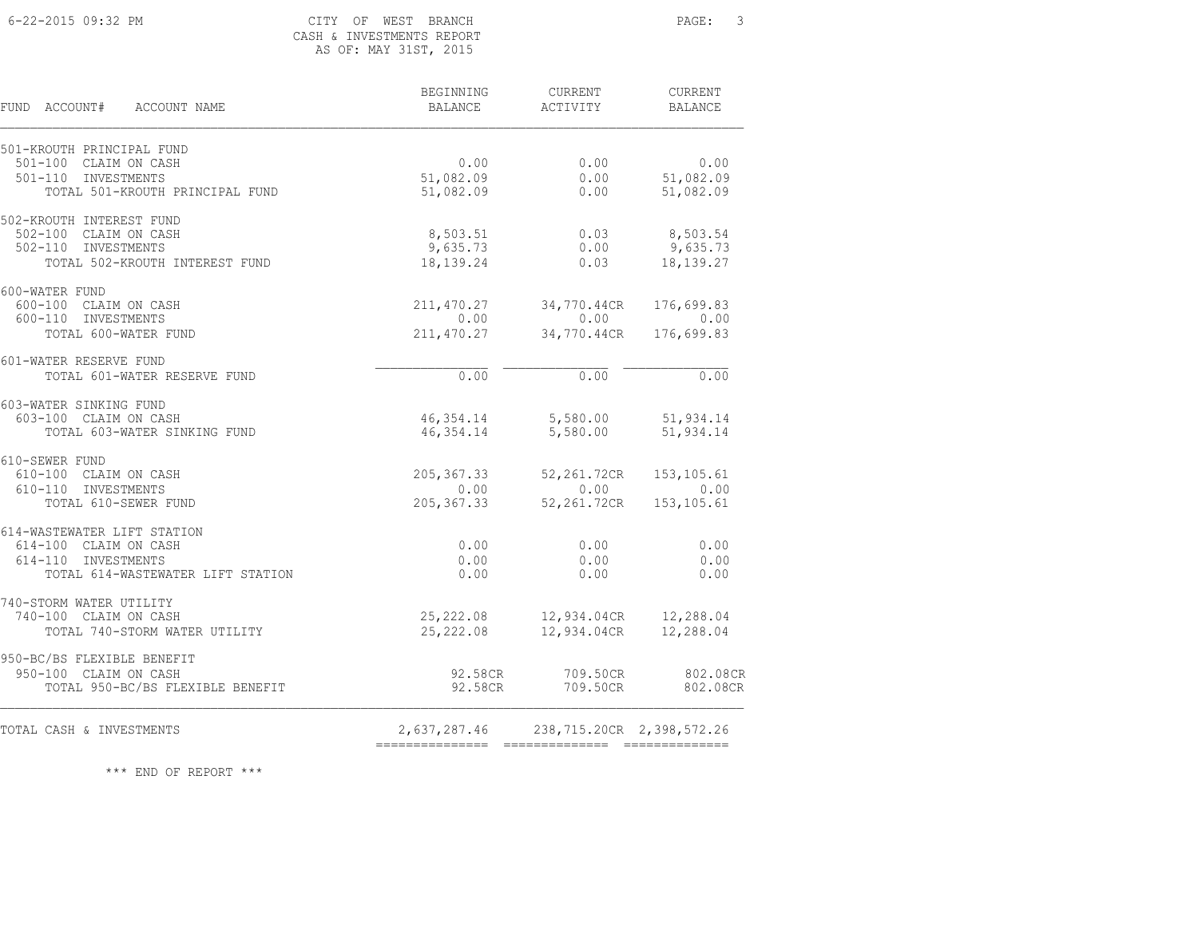CITY OF WEST BRANCH

CASH & INVESTMENTS REPORT

AS OF: MAY 31ST, 2015

| FUND ACCOUNT# ACCOUNT NAME | BEGINNING BALANCE | CURRENT ACTIVITY | CURRENT BALANCE |
|---|---|---|---|
| **501-KROUTH PRINCIPAL FUND** | | | |
| 501-100 CLAIM ON CASH | 0.00 | 0.00 | 0.00 |
| 501-110 INVESTMENTS | 51,082.09 | 0.00 | 51,082.09 |
| TOTAL 501-KROUTH PRINCIPAL FUND | 51,082.09 | 0.00 | 51,082.09 |
| **502-KROUTH INTEREST FUND** | | | |
| 502-100 CLAIM ON CASH | 8,503.51 | 0.03 | 8,503.54 |
| 502-110 INVESTMENTS | 9,635.73 | 0.00 | 9,635.73 |
| TOTAL 502-KROUTH INTEREST FUND | 18,139.24 | 0.03 | 18,139.27 |
| **600-WATER FUND** | | | |
| 600-100 CLAIM ON CASH | 211,470.27 | 34,770.44CR | 176,699.83 |
| 600-110 INVESTMENTS | 0.00 | 0.00 | 0.00 |
| TOTAL 600-WATER FUND | 211,470.27 | 34,770.44CR | 176,699.83 |
| **601-WATER RESERVE FUND** | | | |
| TOTAL 601-WATER RESERVE FUND | 0.00 | 0.00 | 0.00 |
| **603-WATER SINKING FUND** | | | |
| 603-100 CLAIM ON CASH | 46,354.14 | 5,580.00 | 51,934.14 |
| TOTAL 603-WATER SINKING FUND | 46,354.14 | 5,580.00 | 51,934.14 |
| **610-SEWER FUND** | | | |
| 610-100 CLAIM ON CASH | 205,367.33 | 52,261.72CR | 153,105.61 |
| 610-110 INVESTMENTS | 0.00 | 0.00 | 0.00 |
| TOTAL 610-SEWER FUND | 205,367.33 | 52,261.72CR | 153,105.61 |
| **614-WASTEWATER LIFT STATION** | | | |
| 614-100 CLAIM ON CASH | 0.00 | 0.00 | 0.00 |
| 614-110 INVESTMENTS | 0.00 | 0.00 | 0.00 |
| TOTAL 614-WASTEWATER LIFT STATION | 0.00 | 0.00 | 0.00 |
| **740-STORM WATER UTILITY** | | | |
| 740-100 CLAIM ON CASH | 25,222.08 | 12,934.04CR | 12,288.04 |
| TOTAL 740-STORM WATER UTILITY | 25,222.08 | 12,934.04CR | 12,288.04 |
| **950-BC/BS FLEXIBLE BENEFIT** | | | |
| 950-100 CLAIM ON CASH | 92.58CR | 709.50CR | 802.08CR |
| TOTAL 950-BC/BS FLEXIBLE BENEFIT | 92.58CR | 709.50CR | 802.08CR |
| **TOTAL CASH & INVESTMENTS** | 2,637,287.46 | 238,715.20CR | 2,398,572.26 |

\*\*\* END OF REPORT \*\*\*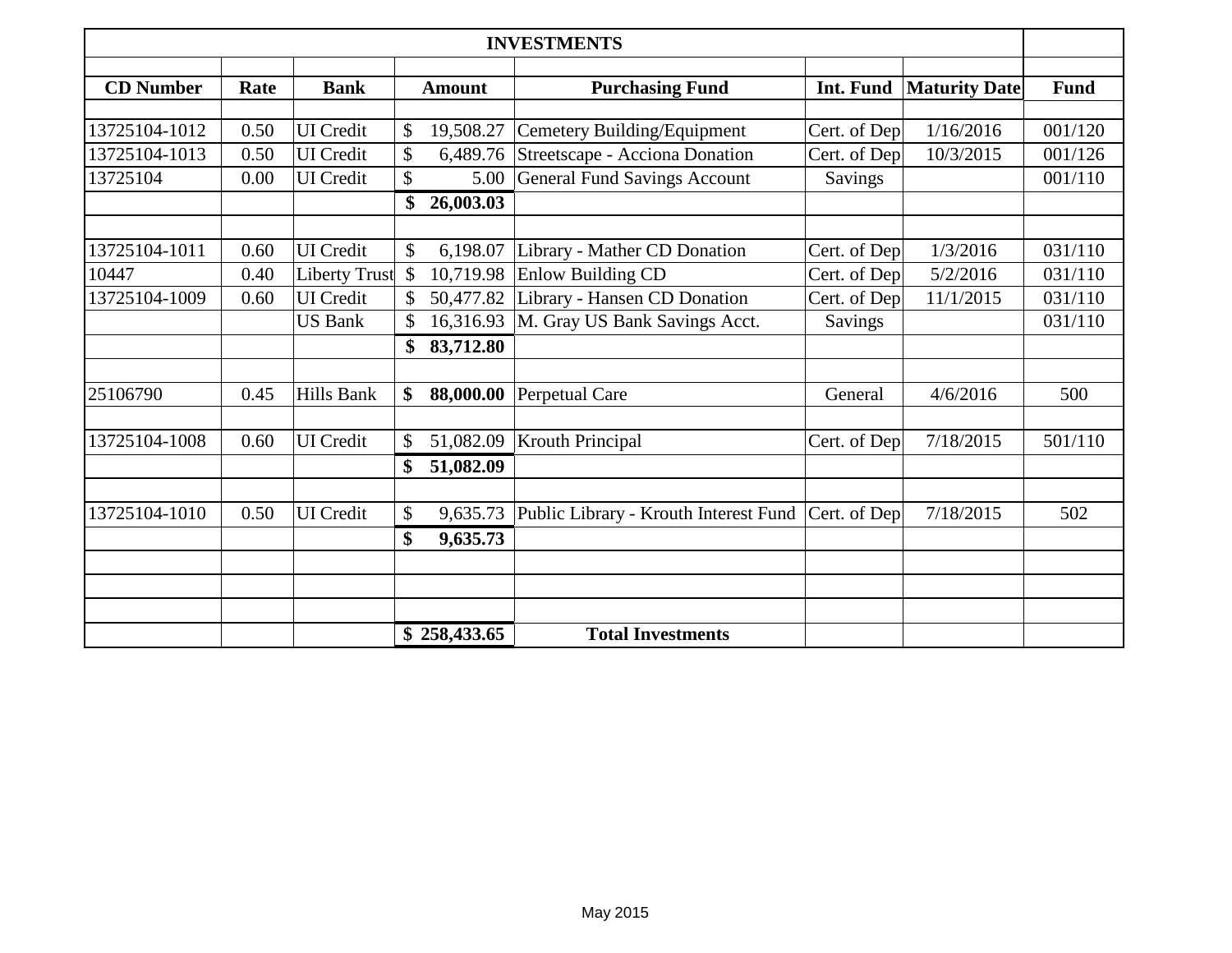# INVESTMENTS

| CD Number | Rate | Bank | Amount | Purchasing Fund | Int. Fund | Maturity Date | Fund |
|---|---|---|---|---|---|---|---|
| 13725104-1012 | 0.50 | UI Credit | $ 19,508.27 | Cemetery Building/Equipment | Cert. of Dep | 1/16/2016 | 001/120 |
| 13725104-1013 | 0.50 | UI Credit | $ 6,489.76 | Streetscape - Acciona Donation | Cert. of Dep | 10/3/2015 | 001/126 |
| 13725104 | 0.00 | UI Credit | $ 5.00 | General Fund Savings Account | Savings | | 001/110 |
| | | | **$ 26,003.03** | | | | |
| | | | | | | | |
| 13725104-1011 | 0.60 | UI Credit | $ 6,198.07 | Library - Mather CD Donation | Cert. of Dep | 1/3/2016 | 031/110 |
| 10447 | 0.40 | Liberty Trust | $ 10,719.98 | Enlow Building CD | Cert. of Dep | 5/2/2016 | 031/110 |
| 13725104-1009 | 0.60 | UI Credit | $ 50,477.82 | Library - Hansen CD Donation | Cert. of Dep | 11/1/2015 | 031/110 |
| | | US Bank | $ 16,316.93 | M. Gray US Bank Savings Acct. | Savings | | 031/110 |
| | | | **$ 83,712.80** | | | | |
| | | | | | | | |
| 25106790 | 0.45 | Hills Bank | **$ 88,000.00** | Perpetual Care | General | 4/6/2016 | 500 |
| | | | | | | | |
| 13725104-1008 | 0.60 | UI Credit | $ 51,082.09 | Krouth Principal | Cert. of Dep | 7/18/2015 | 501/110 |
| | | | **$ 51,082.09** | | | | |
| | | | | | | | |
| 13725104-1010 | 0.50 | UI Credit | $ 9,635.73 | Public Library - Krouth Interest Fund | Cert. of Dep | 7/18/2015 | 502 |
| | | | **$ 9,635.73** | | | | |
| | | | | | | | |
| | | | **$ 258,433.65** | **Total Investments** | | | |

May 2015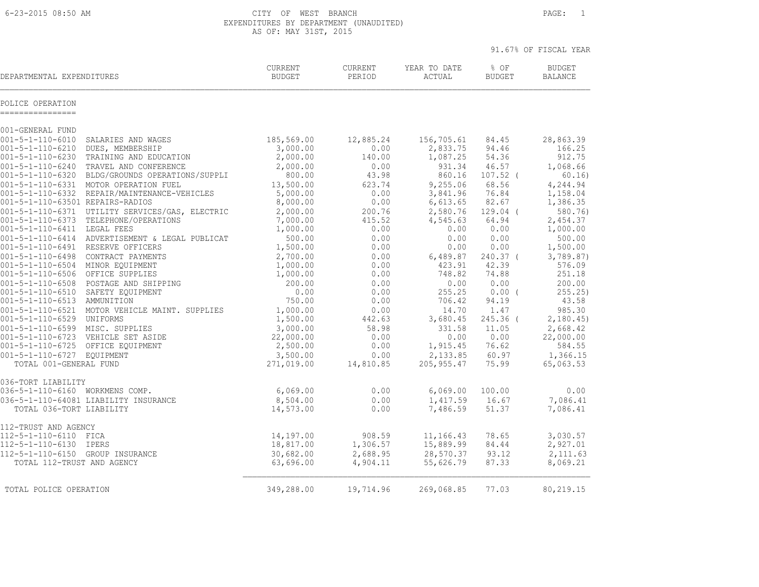CITY OF WEST BRANCH
EXPENDITURES BY DEPARTMENT (UNAUDITED)
AS OF: MAY 31ST, 2015

6-23-2015 08:50 AM

91.67% OF FISCAL YEAR

| DEPARTMENTAL EXPENDITURES | | CURRENT BUDGET | CURRENT PERIOD | YEAR TO DATE ACTUAL | % OF BUDGET | BUDGET BALANCE |
|---|---|---|---|---|---|---|
| **POLICE OPERATION** | | | | | | |
| 001-GENERAL FUND | | | | | | |
| 001-5-1-110-6010 | SALARIES AND WAGES | 185,569.00 | 12,885.24 | 156,705.61 | 84.45 | 28,863.39 |
| 001-5-1-110-6210 | DUES, MEMBERSHIP | 3,000.00 | 0.00 | 2,833.75 | 94.46 | 166.25 |
| 001-5-1-110-6230 | TRAINING AND EDUCATION | 2,000.00 | 140.00 | 1,087.25 | 54.36 | 912.75 |
| 001-5-1-110-6240 | TRAVEL AND CONFERENCE | 2,000.00 | 0.00 | 931.34 | 46.57 | 1,068.66 |
| 001-5-1-110-6320 | BLDG/GROUNDS OPERATIONS/SUPPLI | 800.00 | 43.98 | 860.16 | 107.52 | ( 60.16) |
| 001-5-1-110-6331 | MOTOR OPERATION FUEL | 13,500.00 | 623.74 | 9,255.06 | 68.56 | 4,244.94 |
| 001-5-1-110-6332 | REPAIR/MAINTENANCE-VEHICLES | 5,000.00 | 0.00 | 3,841.96 | 76.84 | 1,158.04 |
| 001-5-1-110-63501 | REPAIRS-RADIOS | 8,000.00 | 0.00 | 6,613.65 | 82.67 | 1,386.35 |
| 001-5-1-110-6371 | UTILITY SERVICES/GAS, ELECTRIC | 2,000.00 | 200.76 | 2,580.76 | 129.04 | ( 580.76) |
| 001-5-1-110-6373 | TELEPHONE/OPERATIONS | 7,000.00 | 415.52 | 4,545.63 | 64.94 | 2,454.37 |
| 001-5-1-110-6411 | LEGAL FEES | 1,000.00 | 0.00 | 0.00 | 0.00 | 1,000.00 |
| 001-5-1-110-6414 | ADVERTISEMENT & LEGAL PUBLICAT | 500.00 | 0.00 | 0.00 | 0.00 | 500.00 |
| 001-5-1-110-6491 | RESERVE OFFICERS | 1,500.00 | 0.00 | 0.00 | 0.00 | 1,500.00 |
| 001-5-1-110-6498 | CONTRACT PAYMENTS | 2,700.00 | 0.00 | 6,489.87 | 240.37 | ( 3,789.87) |
| 001-5-1-110-6504 | MINOR EQUIPMENT | 1,000.00 | 0.00 | 423.91 | 42.39 | 576.09 |
| 001-5-1-110-6506 | OFFICE SUPPLIES | 1,000.00 | 0.00 | 748.82 | 74.88 | 251.18 |
| 001-5-1-110-6508 | POSTAGE AND SHIPPING | 200.00 | 0.00 | 0.00 | 0.00 | 200.00 |
| 001-5-1-110-6510 | SAFETY EQUIPMENT | 0.00 | 0.00 | 255.25 | 0.00 | ( 255.25) |
| 001-5-1-110-6513 | AMMUNITION | 750.00 | 0.00 | 706.42 | 94.19 | 43.58 |
| 001-5-1-110-6521 | MOTOR VEHICLE MAINT. SUPPLIES | 1,000.00 | 0.00 | 14.70 | 1.47 | 985.30 |
| 001-5-1-110-6529 | UNIFORMS | 1,500.00 | 442.63 | 3,680.45 | 245.36 | ( 2,180.45) |
| 001-5-1-110-6599 | MISC. SUPPLIES | 3,000.00 | 58.98 | 331.58 | 11.05 | 2,668.42 |
| 001-5-1-110-6723 | VEHICLE SET ASIDE | 22,000.00 | 0.00 | 0.00 | 0.00 | 22,000.00 |
| 001-5-1-110-6725 | OFFICE EQUIPMENT | 2,500.00 | 0.00 | 1,915.45 | 76.62 | 584.55 |
| 001-5-1-110-6727 | EQUIPMENT | 3,500.00 | 0.00 | 2,133.85 | 60.97 | 1,366.15 |
| TOTAL 001-GENERAL FUND | | 271,019.00 | 14,810.85 | 205,955.47 | 75.99 | 65,063.53 |
| 036-TORT LIABILITY | | | | | | |
| 036-5-1-110-6160 | WORKMENS COMP. | 6,069.00 | 0.00 | 6,069.00 | 100.00 | 0.00 |
| 036-5-1-110-64081 | LIABILITY INSURANCE | 8,504.00 | 0.00 | 1,417.59 | 16.67 | 7,086.41 |
| TOTAL 036-TORT LIABILITY | | 14,573.00 | 0.00 | 7,486.59 | 51.37 | 7,086.41 |
| 112-TRUST AND AGENCY | | | | | | |
| 112-5-1-110-6110 | FICA | 14,197.00 | 908.59 | 11,166.43 | 78.65 | 3,030.57 |
| 112-5-1-110-6130 | IPERS | 18,817.00 | 1,306.57 | 15,889.99 | 84.44 | 2,927.01 |
| 112-5-1-110-6150 | GROUP INSURANCE | 30,682.00 | 2,688.95 | 28,570.37 | 93.12 | 2,111.63 |
| TOTAL 112-TRUST AND AGENCY | | 63,696.00 | 4,904.11 | 55,626.79 | 87.33 | 8,069.21 |
| TOTAL POLICE OPERATION | | 349,288.00 | 19,714.96 | 269,068.85 | 77.03 | 80,219.15 |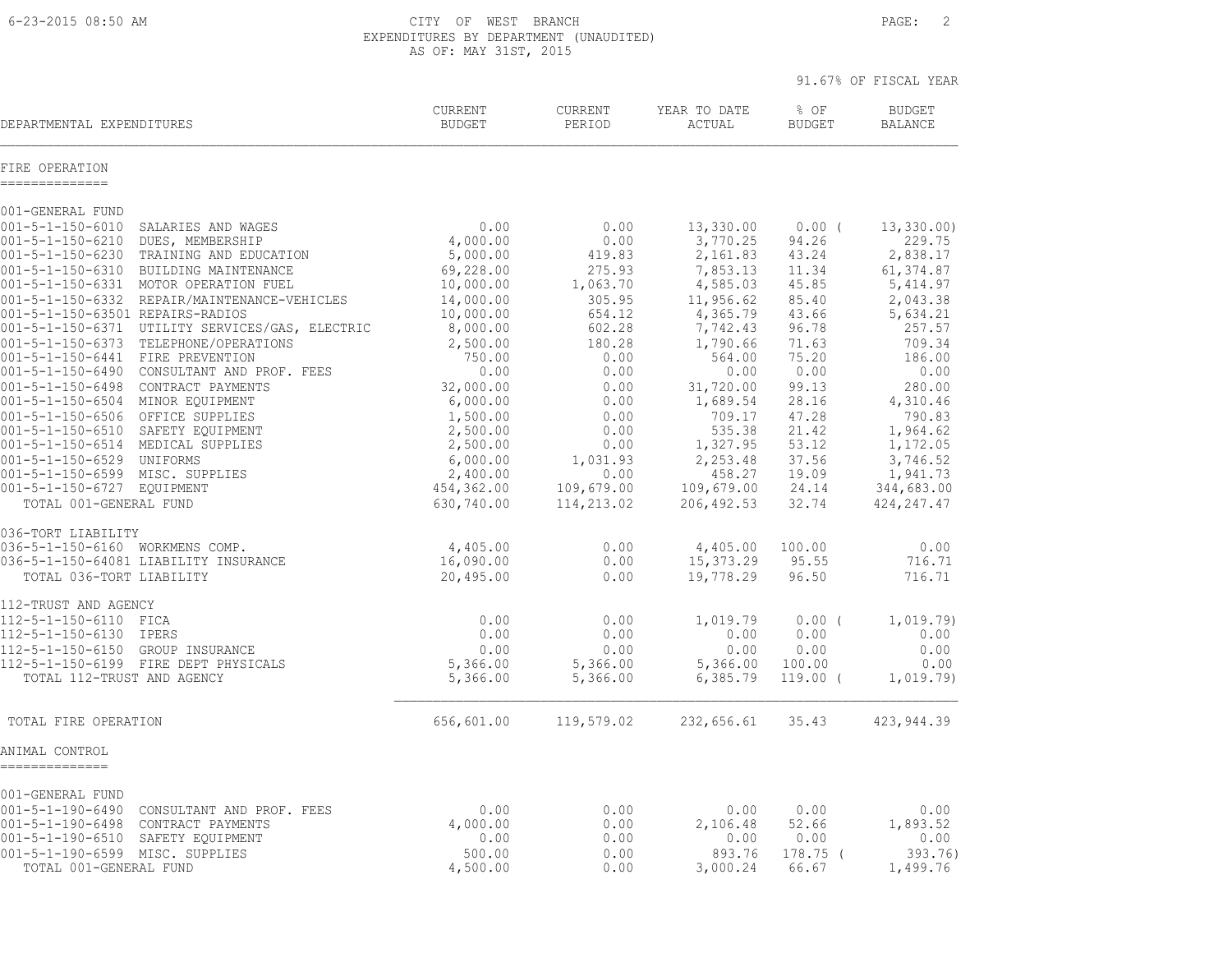CITY OF WEST BRANCH
EXPENDITURES BY DEPARTMENT (UNAUDITED)
AS OF: MAY 31ST, 2015

91.67% OF FISCAL YEAR

| DEPARTMENTAL EXPENDITURES | CURRENT BUDGET | CURRENT PERIOD | YEAR TO DATE ACTUAL | % OF BUDGET | BUDGET BALANCE |
|---|---|---|---|---|---|
| **FIRE OPERATION** | | | | | |
| 001-GENERAL FUND | | | | | |
| 001-5-1-150-6010 SALARIES AND WAGES | 0.00 | 0.00 | 13,330.00 | 0.00 ( | 13,330.00) |
| 001-5-1-150-6210 DUES, MEMBERSHIP | 4,000.00 | 0.00 | 3,770.25 | 94.26 | 229.75 |
| 001-5-1-150-6230 TRAINING AND EDUCATION | 5,000.00 | 419.83 | 2,161.83 | 43.24 | 2,838.17 |
| 001-5-1-150-6310 BUILDING MAINTENANCE | 69,228.00 | 275.93 | 7,853.13 | 11.34 | 61,374.87 |
| 001-5-1-150-6331 MOTOR OPERATION FUEL | 10,000.00 | 1,063.70 | 4,585.03 | 45.85 | 5,414.97 |
| 001-5-1-150-6332 REPAIR/MAINTENANCE-VEHICLES | 14,000.00 | 305.95 | 11,956.62 | 85.40 | 2,043.38 |
| 001-5-1-150-63501 REPAIRS-RADIOS | 10,000.00 | 654.12 | 4,365.79 | 43.66 | 5,634.21 |
| 001-5-1-150-6371 UTILITY SERVICES/GAS, ELECTRIC | 8,000.00 | 602.28 | 7,742.43 | 96.78 | 257.57 |
| 001-5-1-150-6373 TELEPHONE/OPERATIONS | 2,500.00 | 180.28 | 1,790.66 | 71.63 | 709.34 |
| 001-5-1-150-6441 FIRE PREVENTION | 750.00 | 0.00 | 564.00 | 75.20 | 186.00 |
| 001-5-1-150-6490 CONSULTANT AND PROF. FEES | 0.00 | 0.00 | 0.00 | 0.00 | 0.00 |
| 001-5-1-150-6498 CONTRACT PAYMENTS | 32,000.00 | 0.00 | 31,720.00 | 99.13 | 280.00 |
| 001-5-1-150-6504 MINOR EQUIPMENT | 6,000.00 | 0.00 | 1,689.54 | 28.16 | 4,310.46 |
| 001-5-1-150-6506 OFFICE SUPPLIES | 1,500.00 | 0.00 | 709.17 | 47.28 | 790.83 |
| 001-5-1-150-6510 SAFETY EQUIPMENT | 2,500.00 | 0.00 | 535.38 | 21.42 | 1,964.62 |
| 001-5-1-150-6514 MEDICAL SUPPLIES | 2,500.00 | 0.00 | 1,327.95 | 53.12 | 1,172.05 |
| 001-5-1-150-6529 UNIFORMS | 6,000.00 | 1,031.93 | 2,253.48 | 37.56 | 3,746.52 |
| 001-5-1-150-6599 MISC. SUPPLIES | 2,400.00 | 0.00 | 458.27 | 19.09 | 1,941.73 |
| 001-5-1-150-6727 EQUIPMENT | 454,362.00 | 109,679.00 | 109,679.00 | 24.14 | 344,683.00 |
| TOTAL 001-GENERAL FUND | 630,740.00 | 114,213.02 | 206,492.53 | 32.74 | 424,247.47 |
| 036-TORT LIABILITY | | | | | |
| 036-5-1-150-6160 WORKMENS COMP. | 4,405.00 | 0.00 | 4,405.00 | 100.00 | 0.00 |
| 036-5-1-150-64081 LIABILITY INSURANCE | 16,090.00 | 0.00 | 15,373.29 | 95.55 | 716.71 |
| TOTAL 036-TORT LIABILITY | 20,495.00 | 0.00 | 19,778.29 | 96.50 | 716.71 |
| 112-TRUST AND AGENCY | | | | | |
| 112-5-1-150-6110 FICA | 0.00 | 0.00 | 1,019.79 | 0.00 ( | 1,019.79) |
| 112-5-1-150-6130 IPERS | 0.00 | 0.00 | 0.00 | 0.00 | 0.00 |
| 112-5-1-150-6150 GROUP INSURANCE | 0.00 | 0.00 | 0.00 | 0.00 | 0.00 |
| 112-5-1-150-6199 FIRE DEPT PHYSICALS | 5,366.00 | 5,366.00 | 5,366.00 | 100.00 | 0.00 |
| TOTAL 112-TRUST AND AGENCY | 5,366.00 | 5,366.00 | 6,385.79 | 119.00 ( | 1,019.79) |
| TOTAL FIRE OPERATION | 656,601.00 | 119,579.02 | 232,656.61 | 35.43 | 423,944.39 |
| **ANIMAL CONTROL** | | | | | |
| 001-GENERAL FUND | | | | | |
| 001-5-1-190-6490 CONSULTANT AND PROF. FEES | 0.00 | 0.00 | 0.00 | 0.00 | 0.00 |
| 001-5-1-190-6498 CONTRACT PAYMENTS | 4,000.00 | 0.00 | 2,106.48 | 52.66 | 1,893.52 |
| 001-5-1-190-6510 SAFETY EQUIPMENT | 0.00 | 0.00 | 0.00 | 0.00 | 0.00 |
| 001-5-1-190-6599 MISC. SUPPLIES | 500.00 | 0.00 | 893.76 | 178.75 ( | 393.76) |
| TOTAL 001-GENERAL FUND | 4,500.00 | 0.00 | 3,000.24 | 66.67 | 1,499.76 |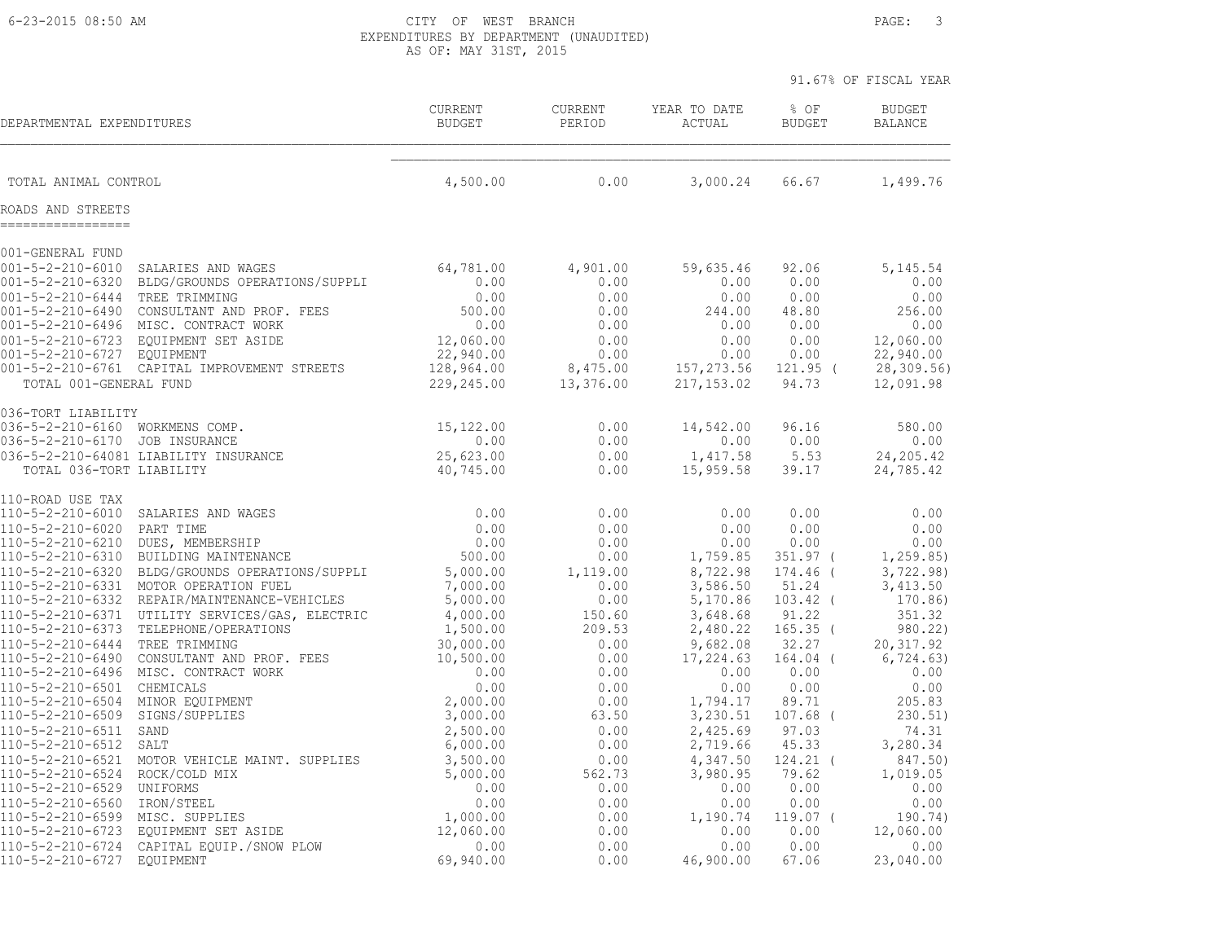CITY OF WEST BRANCH
EXPENDITURES BY DEPARTMENT (UNAUDITED)
AS OF: MAY 31ST, 2015

91.67% OF FISCAL YEAR

| DEPARTMENTAL EXPENDITURES | | CURRENT BUDGET | CURRENT PERIOD | YEAR TO DATE ACTUAL | % OF BUDGET | BUDGET BALANCE |
|---|---|---|---|---|---|---|
| TOTAL ANIMAL CONTROL | | 4,500.00 | 0.00 | 3,000.24 | 66.67 | 1,499.76 |

## ROADS AND STREETS

| DEPARTMENTAL EXPENDITURES | | CURRENT BUDGET | CURRENT PERIOD | YEAR TO DATE ACTUAL | % OF BUDGET | BUDGET BALANCE |
|---|---|---|---|---|---|---|
| 001-GENERAL FUND | | | | | | |
| 001-5-2-210-6010 | SALARIES AND WAGES | 64,781.00 | 4,901.00 | 59,635.46 | 92.06 | 5,145.54 |
| 001-5-2-210-6320 | BLDG/GROUNDS OPERATIONS/SUPPLI | 0.00 | 0.00 | 0.00 | 0.00 | 0.00 |
| 001-5-2-210-6444 | TREE TRIMMING | 0.00 | 0.00 | 0.00 | 0.00 | 0.00 |
| 001-5-2-210-6490 | CONSULTANT AND PROF. FEES | 500.00 | 0.00 | 244.00 | 48.80 | 256.00 |
| 001-5-2-210-6496 | MISC. CONTRACT WORK | 0.00 | 0.00 | 0.00 | 0.00 | 0.00 |
| 001-5-2-210-6723 | EQUIPMENT SET ASIDE | 12,060.00 | 0.00 | 0.00 | 0.00 | 12,060.00 |
| 001-5-2-210-6727 | EQUIPMENT | 22,940.00 | 0.00 | 0.00 | 0.00 | 22,940.00 |
| 001-5-2-210-6761 | CAPITAL IMPROVEMENT STREETS | 128,964.00 | 8,475.00 | 157,273.56 | 121.95 | ( 28,309.56) |
| TOTAL 001-GENERAL FUND | | 229,245.00 | 13,376.00 | 217,153.02 | 94.73 | 12,091.98 |
| 036-TORT LIABILITY | | | | | | |
| 036-5-2-210-6160 | WORKMENS COMP. | 15,122.00 | 0.00 | 14,542.00 | 96.16 | 580.00 |
| 036-5-2-210-6170 | JOB INSURANCE | 0.00 | 0.00 | 0.00 | 0.00 | 0.00 |
| 036-5-2-210-64081 | LIABILITY INSURANCE | 25,623.00 | 0.00 | 1,417.58 | 5.53 | 24,205.42 |
| TOTAL 036-TORT LIABILITY | | 40,745.00 | 0.00 | 15,959.58 | 39.17 | 24,785.42 |
| 110-ROAD USE TAX | | | | | | |
| 110-5-2-210-6010 | SALARIES AND WAGES | 0.00 | 0.00 | 0.00 | 0.00 | 0.00 |
| 110-5-2-210-6020 | PART TIME | 0.00 | 0.00 | 0.00 | 0.00 | 0.00 |
| 110-5-2-210-6210 | DUES, MEMBERSHIP | 0.00 | 0.00 | 0.00 | 0.00 | 0.00 |
| 110-5-2-210-6310 | BUILDING MAINTENANCE | 500.00 | 0.00 | 1,759.85 | 351.97 | ( 1,259.85) |
| 110-5-2-210-6320 | BLDG/GROUNDS OPERATIONS/SUPPLI | 5,000.00 | 1,119.00 | 8,722.98 | 174.46 | ( 3,722.98) |
| 110-5-2-210-6331 | MOTOR OPERATION FUEL | 7,000.00 | 0.00 | 3,586.50 | 51.24 | 3,413.50 |
| 110-5-2-210-6332 | REPAIR/MAINTENANCE-VEHICLES | 5,000.00 | 0.00 | 5,170.86 | 103.42 | ( 170.86) |
| 110-5-2-210-6371 | UTILITY SERVICES/GAS, ELECTRIC | 4,000.00 | 150.60 | 3,648.68 | 91.22 | 351.32 |
| 110-5-2-210-6373 | TELEPHONE/OPERATIONS | 1,500.00 | 209.53 | 2,480.22 | 165.35 | ( 980.22) |
| 110-5-2-210-6444 | TREE TRIMMING | 30,000.00 | 0.00 | 9,682.08 | 32.27 | 20,317.92 |
| 110-5-2-210-6490 | CONSULTANT AND PROF. FEES | 10,500.00 | 0.00 | 17,224.63 | 164.04 | ( 6,724.63) |
| 110-5-2-210-6496 | MISC. CONTRACT WORK | 0.00 | 0.00 | 0.00 | 0.00 | 0.00 |
| 110-5-2-210-6501 | CHEMICALS | 0.00 | 0.00 | 0.00 | 0.00 | 0.00 |
| 110-5-2-210-6504 | MINOR EQUIPMENT | 2,000.00 | 0.00 | 1,794.17 | 89.71 | 205.83 |
| 110-5-2-210-6509 | SIGNS/SUPPLIES | 3,000.00 | 63.50 | 3,230.51 | 107.68 | ( 230.51) |
| 110-5-2-210-6511 | SAND | 2,500.00 | 0.00 | 2,425.69 | 97.03 | 74.31 |
| 110-5-2-210-6512 | SALT | 6,000.00 | 0.00 | 2,719.66 | 45.33 | 3,280.34 |
| 110-5-2-210-6521 | MOTOR VEHICLE MAINT. SUPPLIES | 3,500.00 | 0.00 | 4,347.50 | 124.21 | ( 847.50) |
| 110-5-2-210-6524 | ROCK/COLD MIX | 5,000.00 | 562.73 | 3,980.95 | 79.62 | 1,019.05 |
| 110-5-2-210-6529 | UNIFORMS | 0.00 | 0.00 | 0.00 | 0.00 | 0.00 |
| 110-5-2-210-6560 | IRON/STEEL | 0.00 | 0.00 | 0.00 | 0.00 | 0.00 |
| 110-5-2-210-6599 | MISC. SUPPLIES | 1,000.00 | 0.00 | 1,190.74 | 119.07 | ( 190.74) |
| 110-5-2-210-6723 | EQUIPMENT SET ASIDE | 12,060.00 | 0.00 | 0.00 | 0.00 | 12,060.00 |
| 110-5-2-210-6724 | CAPITAL EQUIP./SNOW PLOW | 0.00 | 0.00 | 0.00 | 0.00 | 0.00 |
| 110-5-2-210-6727 | EQUIPMENT | 69,940.00 | 0.00 | 46,900.00 | 67.06 | 23,040.00 |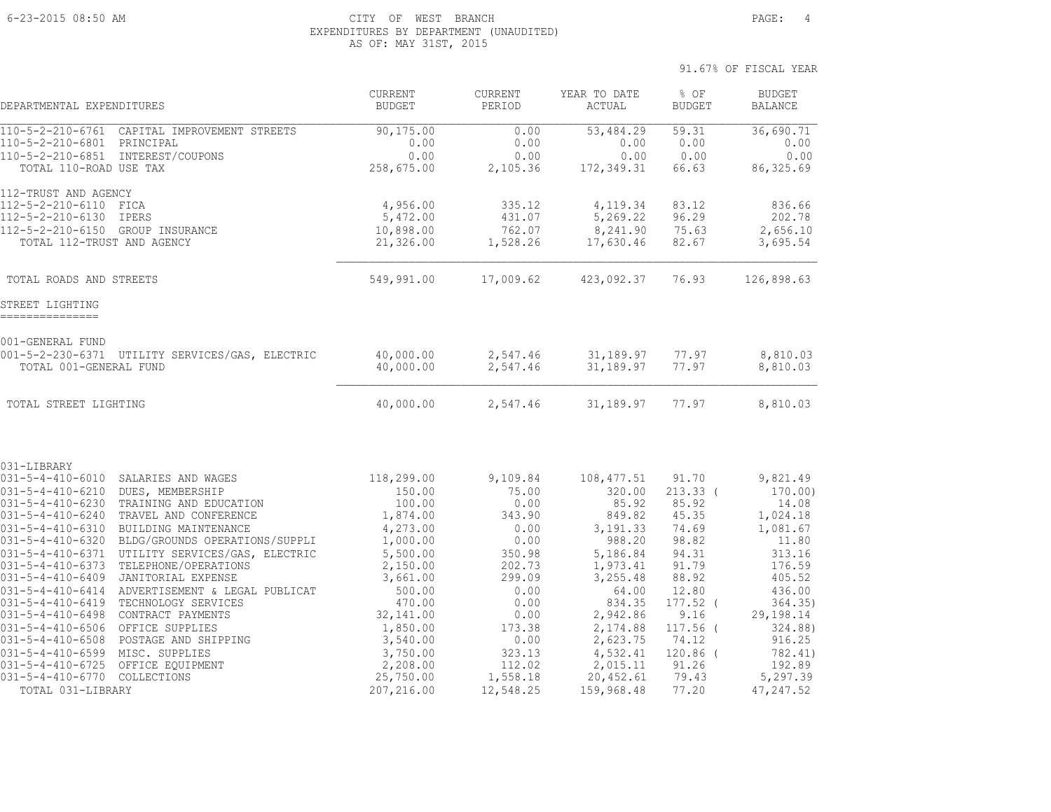CITY OF WEST BRANCH
EXPENDITURES BY DEPARTMENT (UNAUDITED)
AS OF: MAY 31ST, 2015

91.67% OF FISCAL YEAR

| DEPARTMENTAL EXPENDITURES | CURRENT BUDGET | CURRENT PERIOD | YEAR TO DATE ACTUAL | % OF BUDGET | BUDGET BALANCE |
|---|---|---|---|---|---|
| 110-5-2-210-6761 CAPITAL IMPROVEMENT STREETS | 90,175.00 | 0.00 | 53,484.29 | 59.31 | 36,690.71 |
| 110-5-2-210-6801 PRINCIPAL | 0.00 | 0.00 | 0.00 | 0.00 | 0.00 |
| 110-5-2-210-6851 INTEREST/COUPONS | 0.00 | 0.00 | 0.00 | 0.00 | 0.00 |
| TOTAL 110-ROAD USE TAX | 258,675.00 | 2,105.36 | 172,349.31 | 66.63 | 86,325.69 |
| 112-TRUST AND AGENCY | | | | | |
| 112-5-2-210-6110 FICA | 4,956.00 | 335.12 | 4,119.34 | 83.12 | 836.66 |
| 112-5-2-210-6130 IPERS | 5,472.00 | 431.07 | 5,269.22 | 96.29 | 202.78 |
| 112-5-2-210-6150 GROUP INSURANCE | 10,898.00 | 762.07 | 8,241.90 | 75.63 | 2,656.10 |
| TOTAL 112-TRUST AND AGENCY | 21,326.00 | 1,528.26 | 17,630.46 | 82.67 | 3,695.54 |
| TOTAL ROADS AND STREETS | 549,991.00 | 17,009.62 | 423,092.37 | 76.93 | 126,898.63 |
| **STREET LIGHTING** | | | | | |
| 001-GENERAL FUND | | | | | |
| 001-5-2-230-6371 UTILITY SERVICES/GAS, ELECTRIC | 40,000.00 | 2,547.46 | 31,189.97 | 77.97 | 8,810.03 |
| TOTAL 001-GENERAL FUND | 40,000.00 | 2,547.46 | 31,189.97 | 77.97 | 8,810.03 |
| TOTAL STREET LIGHTING | 40,000.00 | 2,547.46 | 31,189.97 | 77.97 | 8,810.03 |
| 031-LIBRARY | | | | | |
| 031-5-4-410-6010 SALARIES AND WAGES | 118,299.00 | 9,109.84 | 108,477.51 | 91.70 | 9,821.49 |
| 031-5-4-410-6210 DUES, MEMBERSHIP | 150.00 | 75.00 | 320.00 | 213.33 | ( 170.00) |
| 031-5-4-410-6230 TRAINING AND EDUCATION | 100.00 | 0.00 | 85.92 | 85.92 | 14.08 |
| 031-5-4-410-6240 TRAVEL AND CONFERENCE | 1,874.00 | 343.90 | 849.82 | 45.35 | 1,024.18 |
| 031-5-4-410-6310 BUILDING MAINTENANCE | 4,273.00 | 0.00 | 3,191.33 | 74.69 | 1,081.67 |
| 031-5-4-410-6320 BLDG/GROUNDS OPERATIONS/SUPPLI | 1,000.00 | 0.00 | 988.20 | 98.82 | 11.80 |
| 031-5-4-410-6371 UTILITY SERVICES/GAS, ELECTRIC | 5,500.00 | 350.98 | 5,186.84 | 94.31 | 313.16 |
| 031-5-4-410-6373 TELEPHONE/OPERATIONS | 2,150.00 | 202.73 | 1,973.41 | 91.79 | 176.59 |
| 031-5-4-410-6409 JANITORIAL EXPENSE | 3,661.00 | 299.09 | 3,255.48 | 88.92 | 405.52 |
| 031-5-4-410-6414 ADVERTISEMENT & LEGAL PUBLICAT | 500.00 | 0.00 | 64.00 | 12.80 | 436.00 |
| 031-5-4-410-6419 TECHNOLOGY SERVICES | 470.00 | 0.00 | 834.35 | 177.52 | ( 364.35) |
| 031-5-4-410-6498 CONTRACT PAYMENTS | 32,141.00 | 0.00 | 2,942.86 | 9.16 | 29,198.14 |
| 031-5-4-410-6506 OFFICE SUPPLIES | 1,850.00 | 173.38 | 2,174.88 | 117.56 | ( 324.88) |
| 031-5-4-410-6508 POSTAGE AND SHIPPING | 3,540.00 | 0.00 | 2,623.75 | 74.12 | 916.25 |
| 031-5-4-410-6599 MISC. SUPPLIES | 3,750.00 | 323.13 | 4,532.41 | 120.86 | ( 782.41) |
| 031-5-4-410-6725 OFFICE EQUIPMENT | 2,208.00 | 112.02 | 2,015.11 | 91.26 | 192.89 |
| 031-5-4-410-6770 COLLECTIONS | 25,750.00 | 1,558.18 | 20,452.61 | 79.43 | 5,297.39 |
| TOTAL 031-LIBRARY | 207,216.00 | 12,548.25 | 159,968.48 | 77.20 | 47,247.52 |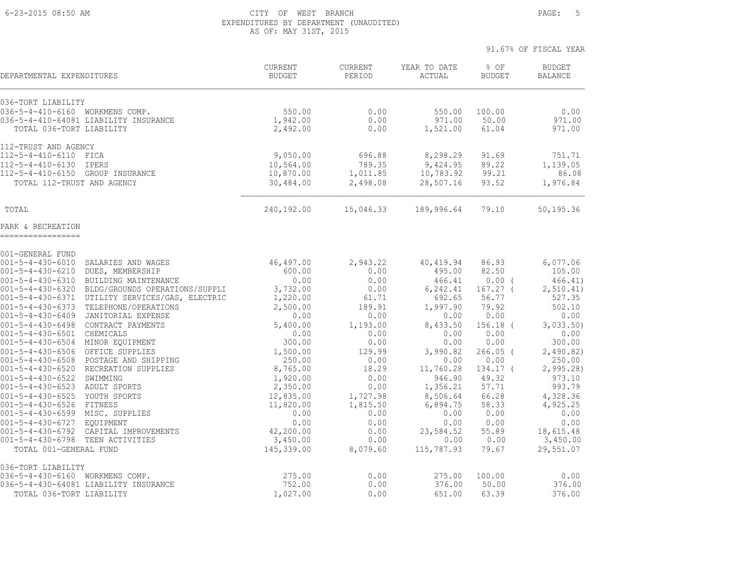6-23-2015 08:50 AM CITY OF WEST BRANCH
EXPENDITURES BY DEPARTMENT (UNAUDITED)
AS OF: MAY 31ST, 2015

91.67% OF FISCAL YEAR

| DEPARTMENTAL EXPENDITURES | CURRENT BUDGET | CURRENT PERIOD | YEAR TO DATE ACTUAL | % OF BUDGET | BUDGET BALANCE |
|---|---|---|---|---|---|
| 036-TORT LIABILITY | | | | | |
| 036-5-4-410-6160 WORKMENS COMP. | 550.00 | 0.00 | 550.00 | 100.00 | 0.00 |
| 036-5-4-410-64081 LIABILITY INSURANCE | 1,942.00 | 0.00 | 971.00 | 50.00 | 971.00 |
| TOTAL 036-TORT LIABILITY | 2,492.00 | 0.00 | 1,521.00 | 61.04 | 971.00 |
| 112-TRUST AND AGENCY | | | | | |
| 112-5-4-410-6110 FICA | 9,050.00 | 696.88 | 8,298.29 | 91.69 | 751.71 |
| 112-5-4-410-6130 IPERS | 10,564.00 | 789.35 | 9,424.95 | 89.22 | 1,139.05 |
| 112-5-4-410-6150 GROUP INSURANCE | 10,870.00 | 1,011.85 | 10,783.92 | 99.21 | 86.08 |
| TOTAL 112-TRUST AND AGENCY | 30,484.00 | 2,498.08 | 28,507.16 | 93.52 | 1,976.84 |
| TOTAL | 240,192.00 | 15,046.33 | 189,996.64 | 79.10 | 50,195.36 |

## PARK & RECREATION

| DEPARTMENTAL EXPENDITURES | CURRENT BUDGET | CURRENT PERIOD | YEAR TO DATE ACTUAL | % OF BUDGET | BUDGET BALANCE |
|---|---|---|---|---|---|
| 001-GENERAL FUND | | | | | |
| 001-5-4-430-6010 SALARIES AND WAGES | 46,497.00 | 2,943.22 | 40,419.94 | 86.93 | 6,077.06 |
| 001-5-4-430-6210 DUES, MEMBERSHIP | 600.00 | 0.00 | 495.00 | 82.50 | 105.00 |
| 001-5-4-430-6310 BUILDING MAINTENANCE | 0.00 | 0.00 | 466.41 | 0.00 ( | 466.41) |
| 001-5-4-430-6320 BLDG/GROUNDS OPERATIONS/SUPPLI | 3,732.00 | 0.00 | 6,242.41 | 167.27 ( | 2,510.41) |
| 001-5-4-430-6371 UTILITY SERVICES/GAS, ELECTRIC | 1,220.00 | 61.71 | 692.65 | 56.77 | 527.35 |
| 001-5-4-430-6373 TELEPHONE/OPERATIONS | 2,500.00 | 189.91 | 1,997.90 | 79.92 | 502.10 |
| 001-5-4-430-6409 JANITORIAL EXPENSE | 0.00 | 0.00 | 0.00 | 0.00 | 0.00 |
| 001-5-4-430-6498 CONTRACT PAYMENTS | 5,400.00 | 1,193.00 | 8,433.50 | 156.18 ( | 3,033.50) |
| 001-5-4-430-6501 CHEMICALS | 0.00 | 0.00 | 0.00 | 0.00 | 0.00 |
| 001-5-4-430-6504 MINOR EQUIPMENT | 300.00 | 0.00 | 0.00 | 0.00 | 300.00 |
| 001-5-4-430-6506 OFFICE SUPPLIES | 1,500.00 | 129.99 | 3,990.82 | 266.05 ( | 2,490.82) |
| 001-5-4-430-6508 POSTAGE AND SHIPPING | 250.00 | 0.00 | 0.00 | 0.00 | 250.00 |
| 001-5-4-430-6520 RECREATION SUPPLIES | 8,765.00 | 18.29 | 11,760.28 | 134.17 ( | 2,995.28) |
| 001-5-4-430-6522 SWIMMING | 1,920.00 | 0.00 | 946.90 | 49.32 | 973.10 |
| 001-5-4-430-6523 ADULT SPORTS | 2,350.00 | 0.00 | 1,356.21 | 57.71 | 993.79 |
| 001-5-4-430-6525 YOUTH SPORTS | 12,835.00 | 1,727.98 | 8,506.64 | 66.28 | 4,328.36 |
| 001-5-4-430-6526 FITNESS | 11,820.00 | 1,815.50 | 6,894.75 | 58.33 | 4,925.25 |
| 001-5-4-430-6599 MISC. SUPPLIES | 0.00 | 0.00 | 0.00 | 0.00 | 0.00 |
| 001-5-4-430-6727 EQUIPMENT | 0.00 | 0.00 | 0.00 | 0.00 | 0.00 |
| 001-5-4-430-6792 CAPITAL IMPROVEMENTS | 42,200.00 | 0.00 | 23,584.52 | 55.89 | 18,615.48 |
| 001-5-4-430-6798 TEEN ACTIVITIES | 3,450.00 | 0.00 | 0.00 | 0.00 | 3,450.00 |
| TOTAL 001-GENERAL FUND | 145,339.00 | 8,079.60 | 115,787.93 | 79.67 | 29,551.07 |
| 036-TORT LIABILITY | | | | | |
| 036-5-4-430-6160 WORKMENS COMP. | 275.00 | 0.00 | 275.00 | 100.00 | 0.00 |
| 036-5-4-430-64081 LIABILITY INSURANCE | 752.00 | 0.00 | 376.00 | 50.00 | 376.00 |
| TOTAL 036-TORT LIABILITY | 1,027.00 | 0.00 | 651.00 | 63.39 | 376.00 |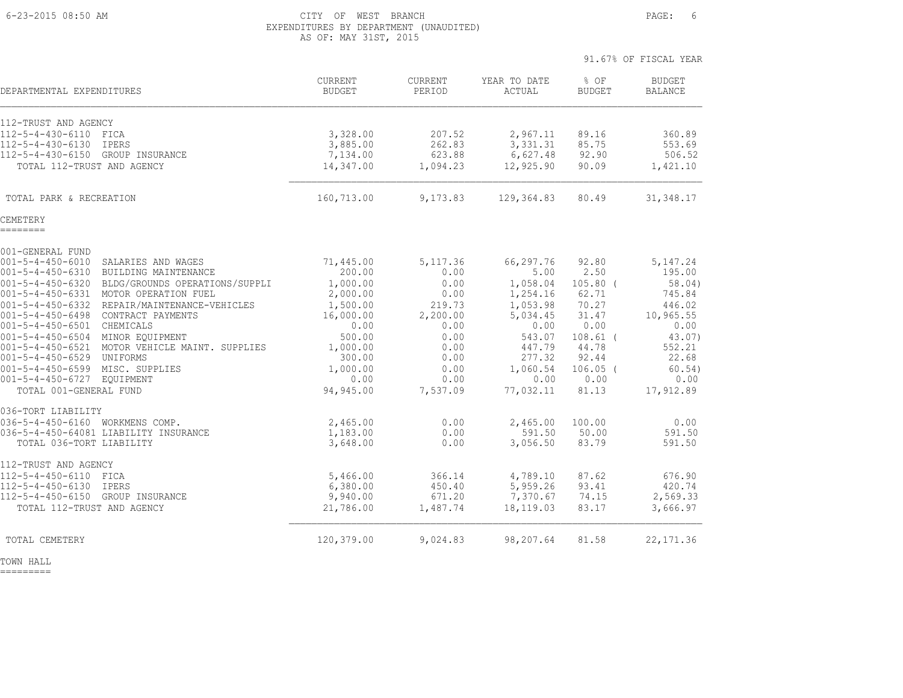CITY OF WEST BRANCH
EXPENDITURES BY DEPARTMENT (UNAUDITED)
AS OF: MAY 31ST, 2015

91.67% OF FISCAL YEAR

| DEPARTMENTAL EXPENDITURES | CURRENT BUDGET | CURRENT PERIOD | YEAR TO DATE ACTUAL | % OF BUDGET | BUDGET BALANCE |
|---|---|---|---|---|---|
| 112-TRUST AND AGENCY | | | | | |
| 112-5-4-430-6110 FICA | 3,328.00 | 207.52 | 2,967.11 | 89.16 | 360.89 |
| 112-5-4-430-6130 IPERS | 3,885.00 | 262.83 | 3,331.31 | 85.75 | 553.69 |
| 112-5-4-430-6150 GROUP INSURANCE | 7,134.00 | 623.88 | 6,627.48 | 92.90 | 506.52 |
| TOTAL 112-TRUST AND AGENCY | 14,347.00 | 1,094.23 | 12,925.90 | 90.09 | 1,421.10 |
| TOTAL PARK & RECREATION | 160,713.00 | 9,173.83 | 129,364.83 | 80.49 | 31,348.17 |

## CEMETERY

| DEPARTMENTAL EXPENDITURES | CURRENT BUDGET | CURRENT PERIOD | YEAR TO DATE ACTUAL | % OF BUDGET | BUDGET BALANCE |
|---|---|---|---|---|---|
| 001-GENERAL FUND | | | | | |
| 001-5-4-450-6010 SALARIES AND WAGES | 71,445.00 | 5,117.36 | 66,297.76 | 92.80 | 5,147.24 |
| 001-5-4-450-6310 BUILDING MAINTENANCE | 200.00 | 0.00 | 5.00 | 2.50 | 195.00 |
| 001-5-4-450-6320 BLDG/GROUNDS OPERATIONS/SUPPLI | 1,000.00 | 0.00 | 1,058.04 | 105.80 | ( 58.04) |
| 001-5-4-450-6331 MOTOR OPERATION FUEL | 2,000.00 | 0.00 | 1,254.16 | 62.71 | 745.84 |
| 001-5-4-450-6332 REPAIR/MAINTENANCE-VEHICLES | 1,500.00 | 219.73 | 1,053.98 | 70.27 | 446.02 |
| 001-5-4-450-6498 CONTRACT PAYMENTS | 16,000.00 | 2,200.00 | 5,034.45 | 31.47 | 10,965.55 |
| 001-5-4-450-6501 CHEMICALS | 0.00 | 0.00 | 0.00 | 0.00 | 0.00 |
| 001-5-4-450-6504 MINOR EQUIPMENT | 500.00 | 0.00 | 543.07 | 108.61 | ( 43.07) |
| 001-5-4-450-6521 MOTOR VEHICLE MAINT. SUPPLIES | 1,000.00 | 0.00 | 447.79 | 44.78 | 552.21 |
| 001-5-4-450-6529 UNIFORMS | 300.00 | 0.00 | 277.32 | 92.44 | 22.68 |
| 001-5-4-450-6599 MISC. SUPPLIES | 1,000.00 | 0.00 | 1,060.54 | 106.05 | ( 60.54) |
| 001-5-4-450-6727 EQUIPMENT | 0.00 | 0.00 | 0.00 | 0.00 | 0.00 |
| TOTAL 001-GENERAL FUND | 94,945.00 | 7,537.09 | 77,032.11 | 81.13 | 17,912.89 |
| 036-TORT LIABILITY | | | | | |
| 036-5-4-450-6160 WORKMENS COMP. | 2,465.00 | 0.00 | 2,465.00 | 100.00 | 0.00 |
| 036-5-4-450-64081 LIABILITY INSURANCE | 1,183.00 | 0.00 | 591.50 | 50.00 | 591.50 |
| TOTAL 036-TORT LIABILITY | 3,648.00 | 0.00 | 3,056.50 | 83.79 | 591.50 |
| 112-TRUST AND AGENCY | | | | | |
| 112-5-4-450-6110 FICA | 5,466.00 | 366.14 | 4,789.10 | 87.62 | 676.90 |
| 112-5-4-450-6130 IPERS | 6,380.00 | 450.40 | 5,959.26 | 93.41 | 420.74 |
| 112-5-4-450-6150 GROUP INSURANCE | 9,940.00 | 671.20 | 7,370.67 | 74.15 | 2,569.33 |
| TOTAL 112-TRUST AND AGENCY | 21,786.00 | 1,487.74 | 18,119.03 | 83.17 | 3,666.97 |
| TOTAL CEMETERY | 120,379.00 | 9,024.83 | 98,207.64 | 81.58 | 22,171.36 |

## TOWN HALL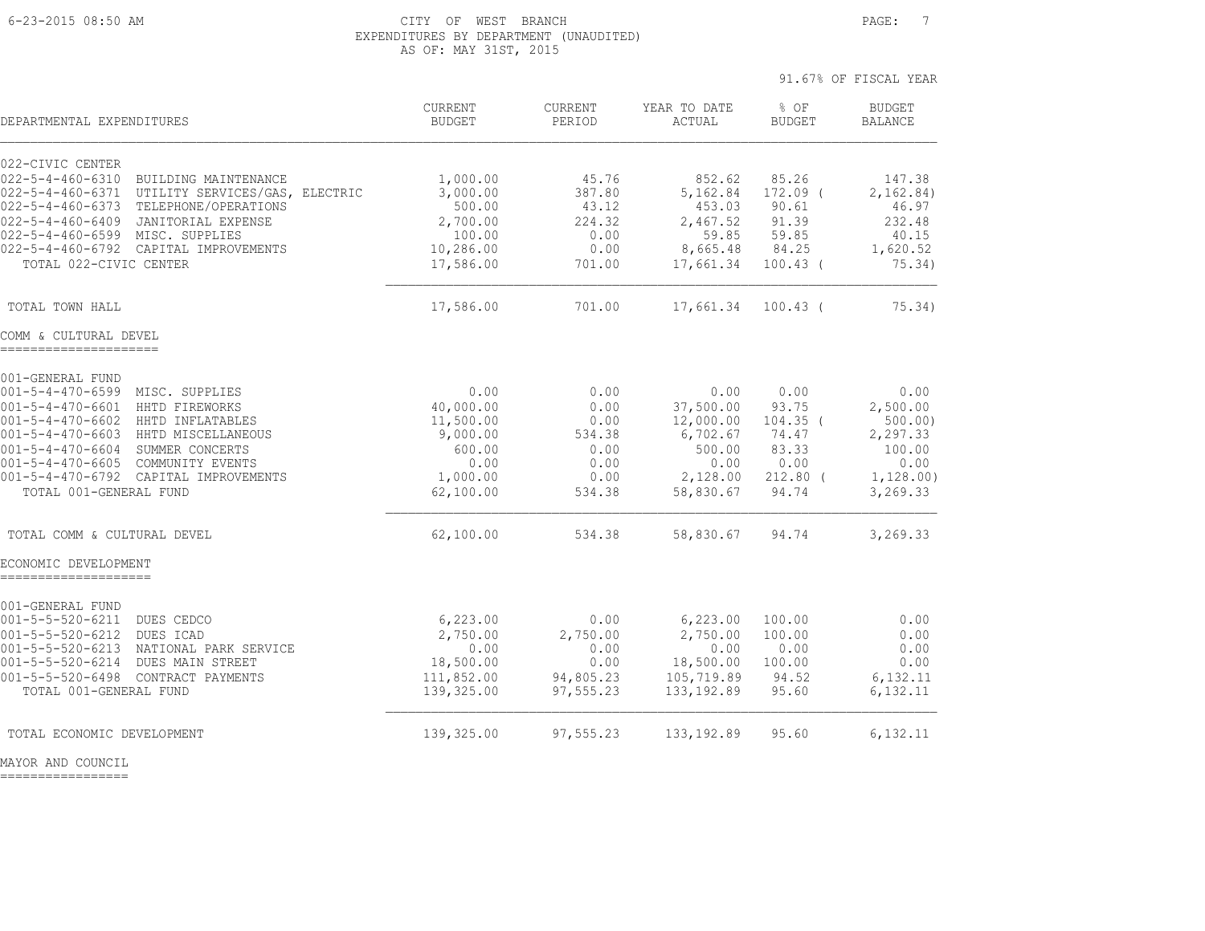CITY OF WEST BRANCH
EXPENDITURES BY DEPARTMENT (UNAUDITED)
AS OF: MAY 31ST, 2015

91.67% OF FISCAL YEAR

| DEPARTMENTAL EXPENDITURES | CURRENT BUDGET | CURRENT PERIOD | YEAR TO DATE ACTUAL | % OF BUDGET | BUDGET BALANCE |
|---|---|---|---|---|---|
| 022-CIVIC CENTER | | | | | |
| 022-5-4-460-6310 BUILDING MAINTENANCE | 1,000.00 | 45.76 | 852.62 | 85.26 | 147.38 |
| 022-5-4-460-6371 UTILITY SERVICES/GAS, ELECTRIC | 3,000.00 | 387.80 | 5,162.84 | 172.09 ( | 2,162.84) |
| 022-5-4-460-6373 TELEPHONE/OPERATIONS | 500.00 | 43.12 | 453.03 | 90.61 | 46.97 |
| 022-5-4-460-6409 JANITORIAL EXPENSE | 2,700.00 | 224.32 | 2,467.52 | 91.39 | 232.48 |
| 022-5-4-460-6599 MISC. SUPPLIES | 100.00 | 0.00 | 59.85 | 59.85 | 40.15 |
| 022-5-4-460-6792 CAPITAL IMPROVEMENTS | 10,286.00 | 0.00 | 8,665.48 | 84.25 | 1,620.52 |
| TOTAL 022-CIVIC CENTER | 17,586.00 | 701.00 | 17,661.34 | 100.43 ( | 75.34) |
| TOTAL TOWN HALL | 17,586.00 | 701.00 | 17,661.34 | 100.43 ( | 75.34) |
| **COMM & CULTURAL DEVEL** | | | | | |
| 001-GENERAL FUND | | | | | |
| 001-5-4-470-6599 MISC. SUPPLIES | 0.00 | 0.00 | 0.00 | 0.00 | 0.00 |
| 001-5-4-470-6601 HHTD FIREWORKS | 40,000.00 | 0.00 | 37,500.00 | 93.75 | 2,500.00 |
| 001-5-4-470-6602 HHTD INFLATABLES | 11,500.00 | 0.00 | 12,000.00 | 104.35 ( | 500.00) |
| 001-5-4-470-6603 HHTD MISCELLANEOUS | 9,000.00 | 534.38 | 6,702.67 | 74.47 | 2,297.33 |
| 001-5-4-470-6604 SUMMER CONCERTS | 600.00 | 0.00 | 500.00 | 83.33 | 100.00 |
| 001-5-4-470-6605 COMMUNITY EVENTS | 0.00 | 0.00 | 0.00 | 0.00 | 0.00 |
| 001-5-4-470-6792 CAPITAL IMPROVEMENTS | 1,000.00 | 0.00 | 2,128.00 | 212.80 ( | 1,128.00) |
| TOTAL 001-GENERAL FUND | 62,100.00 | 534.38 | 58,830.67 | 94.74 | 3,269.33 |
| TOTAL COMM & CULTURAL DEVEL | 62,100.00 | 534.38 | 58,830.67 | 94.74 | 3,269.33 |
| **ECONOMIC DEVELOPMENT** | | | | | |
| 001-GENERAL FUND | | | | | |
| 001-5-5-520-6211 DUES CEDCO | 6,223.00 | 0.00 | 6,223.00 | 100.00 | 0.00 |
| 001-5-5-520-6212 DUES ICAD | 2,750.00 | 2,750.00 | 2,750.00 | 100.00 | 0.00 |
| 001-5-5-520-6213 NATIONAL PARK SERVICE | 0.00 | 0.00 | 0.00 | 0.00 | 0.00 |
| 001-5-5-520-6214 DUES MAIN STREET | 18,500.00 | 0.00 | 18,500.00 | 100.00 | 0.00 |
| 001-5-5-520-6498 CONTRACT PAYMENTS | 111,852.00 | 94,805.23 | 105,719.89 | 94.52 | 6,132.11 |
| TOTAL 001-GENERAL FUND | 139,325.00 | 97,555.23 | 133,192.89 | 95.60 | 6,132.11 |
| TOTAL ECONOMIC DEVELOPMENT | 139,325.00 | 97,555.23 | 133,192.89 | 95.60 | 6,132.11 |

MAYOR AND COUNCIL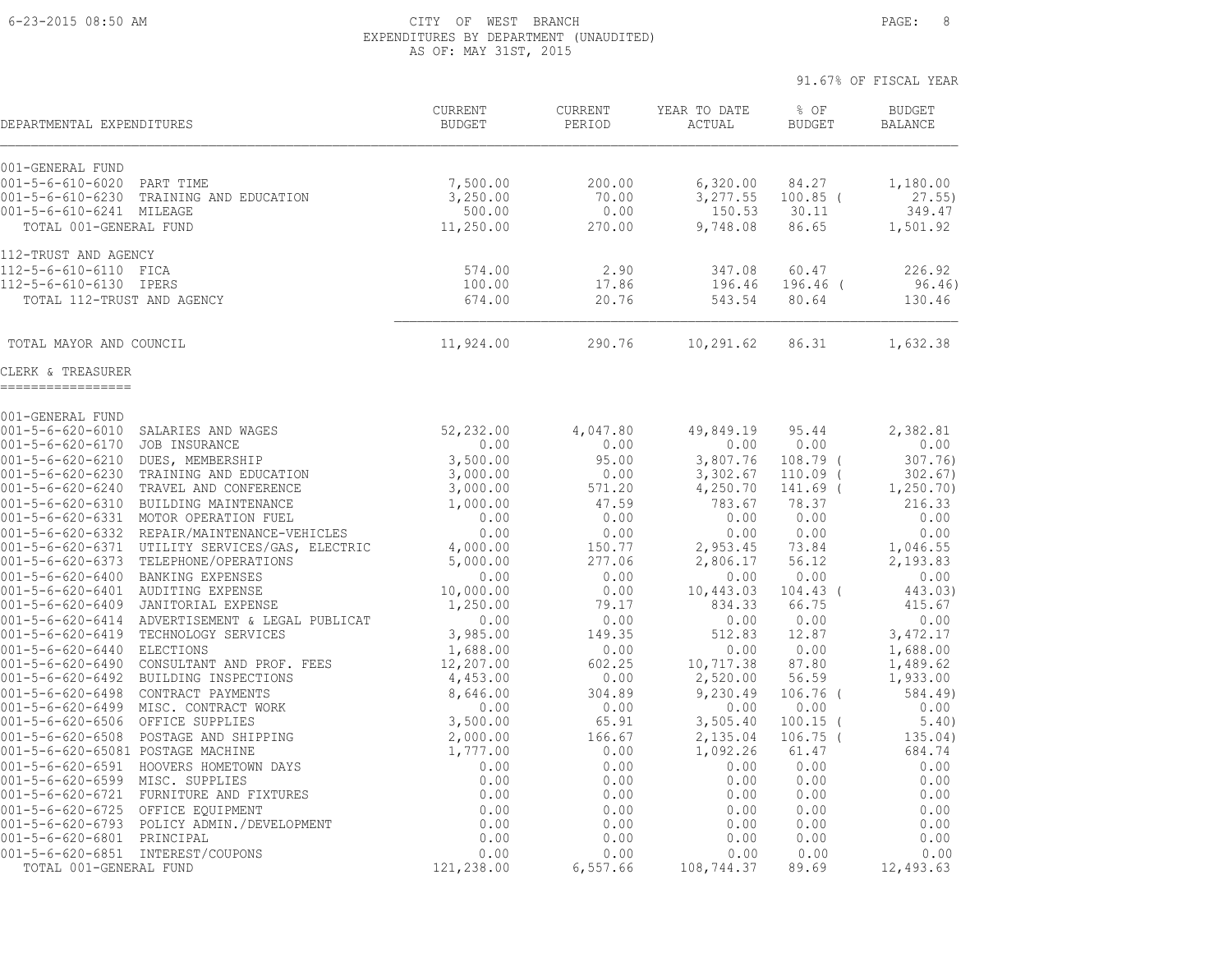CITY OF WEST BRANCH
EXPENDITURES BY DEPARTMENT (UNAUDITED)
AS OF: MAY 31ST, 2015

91.67% OF FISCAL YEAR

| DEPARTMENTAL EXPENDITURES | CURRENT BUDGET | CURRENT PERIOD | YEAR TO DATE ACTUAL | % OF BUDGET | BUDGET BALANCE |
|---|---|---|---|---|---|
| 001-GENERAL FUND | | | | | |
| 001-5-6-610-6020 PART TIME | 7,500.00 | 200.00 | 6,320.00 | 84.27 | 1,180.00 |
| 001-5-6-610-6230 TRAINING AND EDUCATION | 3,250.00 | 70.00 | 3,277.55 | 100.85 ( | 27.55) |
| 001-5-6-610-6241 MILEAGE | 500.00 | 0.00 | 150.53 | 30.11 | 349.47 |
| TOTAL 001-GENERAL FUND | 11,250.00 | 270.00 | 9,748.08 | 86.65 | 1,501.92 |
| 112-TRUST AND AGENCY | | | | | |
| 112-5-6-610-6110 FICA | 574.00 | 2.90 | 347.08 | 60.47 | 226.92 |
| 112-5-6-610-6130 IPERS | 100.00 | 17.86 | 196.46 | 196.46 ( | 96.46) |
| TOTAL 112-TRUST AND AGENCY | 674.00 | 20.76 | 543.54 | 80.64 | 130.46 |
| TOTAL MAYOR AND COUNCIL | 11,924.00 | 290.76 | 10,291.62 | 86.31 | 1,632.38 |

CLERK & TREASURER
=================

| DEPARTMENTAL EXPENDITURES | CURRENT BUDGET | CURRENT PERIOD | YEAR TO DATE ACTUAL | % OF BUDGET | BUDGET BALANCE |
|---|---|---|---|---|---|
| 001-GENERAL FUND | | | | | |
| 001-5-6-620-6010 SALARIES AND WAGES | 52,232.00 | 4,047.80 | 49,849.19 | 95.44 | 2,382.81 |
| 001-5-6-620-6170 JOB INSURANCE | 0.00 | 0.00 | 0.00 | 0.00 | 0.00 |
| 001-5-6-620-6210 DUES, MEMBERSHIP | 3,500.00 | 95.00 | 3,807.76 | 108.79 ( | 307.76) |
| 001-5-6-620-6230 TRAINING AND EDUCATION | 3,000.00 | 0.00 | 3,302.67 | 110.09 ( | 302.67) |
| 001-5-6-620-6240 TRAVEL AND CONFERENCE | 3,000.00 | 571.20 | 4,250.70 | 141.69 ( | 1,250.70) |
| 001-5-6-620-6310 BUILDING MAINTENANCE | 1,000.00 | 47.59 | 783.67 | 78.37 | 216.33 |
| 001-5-6-620-6331 MOTOR OPERATION FUEL | 0.00 | 0.00 | 0.00 | 0.00 | 0.00 |
| 001-5-6-620-6332 REPAIR/MAINTENANCE-VEHICLES | 0.00 | 0.00 | 0.00 | 0.00 | 0.00 |
| 001-5-6-620-6371 UTILITY SERVICES/GAS, ELECTRIC | 4,000.00 | 150.77 | 2,953.45 | 73.84 | 1,046.55 |
| 001-5-6-620-6373 TELEPHONE/OPERATIONS | 5,000.00 | 277.06 | 2,806.17 | 56.12 | 2,193.83 |
| 001-5-6-620-6400 BANKING EXPENSES | 0.00 | 0.00 | 0.00 | 0.00 | 0.00 |
| 001-5-6-620-6401 AUDITING EXPENSE | 10,000.00 | 0.00 | 10,443.03 | 104.43 ( | 443.03) |
| 001-5-6-620-6409 JANITORIAL EXPENSE | 1,250.00 | 79.17 | 834.33 | 66.75 | 415.67 |
| 001-5-6-620-6414 ADVERTISEMENT & LEGAL PUBLICAT | 0.00 | 0.00 | 0.00 | 0.00 | 0.00 |
| 001-5-6-620-6419 TECHNOLOGY SERVICES | 3,985.00 | 149.35 | 512.83 | 12.87 | 3,472.17 |
| 001-5-6-620-6440 ELECTIONS | 1,688.00 | 0.00 | 0.00 | 0.00 | 1,688.00 |
| 001-5-6-620-6490 CONSULTANT AND PROF. FEES | 12,207.00 | 602.25 | 10,717.38 | 87.80 | 1,489.62 |
| 001-5-6-620-6492 BUILDING INSPECTIONS | 4,453.00 | 0.00 | 2,520.00 | 56.59 | 1,933.00 |
| 001-5-6-620-6498 CONTRACT PAYMENTS | 8,646.00 | 304.89 | 9,230.49 | 106.76 ( | 584.49) |
| 001-5-6-620-6499 MISC. CONTRACT WORK | 0.00 | 0.00 | 0.00 | 0.00 | 0.00 |
| 001-5-6-620-6506 OFFICE SUPPLIES | 3,500.00 | 65.91 | 3,505.40 | 100.15 ( | 5.40) |
| 001-5-6-620-6508 POSTAGE AND SHIPPING | 2,000.00 | 166.67 | 2,135.04 | 106.75 ( | 135.04) |
| 001-5-6-620-65081 POSTAGE MACHINE | 1,777.00 | 0.00 | 1,092.26 | 61.47 | 684.74 |
| 001-5-6-620-6591 HOOVERS HOMETOWN DAYS | 0.00 | 0.00 | 0.00 | 0.00 | 0.00 |
| 001-5-6-620-6599 MISC. SUPPLIES | 0.00 | 0.00 | 0.00 | 0.00 | 0.00 |
| 001-5-6-620-6721 FURNITURE AND FIXTURES | 0.00 | 0.00 | 0.00 | 0.00 | 0.00 |
| 001-5-6-620-6725 OFFICE EQUIPMENT | 0.00 | 0.00 | 0.00 | 0.00 | 0.00 |
| 001-5-6-620-6793 POLICY ADMIN./DEVELOPMENT | 0.00 | 0.00 | 0.00 | 0.00 | 0.00 |
| 001-5-6-620-6801 PRINCIPAL | 0.00 | 0.00 | 0.00 | 0.00 | 0.00 |
| 001-5-6-620-6851 INTEREST/COUPONS | 0.00 | 0.00 | 0.00 | 0.00 | 0.00 |
| TOTAL 001-GENERAL FUND | 121,238.00 | 6,557.66 | 108,744.37 | 89.69 | 12,493.63 |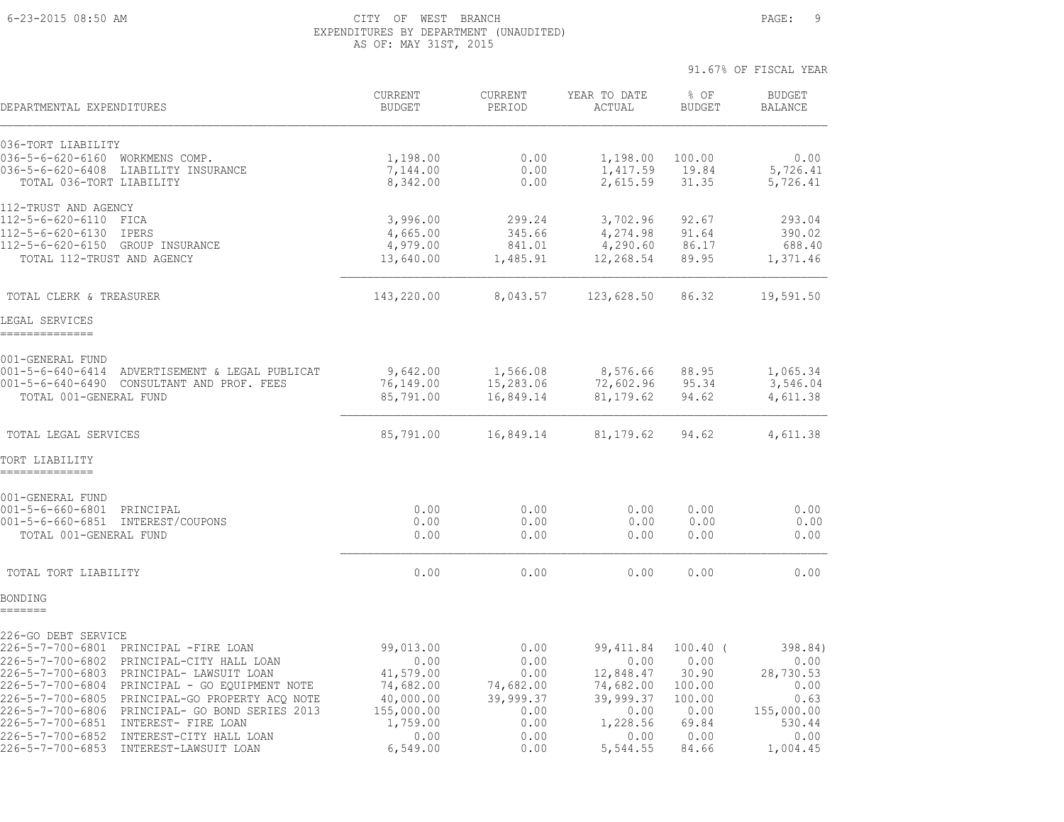CITY OF WEST BRANCH
EXPENDITURES BY DEPARTMENT (UNAUDITED)
AS OF: MAY 31ST, 2015

91.67% OF FISCAL YEAR

| DEPARTMENTAL EXPENDITURES | CURRENT BUDGET | CURRENT PERIOD | YEAR TO DATE ACTUAL | % OF BUDGET | BUDGET BALANCE |
|---|---|---|---|---|---|
| 036-TORT LIABILITY | | | | | |
| 036-5-6-620-6160 WORKMENS COMP. | 1,198.00 | 0.00 | 1,198.00 | 100.00 | 0.00 |
| 036-5-6-620-6408 LIABILITY INSURANCE | 7,144.00 | 0.00 | 1,417.59 | 19.84 | 5,726.41 |
| TOTAL 036-TORT LIABILITY | 8,342.00 | 0.00 | 2,615.59 | 31.35 | 5,726.41 |
| 112-TRUST AND AGENCY | | | | | |
| 112-5-6-620-6110 FICA | 3,996.00 | 299.24 | 3,702.96 | 92.67 | 293.04 |
| 112-5-6-620-6130 IPERS | 4,665.00 | 345.66 | 4,274.98 | 91.64 | 390.02 |
| 112-5-6-620-6150 GROUP INSURANCE | 4,979.00 | 841.01 | 4,290.60 | 86.17 | 688.40 |
| TOTAL 112-TRUST AND AGENCY | 13,640.00 | 1,485.91 | 12,268.54 | 89.95 | 1,371.46 |
| TOTAL CLERK & TREASURER | 143,220.00 | 8,043.57 | 123,628.50 | 86.32 | 19,591.50 |
| **LEGAL SERVICES** | | | | | |
| 001-GENERAL FUND | | | | | |
| 001-5-6-640-6414 ADVERTISEMENT & LEGAL PUBLICAT | 9,642.00 | 1,566.08 | 8,576.66 | 88.95 | 1,065.34 |
| 001-5-6-640-6490 CONSULTANT AND PROF. FEES | 76,149.00 | 15,283.06 | 72,602.96 | 95.34 | 3,546.04 |
| TOTAL 001-GENERAL FUND | 85,791.00 | 16,849.14 | 81,179.62 | 94.62 | 4,611.38 |
| TOTAL LEGAL SERVICES | 85,791.00 | 16,849.14 | 81,179.62 | 94.62 | 4,611.38 |
| **TORT LIABILITY** | | | | | |
| 001-GENERAL FUND | | | | | |
| 001-5-6-660-6801 PRINCIPAL | 0.00 | 0.00 | 0.00 | 0.00 | 0.00 |
| 001-5-6-660-6851 INTEREST/COUPONS | 0.00 | 0.00 | 0.00 | 0.00 | 0.00 |
| TOTAL 001-GENERAL FUND | 0.00 | 0.00 | 0.00 | 0.00 | 0.00 |
| TOTAL TORT LIABILITY | 0.00 | 0.00 | 0.00 | 0.00 | 0.00 |
| **BONDING** | | | | | |
| 226-GO DEBT SERVICE | | | | | |
| 226-5-7-700-6801 PRINCIPAL -FIRE LOAN | 99,013.00 | 0.00 | 99,411.84 | 100.40 | ( 398.84) |
| 226-5-7-700-6802 PRINCIPAL-CITY HALL LOAN | 0.00 | 0.00 | 0.00 | 0.00 | 0.00 |
| 226-5-7-700-6803 PRINCIPAL- LAWSUIT LOAN | 41,579.00 | 0.00 | 12,848.47 | 30.90 | 28,730.53 |
| 226-5-7-700-6804 PRINCIPAL - GO EQUIPMENT NOTE | 74,682.00 | 74,682.00 | 74,682.00 | 100.00 | 0.00 |
| 226-5-7-700-6805 PRINCIPAL-GO PROPERTY ACQ NOTE | 40,000.00 | 39,999.37 | 39,999.37 | 100.00 | 0.63 |
| 226-5-7-700-6806 PRINCIPAL- GO BOND SERIES 2013 | 155,000.00 | 0.00 | 0.00 | 0.00 | 155,000.00 |
| 226-5-7-700-6851 INTEREST- FIRE LOAN | 1,759.00 | 0.00 | 1,228.56 | 69.84 | 530.44 |
| 226-5-7-700-6852 INTEREST-CITY HALL LOAN | 0.00 | 0.00 | 0.00 | 0.00 | 0.00 |
| 226-5-7-700-6853 INTEREST-LAWSUIT LOAN | 6,549.00 | 0.00 | 5,544.55 | 84.66 | 1,004.45 |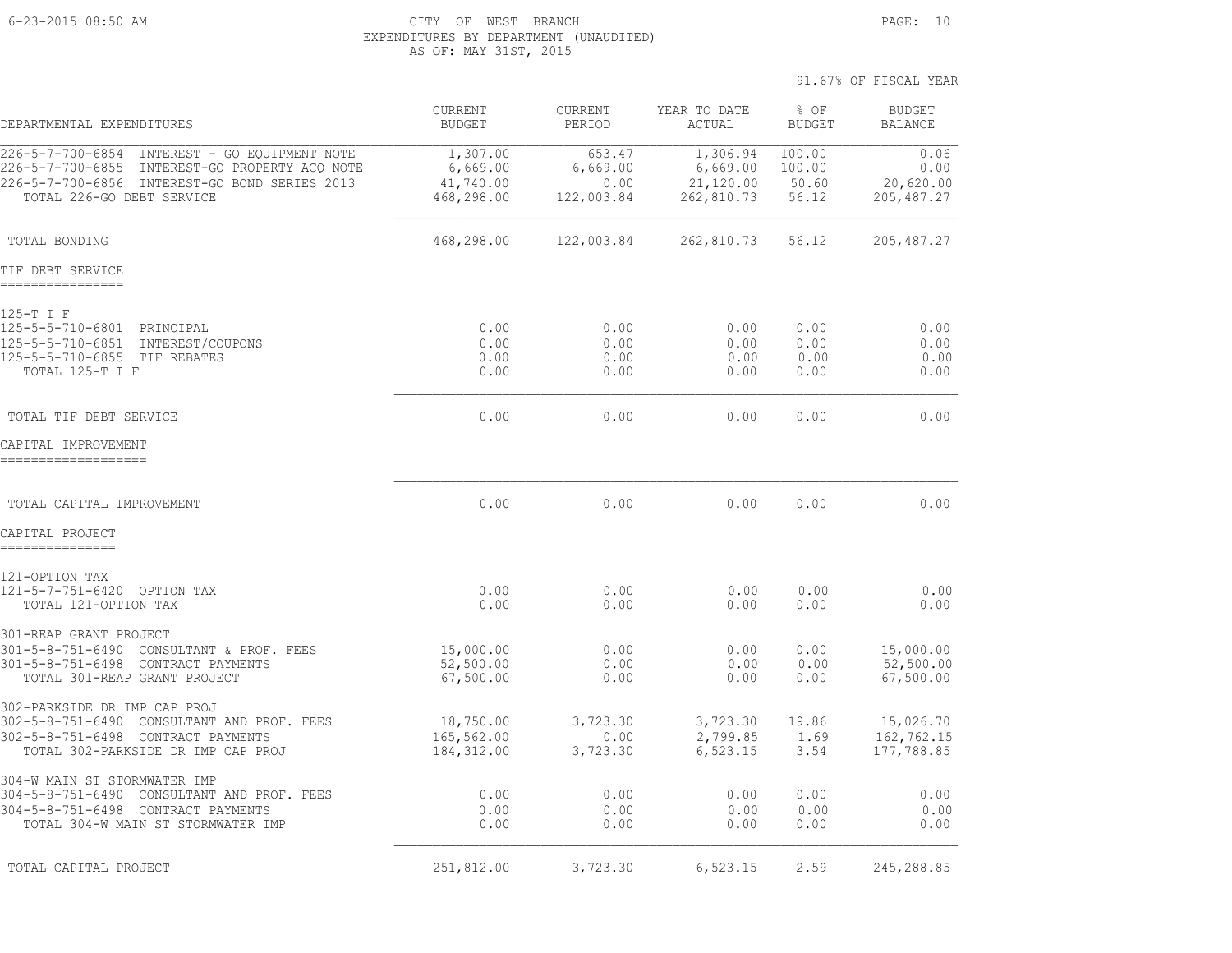CITY OF WEST BRANCH
EXPENDITURES BY DEPARTMENT (UNAUDITED)
AS OF: MAY 31ST, 2015

91.67% OF FISCAL YEAR

| DEPARTMENTAL EXPENDITURES | CURRENT BUDGET | CURRENT PERIOD | YEAR TO DATE ACTUAL | % OF BUDGET | BUDGET BALANCE |
|---|---|---|---|---|---|
| 226-5-7-700-6854 INTEREST - GO EQUIPMENT NOTE | 1,307.00 | 653.47 | 1,306.94 | 100.00 | 0.06 |
| 226-5-7-700-6855 INTEREST-GO PROPERTY ACQ NOTE | 6,669.00 | 6,669.00 | 6,669.00 | 100.00 | 0.00 |
| 226-5-7-700-6856 INTEREST-GO BOND SERIES 2013 | 41,740.00 | 0.00 | 21,120.00 | 50.60 | 20,620.00 |
| TOTAL 226-GO DEBT SERVICE | 468,298.00 | 122,003.84 | 262,810.73 | 56.12 | 205,487.27 |
| TOTAL BONDING | 468,298.00 | 122,003.84 | 262,810.73 | 56.12 | 205,487.27 |
| **TIF DEBT SERVICE** | | | | | |
| 125-T I F | | | | | |
| 125-5-5-710-6801 PRINCIPAL | 0.00 | 0.00 | 0.00 | 0.00 | 0.00 |
| 125-5-5-710-6851 INTEREST/COUPONS | 0.00 | 0.00 | 0.00 | 0.00 | 0.00 |
| 125-5-5-710-6855 TIF REBATES | 0.00 | 0.00 | 0.00 | 0.00 | 0.00 |
| TOTAL 125-T I F | 0.00 | 0.00 | 0.00 | 0.00 | 0.00 |
| TOTAL TIF DEBT SERVICE | 0.00 | 0.00 | 0.00 | 0.00 | 0.00 |
| **CAPITAL IMPROVEMENT** | | | | | |
| TOTAL CAPITAL IMPROVEMENT | 0.00 | 0.00 | 0.00 | 0.00 | 0.00 |
| **CAPITAL PROJECT** | | | | | |
| 121-OPTION TAX | | | | | |
| 121-5-7-751-6420 OPTION TAX | 0.00 | 0.00 | 0.00 | 0.00 | 0.00 |
| TOTAL 121-OPTION TAX | 0.00 | 0.00 | 0.00 | 0.00 | 0.00 |
| 301-REAP GRANT PROJECT | | | | | |
| 301-5-8-751-6490 CONSULTANT & PROF. FEES | 15,000.00 | 0.00 | 0.00 | 0.00 | 15,000.00 |
| 301-5-8-751-6498 CONTRACT PAYMENTS | 52,500.00 | 0.00 | 0.00 | 0.00 | 52,500.00 |
| TOTAL 301-REAP GRANT PROJECT | 67,500.00 | 0.00 | 0.00 | 0.00 | 67,500.00 |
| 302-PARKSIDE DR IMP CAP PROJ | | | | | |
| 302-5-8-751-6490 CONSULTANT AND PROF. FEES | 18,750.00 | 3,723.30 | 3,723.30 | 19.86 | 15,026.70 |
| 302-5-8-751-6498 CONTRACT PAYMENTS | 165,562.00 | 0.00 | 2,799.85 | 1.69 | 162,762.15 |
| TOTAL 302-PARKSIDE DR IMP CAP PROJ | 184,312.00 | 3,723.30 | 6,523.15 | 3.54 | 177,788.85 |
| 304-W MAIN ST STORMWATER IMP | | | | | |
| 304-5-8-751-6490 CONSULTANT AND PROF. FEES | 0.00 | 0.00 | 0.00 | 0.00 | 0.00 |
| 304-5-8-751-6498 CONTRACT PAYMENTS | 0.00 | 0.00 | 0.00 | 0.00 | 0.00 |
| TOTAL 304-W MAIN ST STORMWATER IMP | 0.00 | 0.00 | 0.00 | 0.00 | 0.00 |
| TOTAL CAPITAL PROJECT | 251,812.00 | 3,723.30 | 6,523.15 | 2.59 | 245,288.85 |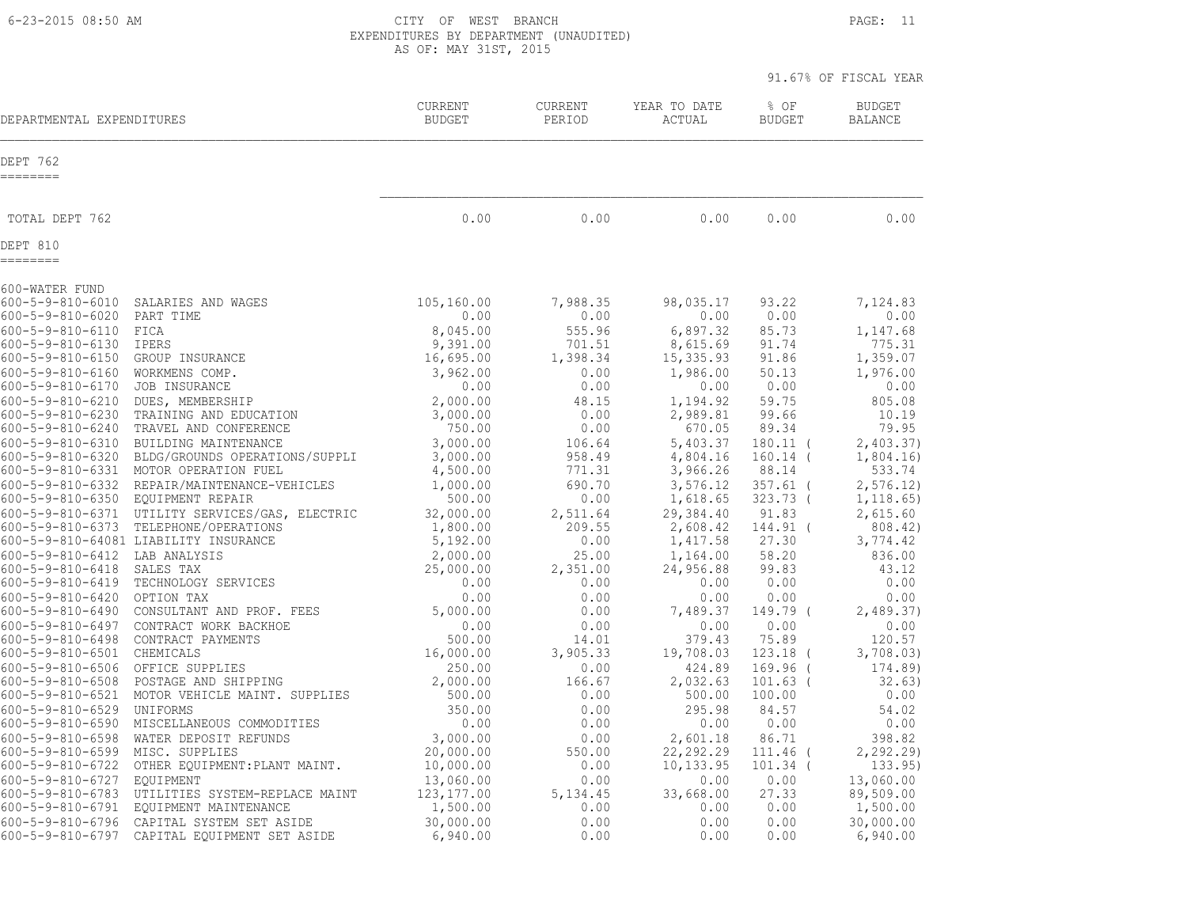CITY OF WEST BRANCH
EXPENDITURES BY DEPARTMENT (UNAUDITED)
AS OF: MAY 31ST, 2015

91.67% OF FISCAL YEAR

| DEPARTMENTAL EXPENDITURES | | CURRENT BUDGET | CURRENT PERIOD | YEAR TO DATE ACTUAL | % OF BUDGET | BUDGET BALANCE |
|---|---|---|---|---|---|---|
| **DEPT 762** | | | | | | |
| TOTAL DEPT 762 | | 0.00 | 0.00 | 0.00 | 0.00 | 0.00 |
| **DEPT 810** | | | | | | |
| 600-WATER FUND | | | | | | |
| 600-5-9-810-6010 | SALARIES AND WAGES | 105,160.00 | 7,988.35 | 98,035.17 | 93.22 | 7,124.83 |
| 600-5-9-810-6020 | PART TIME | 0.00 | 0.00 | 0.00 | 0.00 | 0.00 |
| 600-5-9-810-6110 | FICA | 8,045.00 | 555.96 | 6,897.32 | 85.73 | 1,147.68 |
| 600-5-9-810-6130 | IPERS | 9,391.00 | 701.51 | 8,615.69 | 91.74 | 775.31 |
| 600-5-9-810-6150 | GROUP INSURANCE | 16,695.00 | 1,398.34 | 15,335.93 | 91.86 | 1,359.07 |
| 600-5-9-810-6160 | WORKMENS COMP. | 3,962.00 | 0.00 | 1,986.00 | 50.13 | 1,976.00 |
| 600-5-9-810-6170 | JOB INSURANCE | 0.00 | 0.00 | 0.00 | 0.00 | 0.00 |
| 600-5-9-810-6210 | DUES, MEMBERSHIP | 2,000.00 | 48.15 | 1,194.92 | 59.75 | 805.08 |
| 600-5-9-810-6230 | TRAINING AND EDUCATION | 3,000.00 | 0.00 | 2,989.81 | 99.66 | 10.19 |
| 600-5-9-810-6240 | TRAVEL AND CONFERENCE | 750.00 | 0.00 | 670.05 | 89.34 | 79.95 |
| 600-5-9-810-6310 | BUILDING MAINTENANCE | 3,000.00 | 106.64 | 5,403.37 | 180.11 ( | 2,403.37) |
| 600-5-9-810-6320 | BLDG/GROUNDS OPERATIONS/SUPPLI | 3,000.00 | 958.49 | 4,804.16 | 160.14 ( | 1,804.16) |
| 600-5-9-810-6331 | MOTOR OPERATION FUEL | 4,500.00 | 771.31 | 3,966.26 | 88.14 | 533.74 |
| 600-5-9-810-6332 | REPAIR/MAINTENANCE-VEHICLES | 1,000.00 | 690.70 | 3,576.12 | 357.61 ( | 2,576.12) |
| 600-5-9-810-6350 | EQUIPMENT REPAIR | 500.00 | 0.00 | 1,618.65 | 323.73 ( | 1,118.65) |
| 600-5-9-810-6371 | UTILITY SERVICES/GAS, ELECTRIC | 32,000.00 | 2,511.64 | 29,384.40 | 91.83 | 2,615.60 |
| 600-5-9-810-6373 | TELEPHONE/OPERATIONS | 1,800.00 | 209.55 | 2,608.42 | 144.91 ( | 808.42) |
| 600-5-9-810-64081 | LIABILITY INSURANCE | 5,192.00 | 0.00 | 1,417.58 | 27.30 | 3,774.42 |
| 600-5-9-810-6412 | LAB ANALYSIS | 2,000.00 | 25.00 | 1,164.00 | 58.20 | 836.00 |
| 600-5-9-810-6418 | SALES TAX | 25,000.00 | 2,351.00 | 24,956.88 | 99.83 | 43.12 |
| 600-5-9-810-6419 | TECHNOLOGY SERVICES | 0.00 | 0.00 | 0.00 | 0.00 | 0.00 |
| 600-5-9-810-6420 | OPTION TAX | 0.00 | 0.00 | 0.00 | 0.00 | 0.00 |
| 600-5-9-810-6490 | CONSULTANT AND PROF. FEES | 5,000.00 | 0.00 | 7,489.37 | 149.79 ( | 2,489.37) |
| 600-5-9-810-6497 | CONTRACT WORK BACKHOE | 0.00 | 0.00 | 0.00 | 0.00 | 0.00 |
| 600-5-9-810-6498 | CONTRACT PAYMENTS | 500.00 | 14.01 | 379.43 | 75.89 | 120.57 |
| 600-5-9-810-6501 | CHEMICALS | 16,000.00 | 3,905.33 | 19,708.03 | 123.18 ( | 3,708.03) |
| 600-5-9-810-6506 | OFFICE SUPPLIES | 250.00 | 0.00 | 424.89 | 169.96 ( | 174.89) |
| 600-5-9-810-6508 | POSTAGE AND SHIPPING | 2,000.00 | 166.67 | 2,032.63 | 101.63 ( | 32.63) |
| 600-5-9-810-6521 | MOTOR VEHICLE MAINT. SUPPLIES | 500.00 | 0.00 | 500.00 | 100.00 | 0.00 |
| 600-5-9-810-6529 | UNIFORMS | 350.00 | 0.00 | 295.98 | 84.57 | 54.02 |
| 600-5-9-810-6590 | MISCELLANEOUS COMMODITIES | 0.00 | 0.00 | 0.00 | 0.00 | 0.00 |
| 600-5-9-810-6598 | WATER DEPOSIT REFUNDS | 3,000.00 | 0.00 | 2,601.18 | 86.71 | 398.82 |
| 600-5-9-810-6599 | MISC. SUPPLIES | 20,000.00 | 550.00 | 22,292.29 | 111.46 ( | 2,292.29) |
| 600-5-9-810-6722 | OTHER EQUIPMENT:PLANT MAINT. | 10,000.00 | 0.00 | 10,133.95 | 101.34 ( | 133.95) |
| 600-5-9-810-6727 | EQUIPMENT | 13,060.00 | 0.00 | 0.00 | 0.00 | 13,060.00 |
| 600-5-9-810-6783 | UTILITIES SYSTEM-REPLACE MAINT | 123,177.00 | 5,134.45 | 33,668.00 | 27.33 | 89,509.00 |
| 600-5-9-810-6791 | EQUIPMENT MAINTENANCE | 1,500.00 | 0.00 | 0.00 | 0.00 | 1,500.00 |
| 600-5-9-810-6796 | CAPITAL SYSTEM SET ASIDE | 30,000.00 | 0.00 | 0.00 | 0.00 | 30,000.00 |
| 600-5-9-810-6797 | CAPITAL EQUIPMENT SET ASIDE | 6,940.00 | 0.00 | 0.00 | 0.00 | 6,940.00 |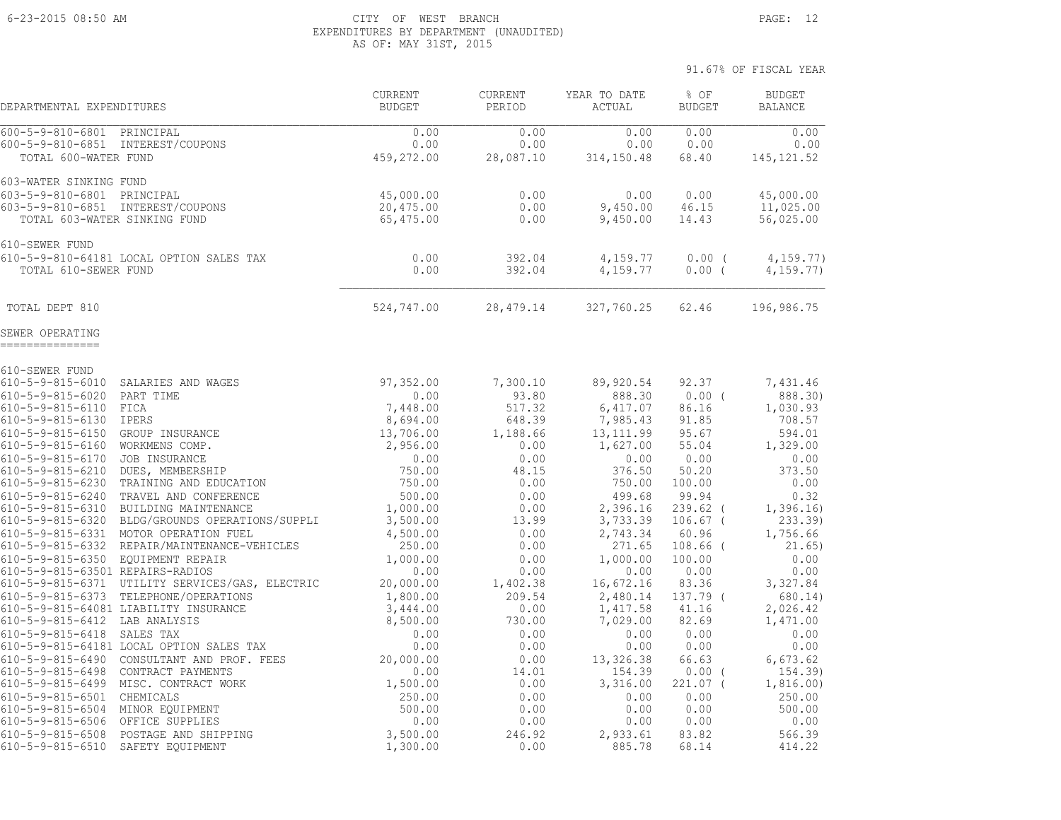# CITY OF WEST BRANCH
## EXPENDITURES BY DEPARTMENT (UNAUDITED)
### AS OF: MAY 31ST, 2015

91.67% OF FISCAL YEAR

| DEPARTMENTAL EXPENDITURES | | CURRENT BUDGET | CURRENT PERIOD | YEAR TO DATE ACTUAL | % OF BUDGET | BUDGET BALANCE |
|---|---|---|---|---|---|---|
| 600-5-9-810-6801 | PRINCIPAL | 0.00 | 0.00 | 0.00 | 0.00 | 0.00 |
| 600-5-9-810-6851 | INTEREST/COUPONS | 0.00 | 0.00 | 0.00 | 0.00 | 0.00 |
| TOTAL 600-WATER FUND | | 459,272.00 | 28,087.10 | 314,150.48 | 68.40 | 145,121.52 |
| 603-WATER SINKING FUND | | | | | | |
| 603-5-9-810-6801 | PRINCIPAL | 45,000.00 | 0.00 | 0.00 | 0.00 | 45,000.00 |
| 603-5-9-810-6851 | INTEREST/COUPONS | 20,475.00 | 0.00 | 9,450.00 | 46.15 | 11,025.00 |
| TOTAL 603-WATER SINKING FUND | | 65,475.00 | 0.00 | 9,450.00 | 14.43 | 56,025.00 |
| 610-SEWER FUND | | | | | | |
| 610-5-9-810-64181 | LOCAL OPTION SALES TAX | 0.00 | 392.04 | 4,159.77 | 0.00 ( | 4,159.77) |
| TOTAL 610-SEWER FUND | | 0.00 | 392.04 | 4,159.77 | 0.00 ( | 4,159.77) |
| TOTAL DEPT 810 | | 524,747.00 | 28,479.14 | 327,760.25 | 62.46 | 196,986.75 |

## SEWER OPERATING

| DEPARTMENTAL EXPENDITURES | | CURRENT BUDGET | CURRENT PERIOD | YEAR TO DATE ACTUAL | % OF BUDGET | BUDGET BALANCE |
|---|---|---|---|---|---|---|
| 610-SEWER FUND | | | | | | |
| 610-5-9-815-6010 | SALARIES AND WAGES | 97,352.00 | 7,300.10 | 89,920.54 | 92.37 | 7,431.46 |
| 610-5-9-815-6020 | PART TIME | 0.00 | 93.80 | 888.30 | 0.00 ( | 888.30) |
| 610-5-9-815-6110 | FICA | 7,448.00 | 517.32 | 6,417.07 | 86.16 | 1,030.93 |
| 610-5-9-815-6130 | IPERS | 8,694.00 | 648.39 | 7,985.43 | 91.85 | 708.57 |
| 610-5-9-815-6150 | GROUP INSURANCE | 13,706.00 | 1,188.66 | 13,111.99 | 95.67 | 594.01 |
| 610-5-9-815-6160 | WORKMENS COMP. | 2,956.00 | 0.00 | 1,627.00 | 55.04 | 1,329.00 |
| 610-5-9-815-6170 | JOB INSURANCE | 0.00 | 0.00 | 0.00 | 0.00 | 0.00 |
| 610-5-9-815-6210 | DUES, MEMBERSHIP | 750.00 | 48.15 | 376.50 | 50.20 | 373.50 |
| 610-5-9-815-6230 | TRAINING AND EDUCATION | 750.00 | 0.00 | 750.00 | 100.00 | 0.00 |
| 610-5-9-815-6240 | TRAVEL AND CONFERENCE | 500.00 | 0.00 | 499.68 | 99.94 | 0.32 |
| 610-5-9-815-6310 | BUILDING MAINTENANCE | 1,000.00 | 0.00 | 2,396.16 | 239.62 ( | 1,396.16) |
| 610-5-9-815-6320 | BLDG/GROUNDS OPERATIONS/SUPPLI | 3,500.00 | 13.99 | 3,733.39 | 106.67 ( | 233.39) |
| 610-5-9-815-6331 | MOTOR OPERATION FUEL | 4,500.00 | 0.00 | 2,743.34 | 60.96 | 1,756.66 |
| 610-5-9-815-6332 | REPAIR/MAINTENANCE-VEHICLES | 250.00 | 0.00 | 271.65 | 108.66 ( | 21.65) |
| 610-5-9-815-6350 | EQUIPMENT REPAIR | 1,000.00 | 0.00 | 1,000.00 | 100.00 | 0.00 |
| 610-5-9-815-63501 | REPAIRS-RADIOS | 0.00 | 0.00 | 0.00 | 0.00 | 0.00 |
| 610-5-9-815-6371 | UTILITY SERVICES/GAS, ELECTRIC | 20,000.00 | 1,402.38 | 16,672.16 | 83.36 | 3,327.84 |
| 610-5-9-815-6373 | TELEPHONE/OPERATIONS | 1,800.00 | 209.54 | 2,480.14 | 137.79 ( | 680.14) |
| 610-5-9-815-64081 | LIABILITY INSURANCE | 3,444.00 | 0.00 | 1,417.58 | 41.16 | 2,026.42 |
| 610-5-9-815-6412 | LAB ANALYSIS | 8,500.00 | 730.00 | 7,029.00 | 82.69 | 1,471.00 |
| 610-5-9-815-6418 | SALES TAX | 0.00 | 0.00 | 0.00 | 0.00 | 0.00 |
| 610-5-9-815-64181 | LOCAL OPTION SALES TAX | 0.00 | 0.00 | 0.00 | 0.00 | 0.00 |
| 610-5-9-815-6490 | CONSULTANT AND PROF. FEES | 20,000.00 | 0.00 | 13,326.38 | 66.63 | 6,673.62 |
| 610-5-9-815-6498 | CONTRACT PAYMENTS | 0.00 | 14.01 | 154.39 | 0.00 ( | 154.39) |
| 610-5-9-815-6499 | MISC. CONTRACT WORK | 1,500.00 | 0.00 | 3,316.00 | 221.07 ( | 1,816.00) |
| 610-5-9-815-6501 | CHEMICALS | 250.00 | 0.00 | 0.00 | 0.00 | 250.00 |
| 610-5-9-815-6504 | MINOR EQUIPMENT | 500.00 | 0.00 | 0.00 | 0.00 | 500.00 |
| 610-5-9-815-6506 | OFFICE SUPPLIES | 0.00 | 0.00 | 0.00 | 0.00 | 0.00 |
| 610-5-9-815-6508 | POSTAGE AND SHIPPING | 3,500.00 | 246.92 | 2,933.61 | 83.82 | 566.39 |
| 610-5-9-815-6510 | SAFETY EQUIPMENT | 1,300.00 | 0.00 | 885.78 | 68.14 | 414.22 |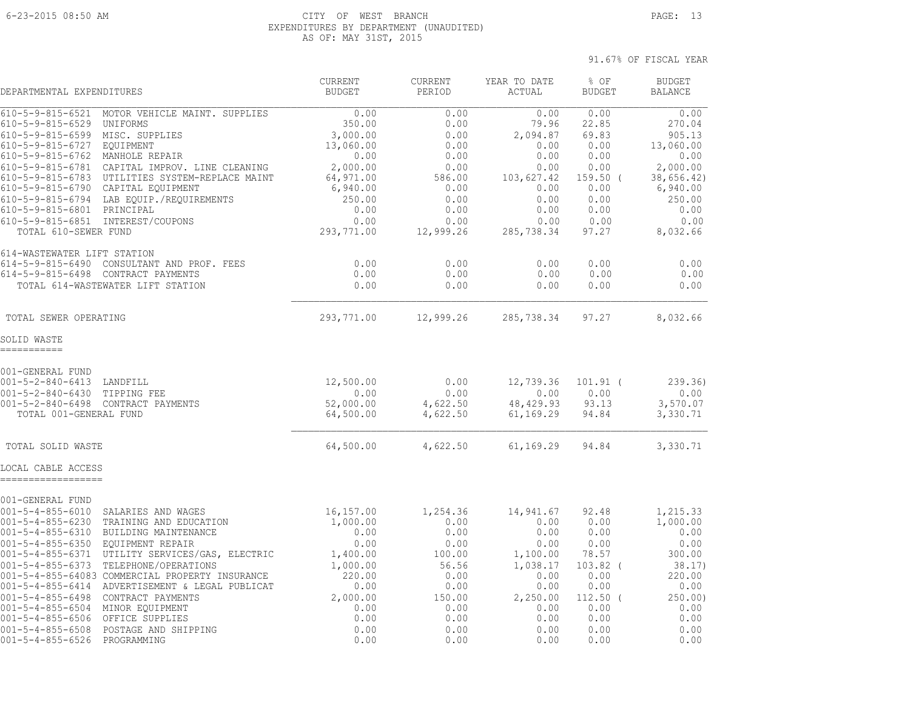CITY OF WEST BRANCH
EXPENDITURES BY DEPARTMENT (UNAUDITED)
AS OF: MAY 31ST, 2015

91.67% OF FISCAL YEAR

| DEPARTMENTAL EXPENDITURES | CURRENT BUDGET | CURRENT PERIOD | YEAR TO DATE ACTUAL | % OF BUDGET | BUDGET BALANCE |
|---|---|---|---|---|---|
| 610-5-9-815-6521 MOTOR VEHICLE MAINT. SUPPLIES | 0.00 | 0.00 | 0.00 | 0.00 | 0.00 |
| 610-5-9-815-6529 UNIFORMS | 350.00 | 0.00 | 79.96 | 22.85 | 270.04 |
| 610-5-9-815-6599 MISC. SUPPLIES | 3,000.00 | 0.00 | 2,094.87 | 69.83 | 905.13 |
| 610-5-9-815-6727 EQUIPMENT | 13,060.00 | 0.00 | 0.00 | 0.00 | 13,060.00 |
| 610-5-9-815-6762 MANHOLE REPAIR | 0.00 | 0.00 | 0.00 | 0.00 | 0.00 |
| 610-5-9-815-6781 CAPITAL IMPROV. LINE CLEANING | 2,000.00 | 0.00 | 0.00 | 0.00 | 2,000.00 |
| 610-5-9-815-6783 UTILITIES SYSTEM-REPLACE MAINT | 64,971.00 | 586.00 | 103,627.42 | 159.50 ( | 38,656.42) |
| 610-5-9-815-6790 CAPITAL EQUIPMENT | 6,940.00 | 0.00 | 0.00 | 0.00 | 6,940.00 |
| 610-5-9-815-6794 LAB EQUIP./REQUIREMENTS | 250.00 | 0.00 | 0.00 | 0.00 | 250.00 |
| 610-5-9-815-6801 PRINCIPAL | 0.00 | 0.00 | 0.00 | 0.00 | 0.00 |
| 610-5-9-815-6851 INTEREST/COUPONS | 0.00 | 0.00 | 0.00 | 0.00 | 0.00 |
| TOTAL 610-SEWER FUND | 293,771.00 | 12,999.26 | 285,738.34 | 97.27 | 8,032.66 |
| 614-WASTEWATER LIFT STATION | | | | | |
| 614-5-9-815-6490 CONSULTANT AND PROF. FEES | 0.00 | 0.00 | 0.00 | 0.00 | 0.00 |
| 614-5-9-815-6498 CONTRACT PAYMENTS | 0.00 | 0.00 | 0.00 | 0.00 | 0.00 |
| TOTAL 614-WASTEWATER LIFT STATION | 0.00 | 0.00 | 0.00 | 0.00 | 0.00 |
| TOTAL SEWER OPERATING | 293,771.00 | 12,999.26 | 285,738.34 | 97.27 | 8,032.66 |

## SOLID WASTE

| DEPARTMENTAL EXPENDITURES | CURRENT BUDGET | CURRENT PERIOD | YEAR TO DATE ACTUAL | % OF BUDGET | BUDGET BALANCE |
|---|---|---|---|---|---|
| 001-GENERAL FUND | | | | | |
| 001-5-2-840-6413 LANDFILL | 12,500.00 | 0.00 | 12,739.36 | 101.91 ( | 239.36) |
| 001-5-2-840-6430 TIPPING FEE | 0.00 | 0.00 | 0.00 | 0.00 | 0.00 |
| 001-5-2-840-6498 CONTRACT PAYMENTS | 52,000.00 | 4,622.50 | 48,429.93 | 93.13 | 3,570.07 |
| TOTAL 001-GENERAL FUND | 64,500.00 | 4,622.50 | 61,169.29 | 94.84 | 3,330.71 |
| TOTAL SOLID WASTE | 64,500.00 | 4,622.50 | 61,169.29 | 94.84 | 3,330.71 |

## LOCAL CABLE ACCESS

| DEPARTMENTAL EXPENDITURES | CURRENT BUDGET | CURRENT PERIOD | YEAR TO DATE ACTUAL | % OF BUDGET | BUDGET BALANCE |
|---|---|---|---|---|---|
| 001-GENERAL FUND | | | | | |
| 001-5-4-855-6010 SALARIES AND WAGES | 16,157.00 | 1,254.36 | 14,941.67 | 92.48 | 1,215.33 |
| 001-5-4-855-6230 TRAINING AND EDUCATION | 1,000.00 | 0.00 | 0.00 | 0.00 | 1,000.00 |
| 001-5-4-855-6310 BUILDING MAINTENANCE | 0.00 | 0.00 | 0.00 | 0.00 | 0.00 |
| 001-5-4-855-6350 EQUIPMENT REPAIR | 0.00 | 0.00 | 0.00 | 0.00 | 0.00 |
| 001-5-4-855-6371 UTILITY SERVICES/GAS, ELECTRIC | 1,400.00 | 100.00 | 1,100.00 | 78.57 | 300.00 |
| 001-5-4-855-6373 TELEPHONE/OPERATIONS | 1,000.00 | 56.56 | 1,038.17 | 103.82 ( | 38.17) |
| 001-5-4-855-64083 COMMERCIAL PROPERTY INSURANCE | 220.00 | 0.00 | 0.00 | 0.00 | 220.00 |
| 001-5-4-855-6414 ADVERTISEMENT & LEGAL PUBLICAT | 0.00 | 0.00 | 0.00 | 0.00 | 0.00 |
| 001-5-4-855-6498 CONTRACT PAYMENTS | 2,000.00 | 150.00 | 2,250.00 | 112.50 ( | 250.00) |
| 001-5-4-855-6504 MINOR EQUIPMENT | 0.00 | 0.00 | 0.00 | 0.00 | 0.00 |
| 001-5-4-855-6506 OFFICE SUPPLIES | 0.00 | 0.00 | 0.00 | 0.00 | 0.00 |
| 001-5-4-855-6508 POSTAGE AND SHIPPING | 0.00 | 0.00 | 0.00 | 0.00 | 0.00 |
| 001-5-4-855-6526 PROGRAMMING | 0.00 | 0.00 | 0.00 | 0.00 | 0.00 |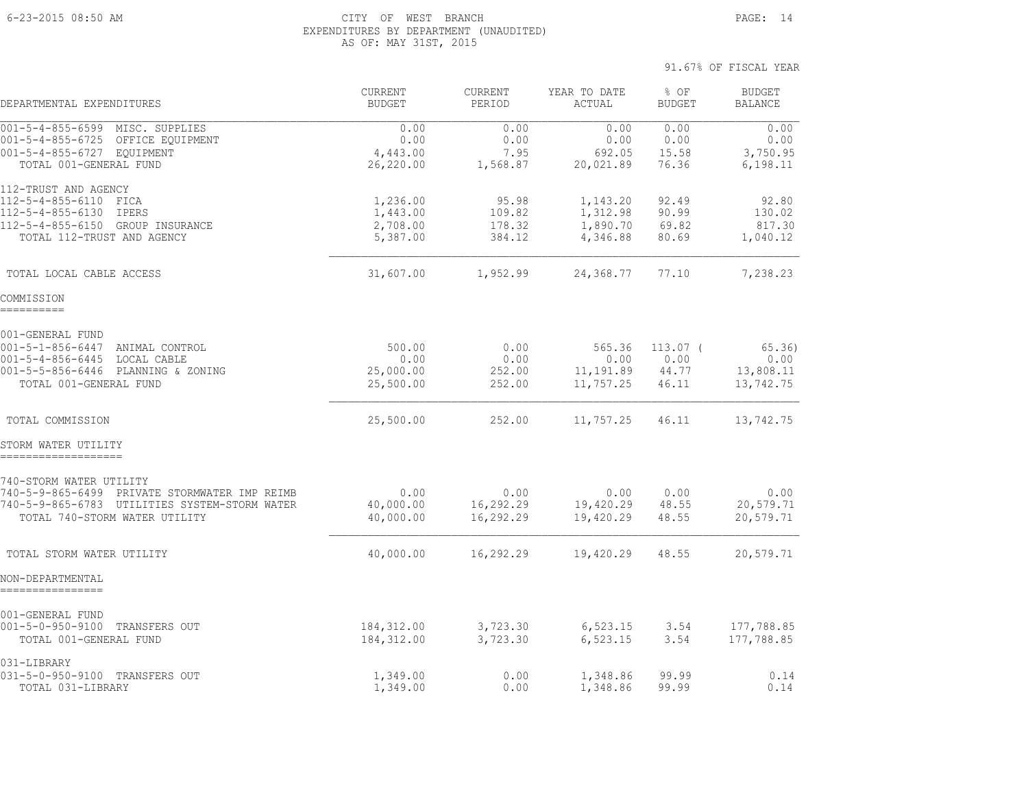CITY OF WEST BRANCH
EXPENDITURES BY DEPARTMENT (UNAUDITED)
AS OF: MAY 31ST, 2015

91.67% OF FISCAL YEAR

| DEPARTMENTAL EXPENDITURES | CURRENT BUDGET | CURRENT PERIOD | YEAR TO DATE ACTUAL | % OF BUDGET | BUDGET BALANCE |
|---|---|---|---|---|---|
| 001-5-4-855-6599 MISC. SUPPLIES | 0.00 | 0.00 | 0.00 | 0.00 | 0.00 |
| 001-5-4-855-6725 OFFICE EQUIPMENT | 0.00 | 0.00 | 0.00 | 0.00 | 0.00 |
| 001-5-4-855-6727 EQUIPMENT | 4,443.00 | 7.95 | 692.05 | 15.58 | 3,750.95 |
| TOTAL 001-GENERAL FUND | 26,220.00 | 1,568.87 | 20,021.89 | 76.36 | 6,198.11 |
| 112-TRUST AND AGENCY | | | | | |
| 112-5-4-855-6110 FICA | 1,236.00 | 95.98 | 1,143.20 | 92.49 | 92.80 |
| 112-5-4-855-6130 IPERS | 1,443.00 | 109.82 | 1,312.98 | 90.99 | 130.02 |
| 112-5-4-855-6150 GROUP INSURANCE | 2,708.00 | 178.32 | 1,890.70 | 69.82 | 817.30 |
| TOTAL 112-TRUST AND AGENCY | 5,387.00 | 384.12 | 4,346.88 | 80.69 | 1,040.12 |
| TOTAL LOCAL CABLE ACCESS | 31,607.00 | 1,952.99 | 24,368.77 | 77.10 | 7,238.23 |
| **COMMISSION** | | | | | |
| 001-GENERAL FUND | | | | | |
| 001-5-1-856-6447 ANIMAL CONTROL | 500.00 | 0.00 | 565.36 | 113.07 | (65.36) |
| 001-5-4-856-6445 LOCAL CABLE | 0.00 | 0.00 | 0.00 | 0.00 | 0.00 |
| 001-5-5-856-6446 PLANNING & ZONING | 25,000.00 | 252.00 | 11,191.89 | 44.77 | 13,808.11 |
| TOTAL 001-GENERAL FUND | 25,500.00 | 252.00 | 11,757.25 | 46.11 | 13,742.75 |
| TOTAL COMMISSION | 25,500.00 | 252.00 | 11,757.25 | 46.11 | 13,742.75 |
| **STORM WATER UTILITY** | | | | | |
| 740-STORM WATER UTILITY | | | | | |
| 740-5-9-865-6499 PRIVATE STORMWATER IMP REIMB | 0.00 | 0.00 | 0.00 | 0.00 | 0.00 |
| 740-5-9-865-6783 UTILITIES SYSTEM-STORM WATER | 40,000.00 | 16,292.29 | 19,420.29 | 48.55 | 20,579.71 |
| TOTAL 740-STORM WATER UTILITY | 40,000.00 | 16,292.29 | 19,420.29 | 48.55 | 20,579.71 |
| TOTAL STORM WATER UTILITY | 40,000.00 | 16,292.29 | 19,420.29 | 48.55 | 20,579.71 |
| **NON-DEPARTMENTAL** | | | | | |
| 001-GENERAL FUND | | | | | |
| 001-5-0-950-9100 TRANSFERS OUT | 184,312.00 | 3,723.30 | 6,523.15 | 3.54 | 177,788.85 |
| TOTAL 001-GENERAL FUND | 184,312.00 | 3,723.30 | 6,523.15 | 3.54 | 177,788.85 |
| 031-LIBRARY | | | | | |
| 031-5-0-950-9100 TRANSFERS OUT | 1,349.00 | 0.00 | 1,348.86 | 99.99 | 0.14 |
| TOTAL 031-LIBRARY | 1,349.00 | 0.00 | 1,348.86 | 99.99 | 0.14 |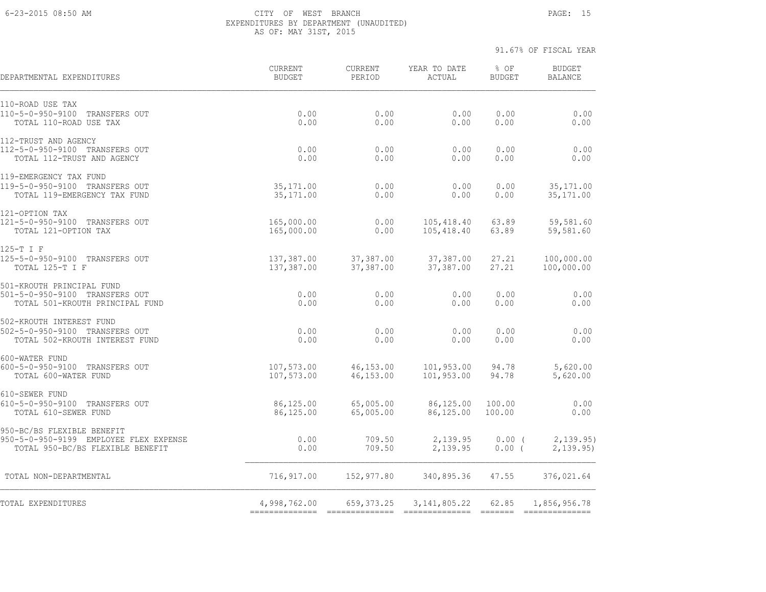# CITY OF WEST BRANCH
## EXPENDITURES BY DEPARTMENT (UNAUDITED)
### AS OF: MAY 31ST, 2015

91.67% OF FISCAL YEAR

| DEPARTMENTAL EXPENDITURES | CURRENT BUDGET | CURRENT PERIOD | YEAR TO DATE ACTUAL | % OF BUDGET | BUDGET BALANCE |
|---|---|---|---|---|---|
| **110-ROAD USE TAX** | | | | | |
| 110-5-0-950-9100 TRANSFERS OUT | 0.00 | 0.00 | 0.00 | 0.00 | 0.00 |
| TOTAL 110-ROAD USE TAX | 0.00 | 0.00 | 0.00 | 0.00 | 0.00 |
| **112-TRUST AND AGENCY** | | | | | |
| 112-5-0-950-9100 TRANSFERS OUT | 0.00 | 0.00 | 0.00 | 0.00 | 0.00 |
| TOTAL 112-TRUST AND AGENCY | 0.00 | 0.00 | 0.00 | 0.00 | 0.00 |
| **119-EMERGENCY TAX FUND** | | | | | |
| 119-5-0-950-9100 TRANSFERS OUT | 35,171.00 | 0.00 | 0.00 | 0.00 | 35,171.00 |
| TOTAL 119-EMERGENCY TAX FUND | 35,171.00 | 0.00 | 0.00 | 0.00 | 35,171.00 |
| **121-OPTION TAX** | | | | | |
| 121-5-0-950-9100 TRANSFERS OUT | 165,000.00 | 0.00 | 105,418.40 | 63.89 | 59,581.60 |
| TOTAL 121-OPTION TAX | 165,000.00 | 0.00 | 105,418.40 | 63.89 | 59,581.60 |
| **125-T I F** | | | | | |
| 125-5-0-950-9100 TRANSFERS OUT | 137,387.00 | 37,387.00 | 37,387.00 | 27.21 | 100,000.00 |
| TOTAL 125-T I F | 137,387.00 | 37,387.00 | 37,387.00 | 27.21 | 100,000.00 |
| **501-KROUTH PRINCIPAL FUND** | | | | | |
| 501-5-0-950-9100 TRANSFERS OUT | 0.00 | 0.00 | 0.00 | 0.00 | 0.00 |
| TOTAL 501-KROUTH PRINCIPAL FUND | 0.00 | 0.00 | 0.00 | 0.00 | 0.00 |
| **502-KROUTH INTEREST FUND** | | | | | |
| 502-5-0-950-9100 TRANSFERS OUT | 0.00 | 0.00 | 0.00 | 0.00 | 0.00 |
| TOTAL 502-KROUTH INTEREST FUND | 0.00 | 0.00 | 0.00 | 0.00 | 0.00 |
| **600-WATER FUND** | | | | | |
| 600-5-0-950-9100 TRANSFERS OUT | 107,573.00 | 46,153.00 | 101,953.00 | 94.78 | 5,620.00 |
| TOTAL 600-WATER FUND | 107,573.00 | 46,153.00 | 101,953.00 | 94.78 | 5,620.00 |
| **610-SEWER FUND** | | | | | |
| 610-5-0-950-9100 TRANSFERS OUT | 86,125.00 | 65,005.00 | 86,125.00 | 100.00 | 0.00 |
| TOTAL 610-SEWER FUND | 86,125.00 | 65,005.00 | 86,125.00 | 100.00 | 0.00 |
| **950-BC/BS FLEXIBLE BENEFIT** | | | | | |
| 950-5-0-950-9199 EMPLOYEE FLEX EXPENSE | 0.00 | 709.50 | 2,139.95 | 0.00 | ( 2,139.95) |
| TOTAL 950-BC/BS FLEXIBLE BENEFIT | 0.00 | 709.50 | 2,139.95 | 0.00 | ( 2,139.95) |
| TOTAL NON-DEPARTMENTAL | 716,917.00 | 152,977.80 | 340,895.36 | 47.55 | 376,021.64 |
| **TOTAL EXPENDITURES** | 4,998,762.00 | 659,373.25 | 3,141,805.22 | 62.85 | 1,856,956.78 |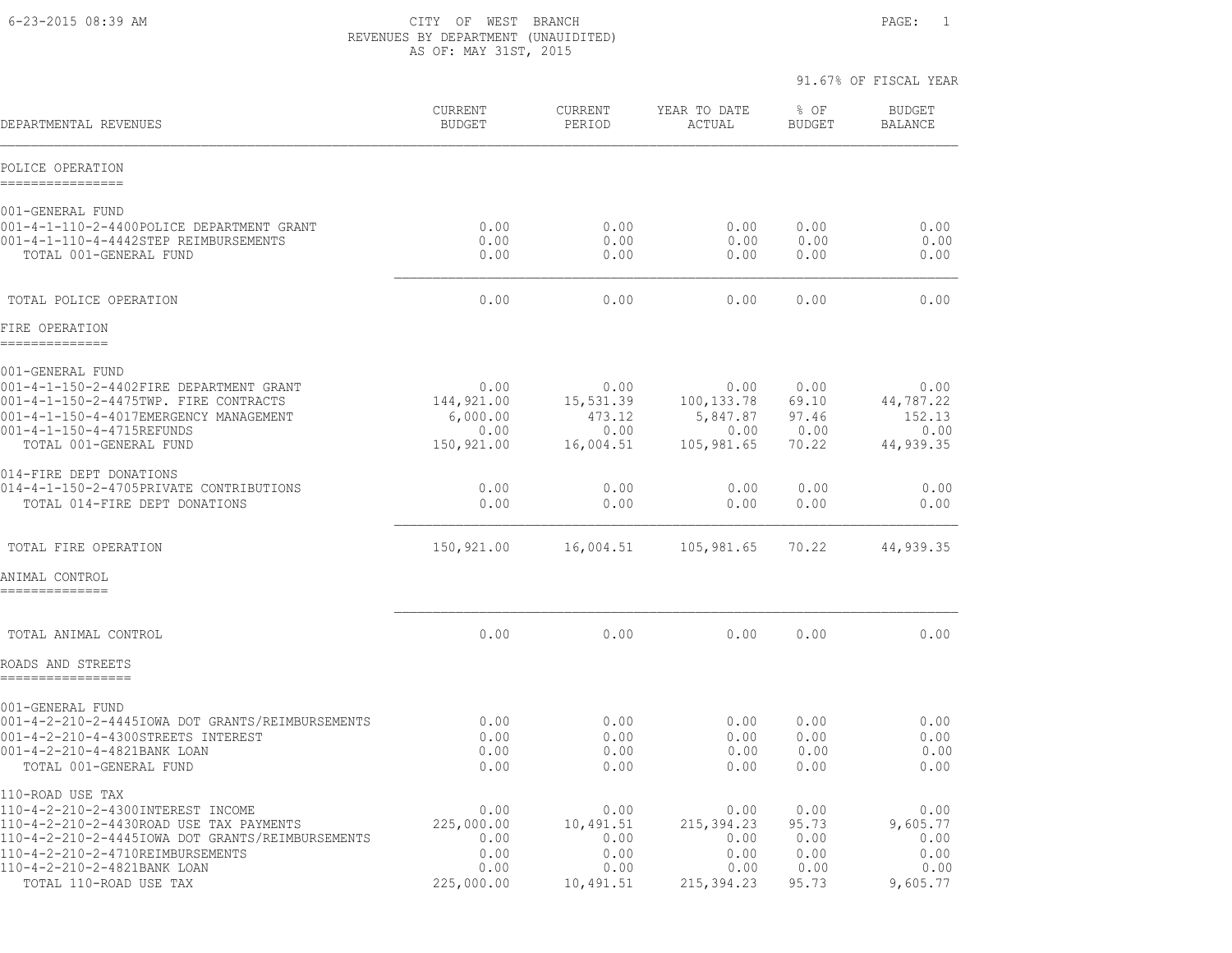6-23-2015 08:39 AM

# CITY OF WEST BRANCH
## REVENUES BY DEPARTMENT (UNAUIDITED)
### AS OF: MAY 31ST, 2015

91.67% OF FISCAL YEAR

| DEPARTMENTAL REVENUES | CURRENT BUDGET | CURRENT PERIOD | YEAR TO DATE ACTUAL | % OF BUDGET | BUDGET BALANCE |
|---|---|---|---|---|---|
| **POLICE OPERATION** | | | | | |
| 001-GENERAL FUND | | | | | |
| 001-4-1-110-2-4400POLICE DEPARTMENT GRANT | 0.00 | 0.00 | 0.00 | 0.00 | 0.00 |
| 001-4-1-110-4-4442STEP REIMBURSEMENTS | 0.00 | 0.00 | 0.00 | 0.00 | 0.00 |
| TOTAL 001-GENERAL FUND | 0.00 | 0.00 | 0.00 | 0.00 | 0.00 |
| TOTAL POLICE OPERATION | 0.00 | 0.00 | 0.00 | 0.00 | 0.00 |
| **FIRE OPERATION** | | | | | |
| 001-GENERAL FUND | | | | | |
| 001-4-1-150-2-4402FIRE DEPARTMENT GRANT | 0.00 | 0.00 | 0.00 | 0.00 | 0.00 |
| 001-4-1-150-2-4475TWP. FIRE CONTRACTS | 144,921.00 | 15,531.39 | 100,133.78 | 69.10 | 44,787.22 |
| 001-4-1-150-4-4017EMERGENCY MANAGEMENT | 6,000.00 | 473.12 | 5,847.87 | 97.46 | 152.13 |
| 001-4-1-150-4-4715REFUNDS | 0.00 | 0.00 | 0.00 | 0.00 | 0.00 |
| TOTAL 001-GENERAL FUND | 150,921.00 | 16,004.51 | 105,981.65 | 70.22 | 44,939.35 |
| 014-FIRE DEPT DONATIONS | | | | | |
| 014-4-1-150-2-4705PRIVATE CONTRIBUTIONS | 0.00 | 0.00 | 0.00 | 0.00 | 0.00 |
| TOTAL 014-FIRE DEPT DONATIONS | 0.00 | 0.00 | 0.00 | 0.00 | 0.00 |
| TOTAL FIRE OPERATION | 150,921.00 | 16,004.51 | 105,981.65 | 70.22 | 44,939.35 |
| **ANIMAL CONTROL** | | | | | |
| TOTAL ANIMAL CONTROL | 0.00 | 0.00 | 0.00 | 0.00 | 0.00 |
| **ROADS AND STREETS** | | | | | |
| 001-GENERAL FUND | | | | | |
| 001-4-2-210-2-4445IOWA DOT GRANTS/REIMBURSEMENTS | 0.00 | 0.00 | 0.00 | 0.00 | 0.00 |
| 001-4-2-210-4-4300STREETS INTEREST | 0.00 | 0.00 | 0.00 | 0.00 | 0.00 |
| 001-4-2-210-4-4821BANK LOAN | 0.00 | 0.00 | 0.00 | 0.00 | 0.00 |
| TOTAL 001-GENERAL FUND | 0.00 | 0.00 | 0.00 | 0.00 | 0.00 |
| 110-ROAD USE TAX | | | | | |
| 110-4-2-210-2-4300INTEREST INCOME | 0.00 | 0.00 | 0.00 | 0.00 | 0.00 |
| 110-4-2-210-2-4430ROAD USE TAX PAYMENTS | 225,000.00 | 10,491.51 | 215,394.23 | 95.73 | 9,605.77 |
| 110-4-2-210-2-4445IOWA DOT GRANTS/REIMBURSEMENTS | 0.00 | 0.00 | 0.00 | 0.00 | 0.00 |
| 110-4-2-210-2-4710REIMBURSEMENTS | 0.00 | 0.00 | 0.00 | 0.00 | 0.00 |
| 110-4-2-210-2-4821BANK LOAN | 0.00 | 0.00 | 0.00 | 0.00 | 0.00 |
| TOTAL 110-ROAD USE TAX | 225,000.00 | 10,491.51 | 215,394.23 | 95.73 | 9,605.77 |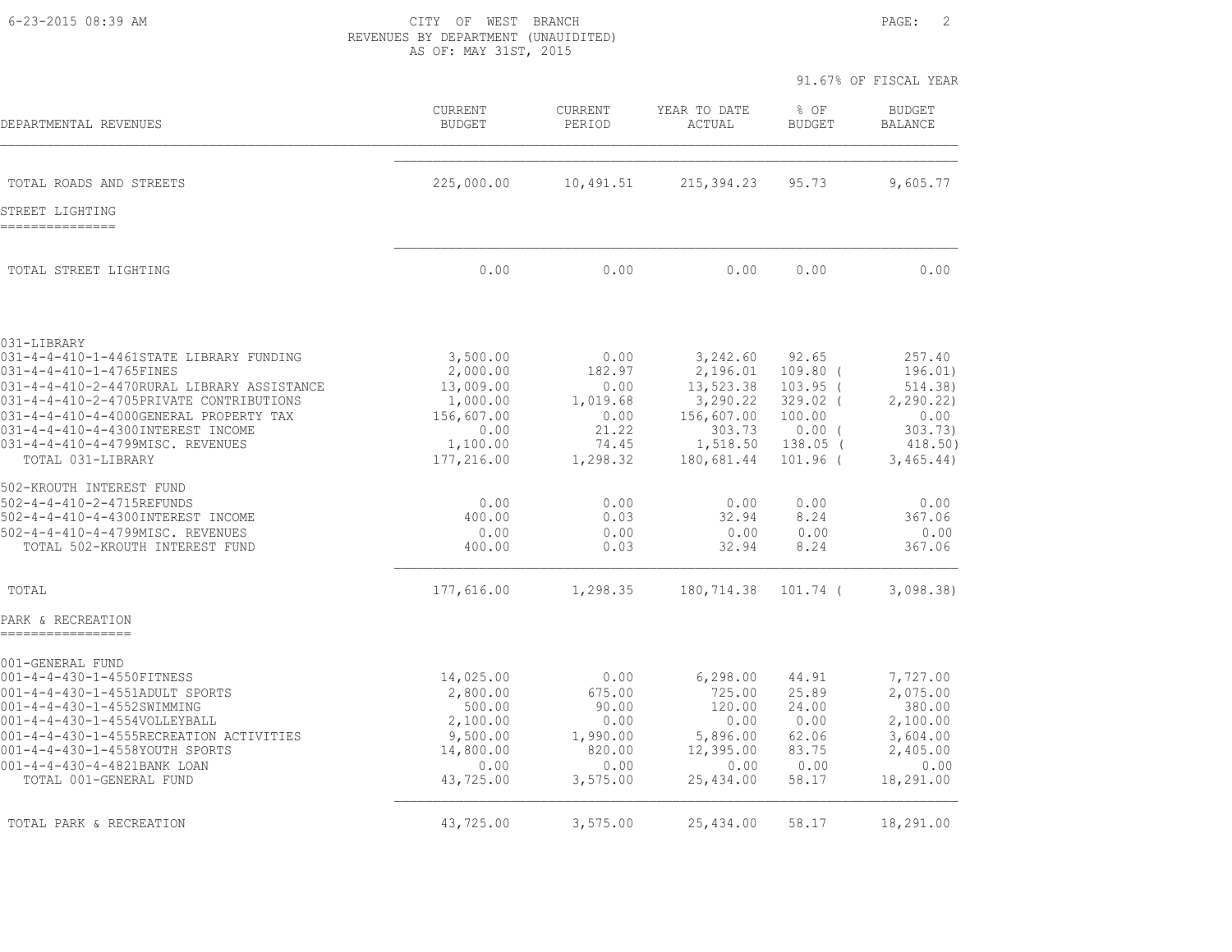CITY OF WEST BRANCH
REVENUES BY DEPARTMENT (UNAUIDITED)
AS OF: MAY 31ST, 2015

91.67% OF FISCAL YEAR

| DEPARTMENTAL REVENUES | CURRENT BUDGET | CURRENT PERIOD | YEAR TO DATE ACTUAL | % OF BUDGET | BUDGET BALANCE |
|---|---|---|---|---|---|
| TOTAL ROADS AND STREETS | 225,000.00 | 10,491.51 | 215,394.23 | 95.73 | 9,605.77 |
| **STREET LIGHTING** | | | | | |
| TOTAL STREET LIGHTING | 0.00 | 0.00 | 0.00 | 0.00 | 0.00 |
| 031-LIBRARY | | | | | |
| 031-4-4-410-1-4461STATE LIBRARY FUNDING | 3,500.00 | 0.00 | 3,242.60 | 92.65 | 257.40 |
| 031-4-4-410-1-4765FINES | 2,000.00 | 182.97 | 2,196.01 | 109.80 ( | 196.01) |
| 031-4-4-410-2-4470RURAL LIBRARY ASSISTANCE | 13,009.00 | 0.00 | 13,523.38 | 103.95 ( | 514.38) |
| 031-4-4-410-2-4705PRIVATE CONTRIBUTIONS | 1,000.00 | 1,019.68 | 3,290.22 | 329.02 ( | 2,290.22) |
| 031-4-4-410-4-4000GENERAL PROPERTY TAX | 156,607.00 | 0.00 | 156,607.00 | 100.00 | 0.00 |
| 031-4-4-410-4-4300INTEREST INCOME | 0.00 | 21.22 | 303.73 | 0.00 ( | 303.73) |
| 031-4-4-410-4-4799MISC. REVENUES | 1,100.00 | 74.45 | 1,518.50 | 138.05 ( | 418.50) |
| TOTAL 031-LIBRARY | 177,216.00 | 1,298.32 | 180,681.44 | 101.96 ( | 3,465.44) |
| 502-KROUTH INTEREST FUND | | | | | |
| 502-4-4-410-2-4715REFUNDS | 0.00 | 0.00 | 0.00 | 0.00 | 0.00 |
| 502-4-4-410-4-4300INTEREST INCOME | 400.00 | 0.03 | 32.94 | 8.24 | 367.06 |
| 502-4-4-410-4-4799MISC. REVENUES | 0.00 | 0.00 | 0.00 | 0.00 | 0.00 |
| TOTAL 502-KROUTH INTEREST FUND | 400.00 | 0.03 | 32.94 | 8.24 | 367.06 |
| TOTAL | 177,616.00 | 1,298.35 | 180,714.38 | 101.74 ( | 3,098.38) |
| **PARK & RECREATION** | | | | | |
| 001-GENERAL FUND | | | | | |
| 001-4-4-430-1-4550FITNESS | 14,025.00 | 0.00 | 6,298.00 | 44.91 | 7,727.00 |
| 001-4-4-430-1-4551ADULT SPORTS | 2,800.00 | 675.00 | 725.00 | 25.89 | 2,075.00 |
| 001-4-4-430-1-4552SWIMMING | 500.00 | 90.00 | 120.00 | 24.00 | 380.00 |
| 001-4-4-430-1-4554VOLLEYBALL | 2,100.00 | 0.00 | 0.00 | 0.00 | 2,100.00 |
| 001-4-4-430-1-4555RECREATION ACTIVITIES | 9,500.00 | 1,990.00 | 5,896.00 | 62.06 | 3,604.00 |
| 001-4-4-430-1-4558YOUTH SPORTS | 14,800.00 | 820.00 | 12,395.00 | 83.75 | 2,405.00 |
| 001-4-4-430-4-4821BANK LOAN | 0.00 | 0.00 | 0.00 | 0.00 | 0.00 |
| TOTAL 001-GENERAL FUND | 43,725.00 | 3,575.00 | 25,434.00 | 58.17 | 18,291.00 |
| TOTAL PARK & RECREATION | 43,725.00 | 3,575.00 | 25,434.00 | 58.17 | 18,291.00 |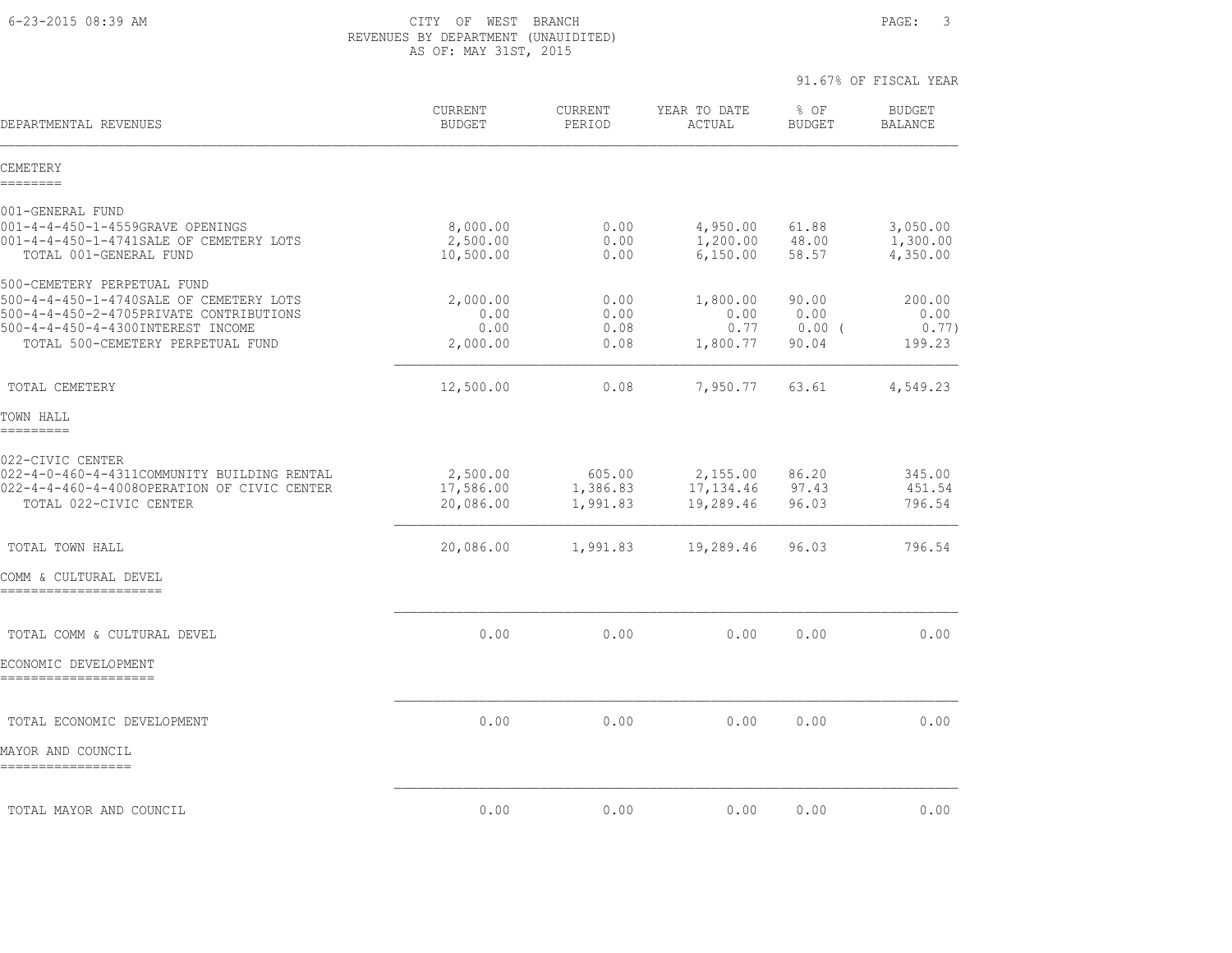CITY OF WEST BRANCH
REVENUES BY DEPARTMENT (UNAUIDITED)
AS OF: MAY 31ST, 2015

91.67% OF FISCAL YEAR

| DEPARTMENTAL REVENUES | CURRENT BUDGET | CURRENT PERIOD | YEAR TO DATE ACTUAL | % OF BUDGET | BUDGET BALANCE |
|---|---|---|---|---|---|
| **CEMETERY** | | | | | |
| 001-GENERAL FUND | | | | | |
| 001-4-4-450-1-4559GRAVE OPENINGS | 8,000.00 | 0.00 | 4,950.00 | 61.88 | 3,050.00 |
| 001-4-4-450-1-4741SALE OF CEMETERY LOTS | 2,500.00 | 0.00 | 1,200.00 | 48.00 | 1,300.00 |
| TOTAL 001-GENERAL FUND | 10,500.00 | 0.00 | 6,150.00 | 58.57 | 4,350.00 |
| 500-CEMETERY PERPETUAL FUND | | | | | |
| 500-4-4-450-1-4740SALE OF CEMETERY LOTS | 2,000.00 | 0.00 | 1,800.00 | 90.00 | 200.00 |
| 500-4-4-450-2-4705PRIVATE CONTRIBUTIONS | 0.00 | 0.00 | 0.00 | 0.00 | 0.00 |
| 500-4-4-450-4-4300INTEREST INCOME | 0.00 | 0.08 | 0.77 | 0.00 | ( 0.77) |
| TOTAL 500-CEMETERY PERPETUAL FUND | 2,000.00 | 0.08 | 1,800.77 | 90.04 | 199.23 |
| TOTAL CEMETERY | 12,500.00 | 0.08 | 7,950.77 | 63.61 | 4,549.23 |
| **TOWN HALL** | | | | | |
| 022-CIVIC CENTER | | | | | |
| 022-4-0-460-4-4311COMMUNITY BUILDING RENTAL | 2,500.00 | 605.00 | 2,155.00 | 86.20 | 345.00 |
| 022-4-4-460-4-4008OPERATION OF CIVIC CENTER | 17,586.00 | 1,386.83 | 17,134.46 | 97.43 | 451.54 |
| TOTAL 022-CIVIC CENTER | 20,086.00 | 1,991.83 | 19,289.46 | 96.03 | 796.54 |
| TOTAL TOWN HALL | 20,086.00 | 1,991.83 | 19,289.46 | 96.03 | 796.54 |
| **COMM & CULTURAL DEVEL** | | | | | |
| TOTAL COMM & CULTURAL DEVEL | 0.00 | 0.00 | 0.00 | 0.00 | 0.00 |
| **ECONOMIC DEVELOPMENT** | | | | | |
| TOTAL ECONOMIC DEVELOPMENT | 0.00 | 0.00 | 0.00 | 0.00 | 0.00 |
| **MAYOR AND COUNCIL** | | | | | |
| TOTAL MAYOR AND COUNCIL | 0.00 | 0.00 | 0.00 | 0.00 | 0.00 |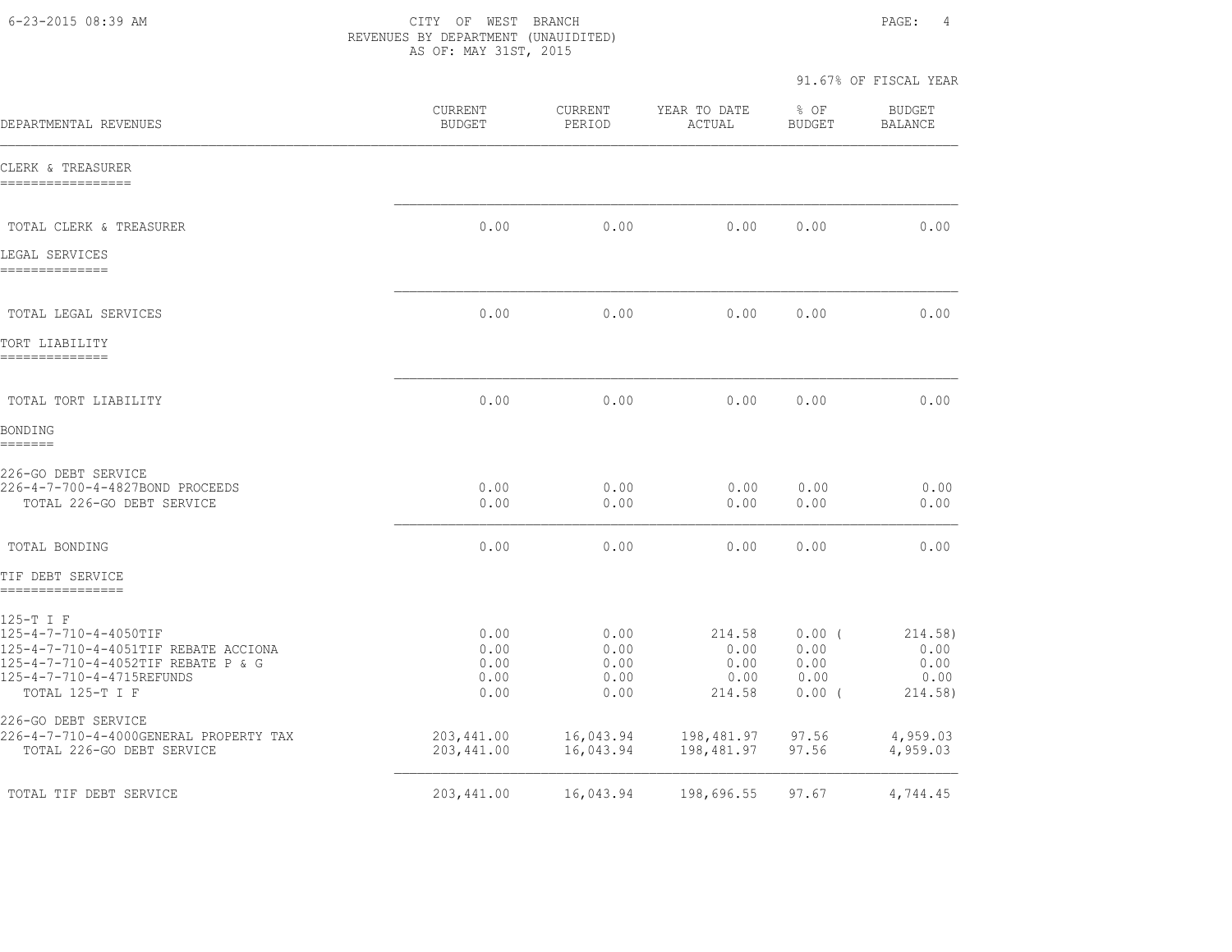CITY OF WEST BRANCH
REVENUES BY DEPARTMENT (UNAUIDITED)
AS OF: MAY 31ST, 2015

91.67% OF FISCAL YEAR

| DEPARTMENTAL REVENUES | CURRENT BUDGET | CURRENT PERIOD | YEAR TO DATE ACTUAL | % OF BUDGET | BUDGET BALANCE |
|---|---|---|---|---|---|
| **CLERK & TREASURER** | | | | | |
| TOTAL CLERK & TREASURER | 0.00 | 0.00 | 0.00 | 0.00 | 0.00 |
| **LEGAL SERVICES** | | | | | |
| TOTAL LEGAL SERVICES | 0.00 | 0.00 | 0.00 | 0.00 | 0.00 |
| **TORT LIABILITY** | | | | | |
| TOTAL TORT LIABILITY | 0.00 | 0.00 | 0.00 | 0.00 | 0.00 |
| **BONDING** | | | | | |
| 226-GO DEBT SERVICE | | | | | |
| 226-4-7-700-4-4827BOND PROCEEDS | 0.00 | 0.00 | 0.00 | 0.00 | 0.00 |
| TOTAL 226-GO DEBT SERVICE | 0.00 | 0.00 | 0.00 | 0.00 | 0.00 |
| TOTAL BONDING | 0.00 | 0.00 | 0.00 | 0.00 | 0.00 |
| **TIF DEBT SERVICE** | | | | | |
| 125-T I F | | | | | |
| 125-4-7-710-4-4050TIF | 0.00 | 0.00 | 214.58 | 0.00 | ( 214.58) |
| 125-4-7-710-4-4051TIF REBATE ACCIONA | 0.00 | 0.00 | 0.00 | 0.00 | 0.00 |
| 125-4-7-710-4-4052TIF REBATE P & G | 0.00 | 0.00 | 0.00 | 0.00 | 0.00 |
| 125-4-7-710-4-4715REFUNDS | 0.00 | 0.00 | 0.00 | 0.00 | 0.00 |
| TOTAL 125-T I F | 0.00 | 0.00 | 214.58 | 0.00 | ( 214.58) |
| 226-GO DEBT SERVICE | | | | | |
| 226-4-7-710-4-4000GENERAL PROPERTY TAX | 203,441.00 | 16,043.94 | 198,481.97 | 97.56 | 4,959.03 |
| TOTAL 226-GO DEBT SERVICE | 203,441.00 | 16,043.94 | 198,481.97 | 97.56 | 4,959.03 |
| TOTAL TIF DEBT SERVICE | 203,441.00 | 16,043.94 | 198,696.55 | 97.67 | 4,744.45 |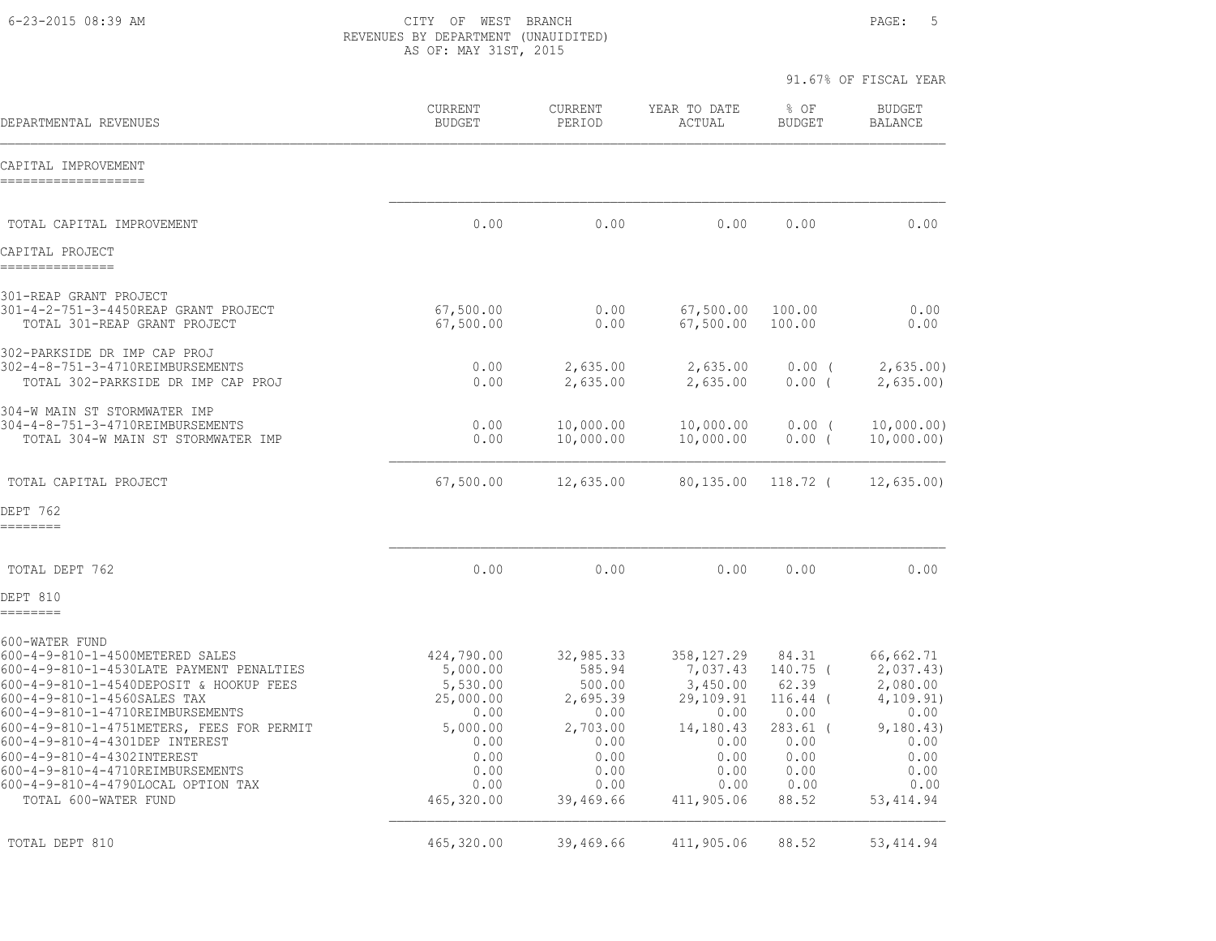CITY OF WEST BRANCH
REVENUES BY DEPARTMENT (UNAUIDITED)
AS OF: MAY 31ST, 2015

91.67% OF FISCAL YEAR

| DEPARTMENTAL REVENUES | CURRENT BUDGET | CURRENT PERIOD | YEAR TO DATE ACTUAL | % OF BUDGET | BUDGET BALANCE |
|---|---|---|---|---|---|
| **CAPITAL IMPROVEMENT** | | | | | |
| TOTAL CAPITAL IMPROVEMENT | 0.00 | 0.00 | 0.00 | 0.00 | 0.00 |
| **CAPITAL PROJECT** | | | | | |
| 301-REAP GRANT PROJECT | | | | | |
| 301-4-2-751-3-4450REAP GRANT PROJECT | 67,500.00 | 0.00 | 67,500.00 | 100.00 | 0.00 |
| TOTAL 301-REAP GRANT PROJECT | 67,500.00 | 0.00 | 67,500.00 | 100.00 | 0.00 |
| 302-PARKSIDE DR IMP CAP PROJ | | | | | |
| 302-4-8-751-3-4710REIMBURSEMENTS | 0.00 | 2,635.00 | 2,635.00 | 0.00 | ( 2,635.00) |
| TOTAL 302-PARKSIDE DR IMP CAP PROJ | 0.00 | 2,635.00 | 2,635.00 | 0.00 | ( 2,635.00) |
| 304-W MAIN ST STORMWATER IMP | | | | | |
| 304-4-8-751-3-4710REIMBURSEMENTS | 0.00 | 10,000.00 | 10,000.00 | 0.00 | ( 10,000.00) |
| TOTAL 304-W MAIN ST STORMWATER IMP | 0.00 | 10,000.00 | 10,000.00 | 0.00 | ( 10,000.00) |
| TOTAL CAPITAL PROJECT | 67,500.00 | 12,635.00 | 80,135.00 | 118.72 | ( 12,635.00) |
| **DEPT 762** | | | | | |
| TOTAL DEPT 762 | 0.00 | 0.00 | 0.00 | 0.00 | 0.00 |
| **DEPT 810** | | | | | |
| 600-WATER FUND | | | | | |
| 600-4-9-810-1-4500METERED SALES | 424,790.00 | 32,985.33 | 358,127.29 | 84.31 | 66,662.71 |
| 600-4-9-810-1-4530LATE PAYMENT PENALTIES | 5,000.00 | 585.94 | 7,037.43 | 140.75 | ( 2,037.43) |
| 600-4-9-810-1-4540DEPOSIT & HOOKUP FEES | 5,530.00 | 500.00 | 3,450.00 | 62.39 | 2,080.00 |
| 600-4-9-810-1-4560SALES TAX | 25,000.00 | 2,695.39 | 29,109.91 | 116.44 | ( 4,109.91) |
| 600-4-9-810-1-4710REIMBURSEMENTS | 0.00 | 0.00 | 0.00 | 0.00 | 0.00 |
| 600-4-9-810-1-4751METERS, FEES FOR PERMIT | 5,000.00 | 2,703.00 | 14,180.43 | 283.61 | ( 9,180.43) |
| 600-4-9-810-4-4301DEP INTEREST | 0.00 | 0.00 | 0.00 | 0.00 | 0.00 |
| 600-4-9-810-4-4302INTEREST | 0.00 | 0.00 | 0.00 | 0.00 | 0.00 |
| 600-4-9-810-4-4710REIMBURSEMENTS | 0.00 | 0.00 | 0.00 | 0.00 | 0.00 |
| 600-4-9-810-4-4790LOCAL OPTION TAX | 0.00 | 0.00 | 0.00 | 0.00 | 0.00 |
| TOTAL 600-WATER FUND | 465,320.00 | 39,469.66 | 411,905.06 | 88.52 | 53,414.94 |
| TOTAL DEPT 810 | 465,320.00 | 39,469.66 | 411,905.06 | 88.52 | 53,414.94 |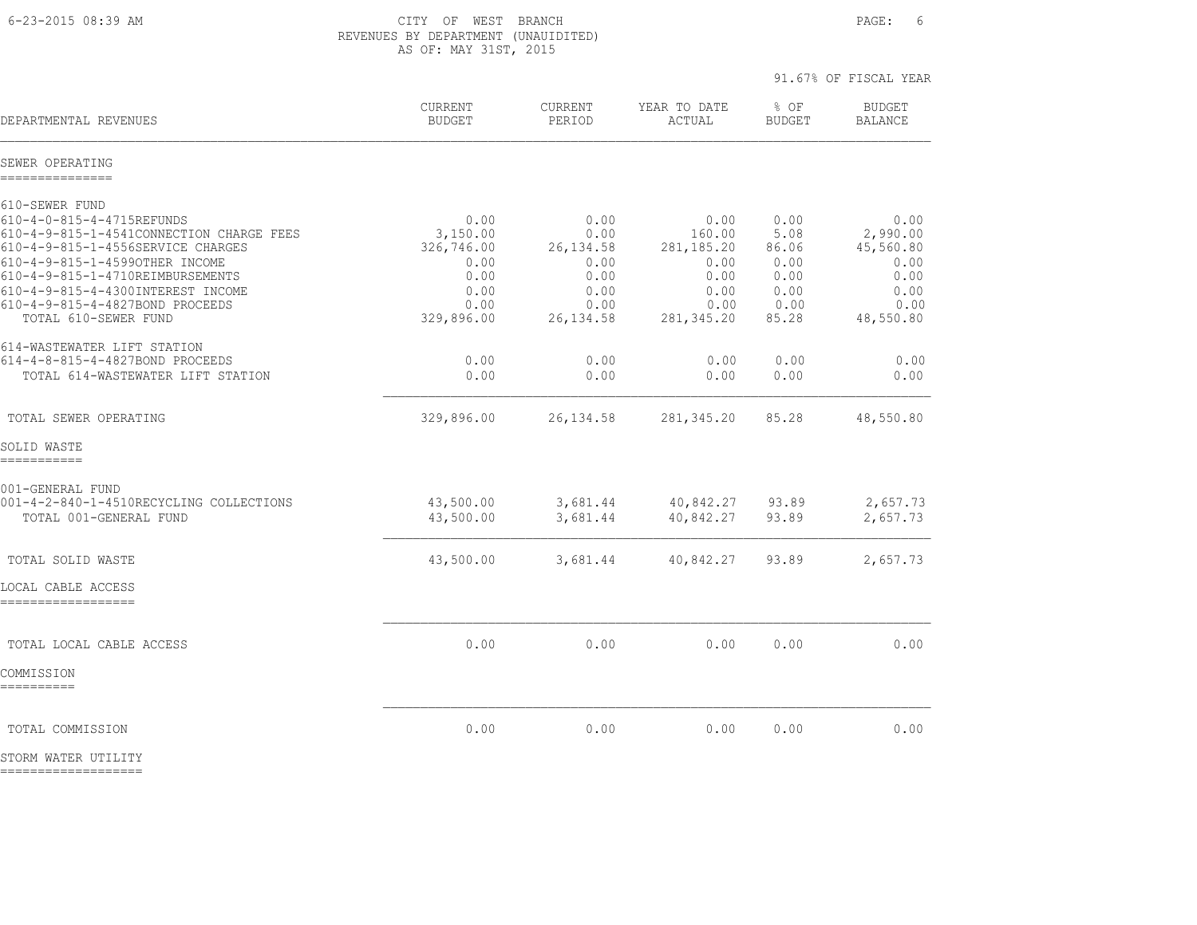CITY OF WEST BRANCH
REVENUES BY DEPARTMENT (UNAUIDITED)
AS OF: MAY 31ST, 2015

91.67% OF FISCAL YEAR

| DEPARTMENTAL REVENUES | CURRENT BUDGET | CURRENT PERIOD | YEAR TO DATE ACTUAL | % OF BUDGET | BUDGET BALANCE |
|---|---|---|---|---|---|
| **SEWER OPERATING** | | | | | |
| 610-SEWER FUND | | | | | |
| 610-4-0-815-4-4715REFUNDS | 0.00 | 0.00 | 0.00 | 0.00 | 0.00 |
| 610-4-9-815-1-4541CONNECTION CHARGE FEES | 3,150.00 | 0.00 | 160.00 | 5.08 | 2,990.00 |
| 610-4-9-815-1-4556SERVICE CHARGES | 326,746.00 | 26,134.58 | 281,185.20 | 86.06 | 45,560.80 |
| 610-4-9-815-1-4599OTHER INCOME | 0.00 | 0.00 | 0.00 | 0.00 | 0.00 |
| 610-4-9-815-1-4710REIMBURSEMENTS | 0.00 | 0.00 | 0.00 | 0.00 | 0.00 |
| 610-4-9-815-4-4300INTEREST INCOME | 0.00 | 0.00 | 0.00 | 0.00 | 0.00 |
| 610-4-9-815-4-4827BOND PROCEEDS | 0.00 | 0.00 | 0.00 | 0.00 | 0.00 |
| TOTAL 610-SEWER FUND | 329,896.00 | 26,134.58 | 281,345.20 | 85.28 | 48,550.80 |
| 614-WASTEWATER LIFT STATION | | | | | |
| 614-4-8-815-4-4827BOND PROCEEDS | 0.00 | 0.00 | 0.00 | 0.00 | 0.00 |
| TOTAL 614-WASTEWATER LIFT STATION | 0.00 | 0.00 | 0.00 | 0.00 | 0.00 |
| TOTAL SEWER OPERATING | 329,896.00 | 26,134.58 | 281,345.20 | 85.28 | 48,550.80 |
| **SOLID WASTE** | | | | | |
| 001-GENERAL FUND | | | | | |
| 001-4-2-840-1-4510RECYCLING COLLECTIONS | 43,500.00 | 3,681.44 | 40,842.27 | 93.89 | 2,657.73 |
| TOTAL 001-GENERAL FUND | 43,500.00 | 3,681.44 | 40,842.27 | 93.89 | 2,657.73 |
| TOTAL SOLID WASTE | 43,500.00 | 3,681.44 | 40,842.27 | 93.89 | 2,657.73 |
| **LOCAL CABLE ACCESS** | | | | | |
| TOTAL LOCAL CABLE ACCESS | 0.00 | 0.00 | 0.00 | 0.00 | 0.00 |
| **COMMISSION** | | | | | |
| TOTAL COMMISSION | 0.00 | 0.00 | 0.00 | 0.00 | 0.00 |
| **STORM WATER UTILITY** | | | | | |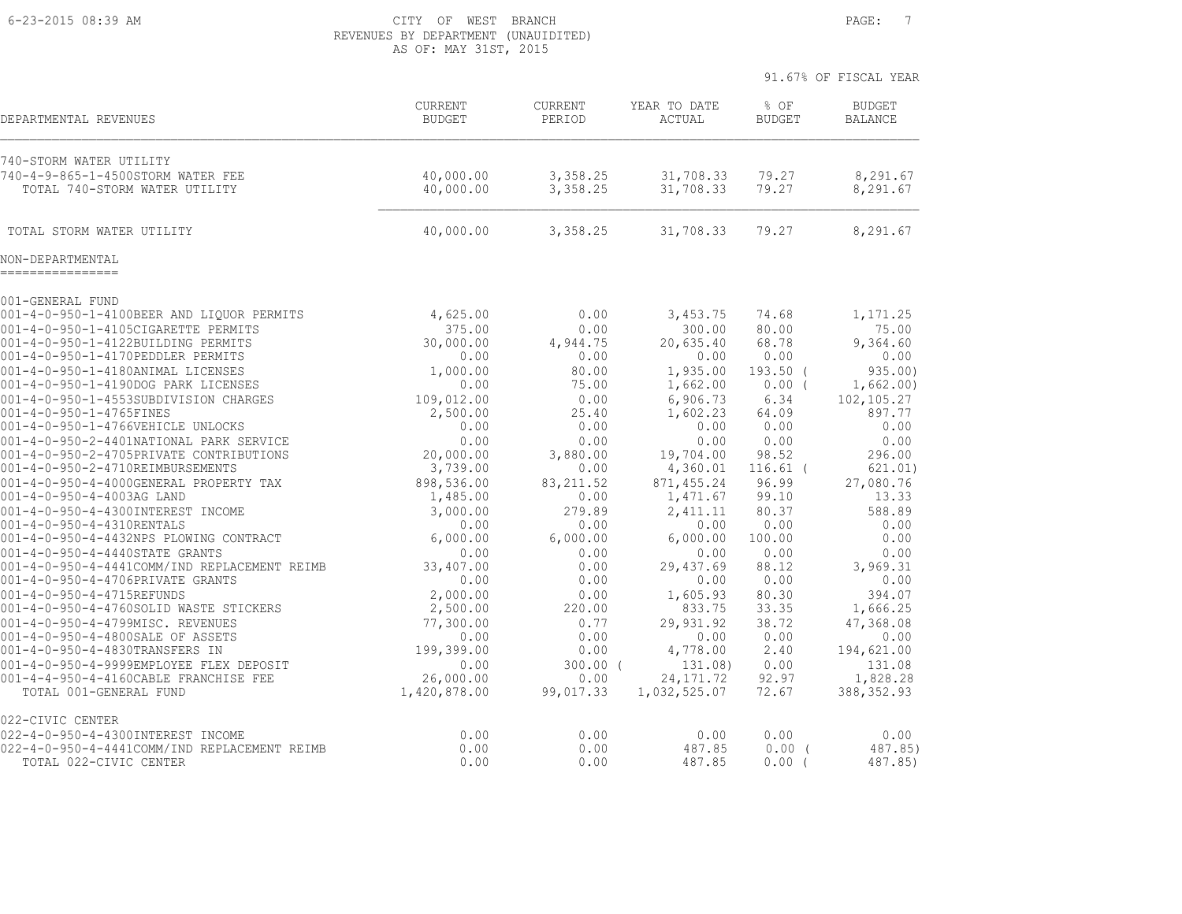CITY OF WEST BRANCH
REVENUES BY DEPARTMENT (UNAUIDITED)
AS OF: MAY 31ST, 2015

91.67% OF FISCAL YEAR

| DEPARTMENTAL REVENUES | CURRENT BUDGET | CURRENT PERIOD | YEAR TO DATE ACTUAL | % OF BUDGET | BUDGET BALANCE |
|---|---|---|---|---|---|
| 740-STORM WATER UTILITY | | | | | |
| 740-4-9-865-1-4500STORM WATER FEE | 40,000.00 | 3,358.25 | 31,708.33 | 79.27 | 8,291.67 |
| TOTAL 740-STORM WATER UTILITY | 40,000.00 | 3,358.25 | 31,708.33 | 79.27 | 8,291.67 |
| TOTAL STORM WATER UTILITY | 40,000.00 | 3,358.25 | 31,708.33 | 79.27 | 8,291.67 |
| NON-DEPARTMENTAL | | | | | |
| 001-GENERAL FUND | | | | | |
| 001-4-0-950-1-4100BEER AND LIQUOR PERMITS | 4,625.00 | 0.00 | 3,453.75 | 74.68 | 1,171.25 |
| 001-4-0-950-1-4105CIGARETTE PERMITS | 375.00 | 0.00 | 300.00 | 80.00 | 75.00 |
| 001-4-0-950-1-4122BUILDING PERMITS | 30,000.00 | 4,944.75 | 20,635.40 | 68.78 | 9,364.60 |
| 001-4-0-950-1-4170PEDDLER PERMITS | 0.00 | 0.00 | 0.00 | 0.00 | 0.00 |
| 001-4-0-950-1-4180ANIMAL LICENSES | 1,000.00 | 80.00 | 1,935.00 | 193.50 | ( 935.00) |
| 001-4-0-950-1-4190DOG PARK LICENSES | 0.00 | 75.00 | 1,662.00 | 0.00 | ( 1,662.00) |
| 001-4-0-950-1-4553SUBDIVISION CHARGES | 109,012.00 | 0.00 | 6,906.73 | 6.34 | 102,105.27 |
| 001-4-0-950-1-4765FINES | 2,500.00 | 25.40 | 1,602.23 | 64.09 | 897.77 |
| 001-4-0-950-1-4766VEHICLE UNLOCKS | 0.00 | 0.00 | 0.00 | 0.00 | 0.00 |
| 001-4-0-950-2-4401NATIONAL PARK SERVICE | 0.00 | 0.00 | 0.00 | 0.00 | 0.00 |
| 001-4-0-950-2-4705PRIVATE CONTRIBUTIONS | 20,000.00 | 3,880.00 | 19,704.00 | 98.52 | 296.00 |
| 001-4-0-950-2-4710REIMBURSEMENTS | 3,739.00 | 0.00 | 4,360.01 | 116.61 | ( 621.01) |
| 001-4-0-950-4-4000GENERAL PROPERTY TAX | 898,536.00 | 83,211.52 | 871,455.24 | 96.99 | 27,080.76 |
| 001-4-0-950-4-4003AG LAND | 1,485.00 | 0.00 | 1,471.67 | 99.10 | 13.33 |
| 001-4-0-950-4-4300INTEREST INCOME | 3,000.00 | 279.89 | 2,411.11 | 80.37 | 588.89 |
| 001-4-0-950-4-4310RENTALS | 0.00 | 0.00 | 0.00 | 0.00 | 0.00 |
| 001-4-0-950-4-4432NPS PLOWING CONTRACT | 6,000.00 | 6,000.00 | 6,000.00 | 100.00 | 0.00 |
| 001-4-0-950-4-4440STATE GRANTS | 0.00 | 0.00 | 0.00 | 0.00 | 0.00 |
| 001-4-0-950-4-4441COMM/IND REPLACEMENT REIMB | 33,407.00 | 0.00 | 29,437.69 | 88.12 | 3,969.31 |
| 001-4-0-950-4-4706PRIVATE GRANTS | 0.00 | 0.00 | 0.00 | 0.00 | 0.00 |
| 001-4-0-950-4-4715REFUNDS | 2,000.00 | 0.00 | 1,605.93 | 80.30 | 394.07 |
| 001-4-0-950-4-4760SOLID WASTE STICKERS | 2,500.00 | 220.00 | 833.75 | 33.35 | 1,666.25 |
| 001-4-0-950-4-4799MISC. REVENUES | 77,300.00 | 0.77 | 29,931.92 | 38.72 | 47,368.08 |
| 001-4-0-950-4-4800SALE OF ASSETS | 0.00 | 0.00 | 0.00 | 0.00 | 0.00 |
| 001-4-0-950-4-4830TRANSFERS IN | 199,399.00 | 0.00 | 4,778.00 | 2.40 | 194,621.00 |
| 001-4-0-950-4-9999EMPLOYEE FLEX DEPOSIT | 0.00 | 300.00 ( | 131.08) | 0.00 | 131.08 |
| 001-4-4-950-4-4160CABLE FRANCHISE FEE | 26,000.00 | 0.00 | 24,171.72 | 92.97 | 1,828.28 |
| TOTAL 001-GENERAL FUND | 1,420,878.00 | 99,017.33 | 1,032,525.07 | 72.67 | 388,352.93 |
| 022-CIVIC CENTER | | | | | |
| 022-4-0-950-4-4300INTEREST INCOME | 0.00 | 0.00 | 0.00 | 0.00 | 0.00 |
| 022-4-0-950-4-4441COMM/IND REPLACEMENT REIMB | 0.00 | 0.00 | 487.85 | 0.00 | ( 487.85) |
| TOTAL 022-CIVIC CENTER | 0.00 | 0.00 | 487.85 | 0.00 | ( 487.85) |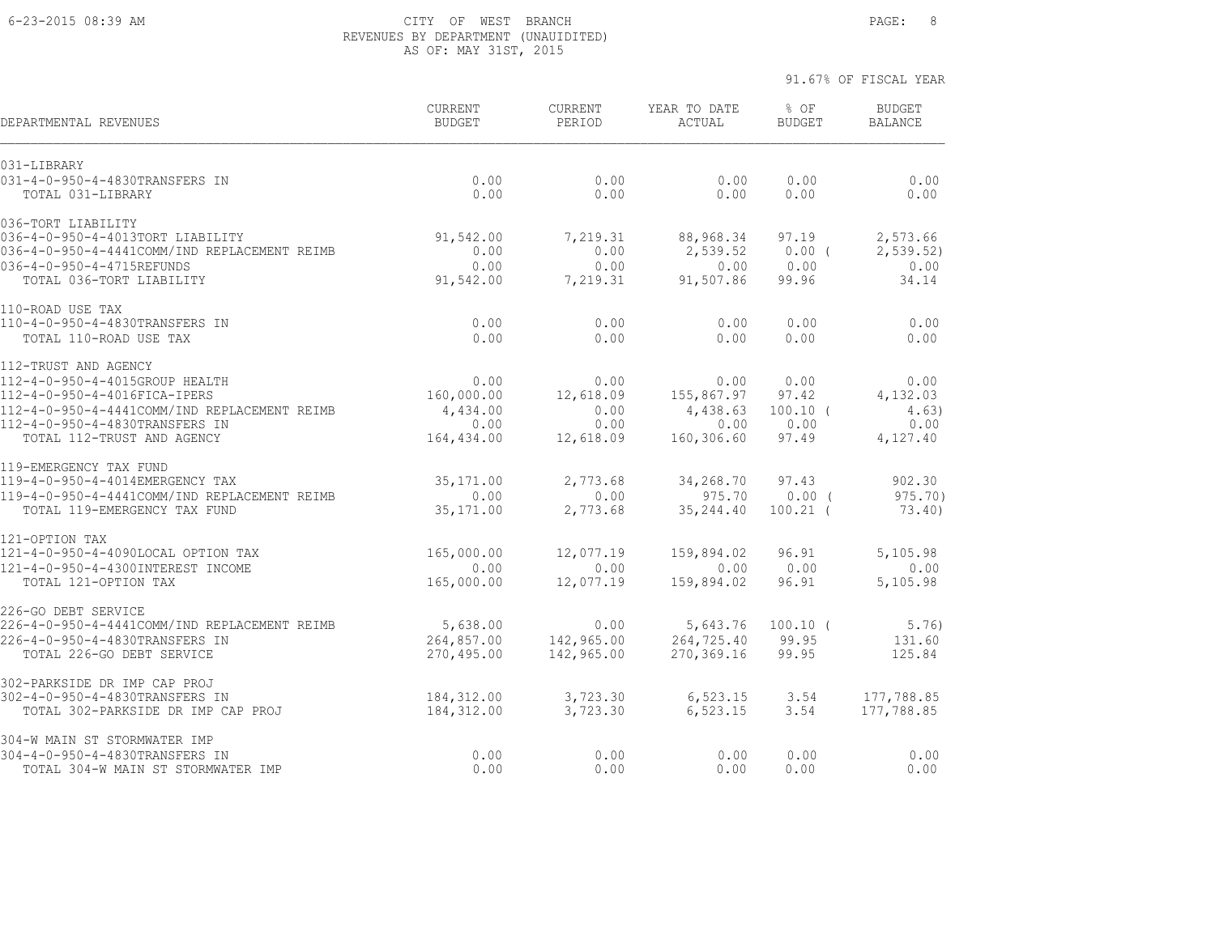CITY OF WEST BRANCH
REVENUES BY DEPARTMENT (UNAUIDITED)
AS OF: MAY 31ST, 2015

91.67% OF FISCAL YEAR

| DEPARTMENTAL REVENUES | CURRENT BUDGET | CURRENT PERIOD | YEAR TO DATE ACTUAL | % OF BUDGET | BUDGET BALANCE |
|---|---|---|---|---|---|
| 031-LIBRARY | | | | | |
| 031-4-0-950-4-4830TRANSFERS IN | 0.00 | 0.00 | 0.00 | 0.00 | 0.00 |
| TOTAL 031-LIBRARY | 0.00 | 0.00 | 0.00 | 0.00 | 0.00 |
| 036-TORT LIABILITY | | | | | |
| 036-4-0-950-4-4013TORT LIABILITY | 91,542.00 | 7,219.31 | 88,968.34 | 97.19 | 2,573.66 |
| 036-4-0-950-4-4441COMM/IND REPLACEMENT REIMB | 0.00 | 0.00 | 2,539.52 | 0.00 ( | 2,539.52) |
| 036-4-0-950-4-4715REFUNDS | 0.00 | 0.00 | 0.00 | 0.00 | 0.00 |
| TOTAL 036-TORT LIABILITY | 91,542.00 | 7,219.31 | 91,507.86 | 99.96 | 34.14 |
| 110-ROAD USE TAX | | | | | |
| 110-4-0-950-4-4830TRANSFERS IN | 0.00 | 0.00 | 0.00 | 0.00 | 0.00 |
| TOTAL 110-ROAD USE TAX | 0.00 | 0.00 | 0.00 | 0.00 | 0.00 |
| 112-TRUST AND AGENCY | | | | | |
| 112-4-0-950-4-4015GROUP HEALTH | 0.00 | 0.00 | 0.00 | 0.00 | 0.00 |
| 112-4-0-950-4-4016FICA-IPERS | 160,000.00 | 12,618.09 | 155,867.97 | 97.42 | 4,132.03 |
| 112-4-0-950-4-4441COMM/IND REPLACEMENT REIMB | 4,434.00 | 0.00 | 4,438.63 | 100.10 ( | 4.63) |
| 112-4-0-950-4-4830TRANSFERS IN | 0.00 | 0.00 | 0.00 | 0.00 | 0.00 |
| TOTAL 112-TRUST AND AGENCY | 164,434.00 | 12,618.09 | 160,306.60 | 97.49 | 4,127.40 |
| 119-EMERGENCY TAX FUND | | | | | |
| 119-4-0-950-4-4014EMERGENCY TAX | 35,171.00 | 2,773.68 | 34,268.70 | 97.43 | 902.30 |
| 119-4-0-950-4-4441COMM/IND REPLACEMENT REIMB | 0.00 | 0.00 | 975.70 | 0.00 ( | 975.70) |
| TOTAL 119-EMERGENCY TAX FUND | 35,171.00 | 2,773.68 | 35,244.40 | 100.21 ( | 73.40) |
| 121-OPTION TAX | | | | | |
| 121-4-0-950-4-4090LOCAL OPTION TAX | 165,000.00 | 12,077.19 | 159,894.02 | 96.91 | 5,105.98 |
| 121-4-0-950-4-4300INTEREST INCOME | 0.00 | 0.00 | 0.00 | 0.00 | 0.00 |
| TOTAL 121-OPTION TAX | 165,000.00 | 12,077.19 | 159,894.02 | 96.91 | 5,105.98 |
| 226-GO DEBT SERVICE | | | | | |
| 226-4-0-950-4-4441COMM/IND REPLACEMENT REIMB | 5,638.00 | 0.00 | 5,643.76 | 100.10 ( | 5.76) |
| 226-4-0-950-4-4830TRANSFERS IN | 264,857.00 | 142,965.00 | 264,725.40 | 99.95 | 131.60 |
| TOTAL 226-GO DEBT SERVICE | 270,495.00 | 142,965.00 | 270,369.16 | 99.95 | 125.84 |
| 302-PARKSIDE DR IMP CAP PROJ | | | | | |
| 302-4-0-950-4-4830TRANSFERS IN | 184,312.00 | 3,723.30 | 6,523.15 | 3.54 | 177,788.85 |
| TOTAL 302-PARKSIDE DR IMP CAP PROJ | 184,312.00 | 3,723.30 | 6,523.15 | 3.54 | 177,788.85 |
| 304-W MAIN ST STORMWATER IMP | | | | | |
| 304-4-0-950-4-4830TRANSFERS IN | 0.00 | 0.00 | 0.00 | 0.00 | 0.00 |
| TOTAL 304-W MAIN ST STORMWATER IMP | 0.00 | 0.00 | 0.00 | 0.00 | 0.00 |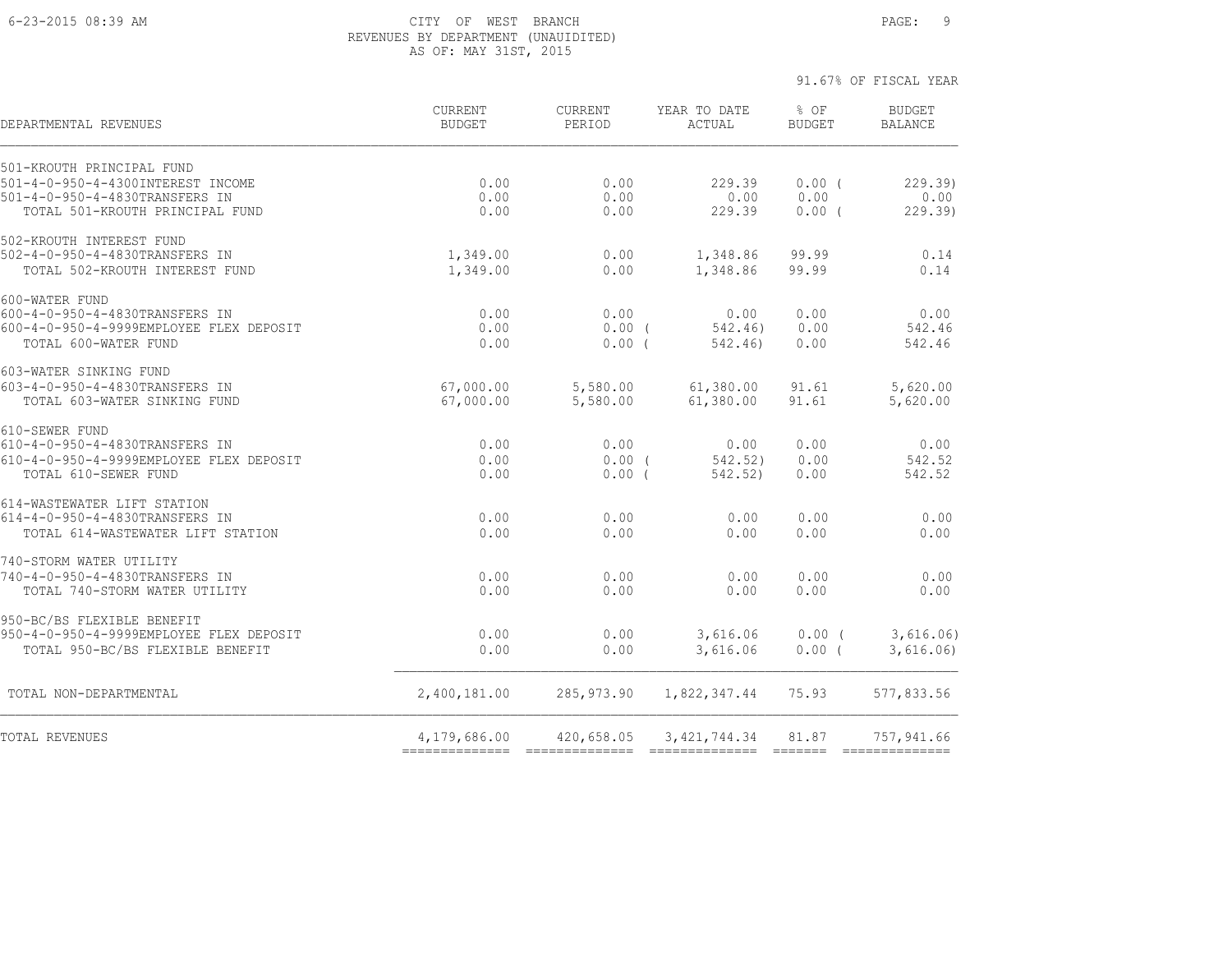CITY OF WEST BRANCH
REVENUES BY DEPARTMENT (UNAUIDITED)
AS OF: MAY 31ST, 2015

91.67% OF FISCAL YEAR

| DEPARTMENTAL REVENUES | CURRENT BUDGET | CURRENT PERIOD | YEAR TO DATE ACTUAL | % OF BUDGET | BUDGET BALANCE |
|---|---|---|---|---|---|
| 501-KROUTH PRINCIPAL FUND | | | | | |
| 501-4-0-950-4-4300INTEREST INCOME | 0.00 | 0.00 | 229.39 | 0.00 ( | 229.39) |
| 501-4-0-950-4-4830TRANSFERS IN | 0.00 | 0.00 | 0.00 | 0.00 | 0.00 |
| TOTAL 501-KROUTH PRINCIPAL FUND | 0.00 | 0.00 | 229.39 | 0.00 ( | 229.39) |
| 502-KROUTH INTEREST FUND | | | | | |
| 502-4-0-950-4-4830TRANSFERS IN | 1,349.00 | 0.00 | 1,348.86 | 99.99 | 0.14 |
| TOTAL 502-KROUTH INTEREST FUND | 1,349.00 | 0.00 | 1,348.86 | 99.99 | 0.14 |
| 600-WATER FUND | | | | | |
| 600-4-0-950-4-4830TRANSFERS IN | 0.00 | 0.00 | 0.00 | 0.00 | 0.00 |
| 600-4-0-950-4-9999EMPLOYEE FLEX DEPOSIT | 0.00 | 0.00 ( | 542.46) | 0.00 | 542.46 |
| TOTAL 600-WATER FUND | 0.00 | 0.00 ( | 542.46) | 0.00 | 542.46 |
| 603-WATER SINKING FUND | | | | | |
| 603-4-0-950-4-4830TRANSFERS IN | 67,000.00 | 5,580.00 | 61,380.00 | 91.61 | 5,620.00 |
| TOTAL 603-WATER SINKING FUND | 67,000.00 | 5,580.00 | 61,380.00 | 91.61 | 5,620.00 |
| 610-SEWER FUND | | | | | |
| 610-4-0-950-4-4830TRANSFERS IN | 0.00 | 0.00 | 0.00 | 0.00 | 0.00 |
| 610-4-0-950-4-9999EMPLOYEE FLEX DEPOSIT | 0.00 | 0.00 ( | 542.52) | 0.00 | 542.52 |
| TOTAL 610-SEWER FUND | 0.00 | 0.00 ( | 542.52) | 0.00 | 542.52 |
| 614-WASTEWATER LIFT STATION | | | | | |
| 614-4-0-950-4-4830TRANSFERS IN | 0.00 | 0.00 | 0.00 | 0.00 | 0.00 |
| TOTAL 614-WASTEWATER LIFT STATION | 0.00 | 0.00 | 0.00 | 0.00 | 0.00 |
| 740-STORM WATER UTILITY | | | | | |
| 740-4-0-950-4-4830TRANSFERS IN | 0.00 | 0.00 | 0.00 | 0.00 | 0.00 |
| TOTAL 740-STORM WATER UTILITY | 0.00 | 0.00 | 0.00 | 0.00 | 0.00 |
| 950-BC/BS FLEXIBLE BENEFIT | | | | | |
| 950-4-0-950-4-9999EMPLOYEE FLEX DEPOSIT | 0.00 | 0.00 | 3,616.06 | 0.00 ( | 3,616.06) |
| TOTAL 950-BC/BS FLEXIBLE BENEFIT | 0.00 | 0.00 | 3,616.06 | 0.00 ( | 3,616.06) |
| TOTAL NON-DEPARTMENTAL | 2,400,181.00 | 285,973.90 | 1,822,347.44 | 75.93 | 577,833.56 |
| TOTAL REVENUES | 4,179,686.00 | 420,658.05 | 3,421,744.34 | 81.87 | 757,941.66 |